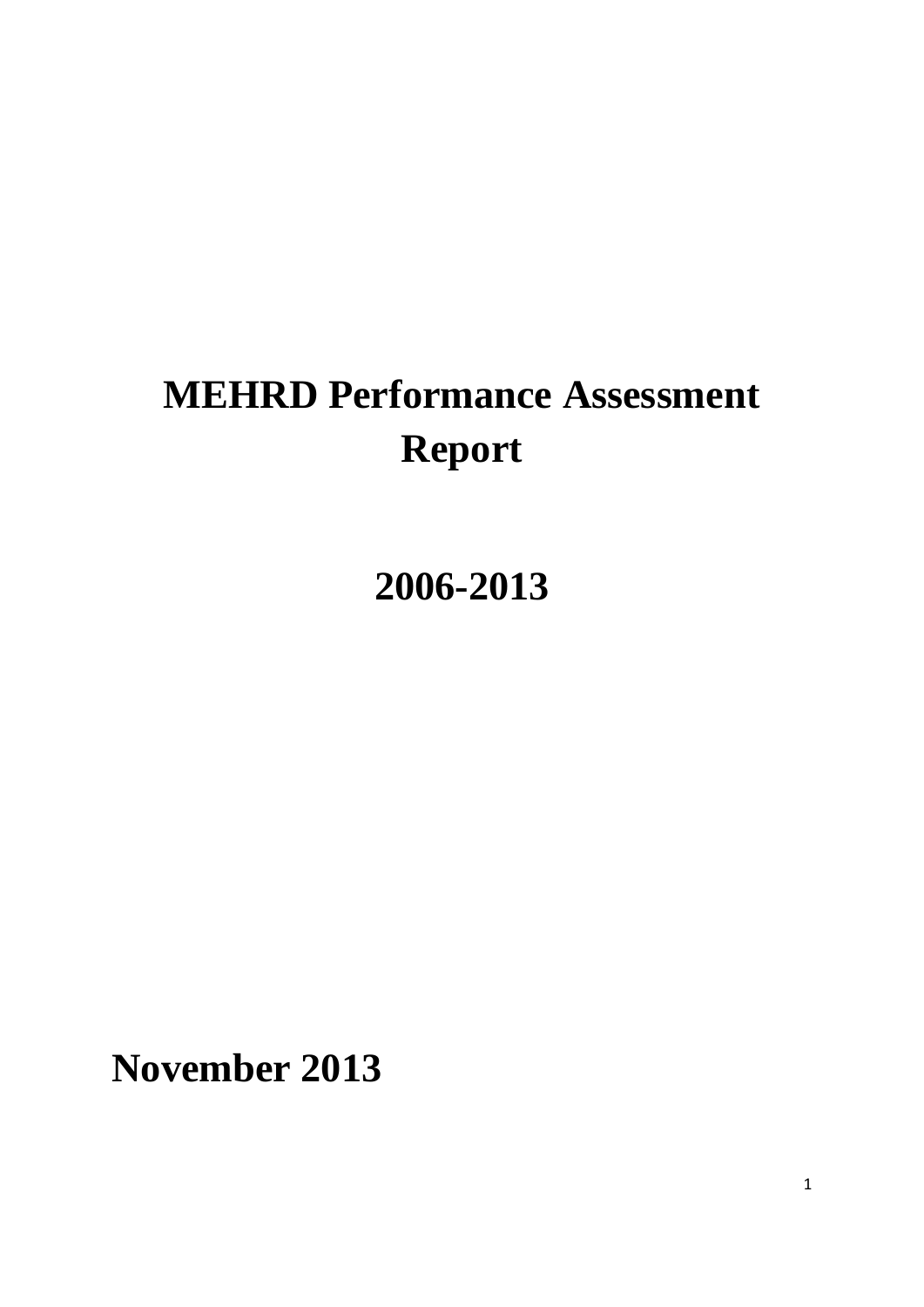# MEHRD Performance Assessment Report

## 2006-2013

**November 2013**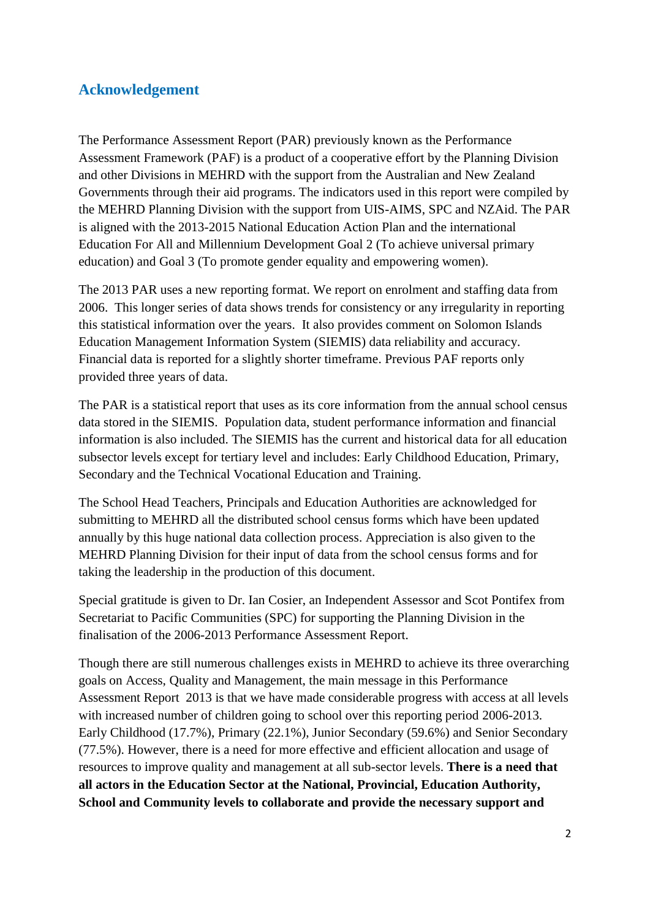## Acknowledgement

The Performance Assessment Report (PAR) previously known as the Performance Assessment Framework (PAF) is a product of a cooperative effort by the Planning Division and other Divisions in MEHRD with the support from the Australian and New Zealand Governments through their aid programs. The indicators used in this report were compiled by the MEHRD Planning Division with the support from UIS-AIMS, SPC and NZAid. The PAR is aligned with the 2013-2015 National Education Action Plan and the international Education For All and Millennium Development Goal 2 (To achieve universal primary education) and Goal 3 (To promote gender equality and empowering women).

The 2013 PAR uses a new reporting format. We report on enrolment and staffing data from 2006. This longer series of data shows trends for consistency or any irregularity in reporting this statistical information over the years. It also provides comment on Solomon Islands Education Management Information System (SIEMIS) data reliability and accuracy. Financial data is reported for a slightly shorter timeframe. Previous PAF reports only provided three years of data.

The PAR is a statistical report that uses as its core information from the annual school census data stored in the SIEMIS. Population data, student performance information and financial information is also included. The SIEMIS has the current and historical data for all education subsector levels except for tertiary level and includes: Early Childhood Education, Primary, Secondary and the Technical Vocational Education and Training.

The School Head Teachers, Principals and Education Authorities are acknowledged for submitting to MEHRD all the distributed school census forms which have been updated annually by this huge national data collection process. Appreciation is also given to the MEHRD Planning Division for their input of data from the school census forms and for taking the leadership in the production of this document.

Special gratitude is given to Dr. Ian Cosier, an Independent Assessor and Scot Pontifex from Secretariat to Pacific Communities (SPC) for supporting the Planning Division in the finalisation of the 2006-2013 Performance Assessment Report.

Though there are still numerous challenges exists in MEHRD to achieve its three overarching goals on Access, Quality and Management, the main message in this Performance Assessment Report 2013 is that we have made considerable progress with access at all levels with increased number of children going to school over this reporting period 2006-2013. Early Childhood (17.7%), Primary (22.1%), Junior Secondary (59.6%) and Senior Secondary (77.5%). However, there is a need for more effective and efficient allocation and usage of resources to improve quality and management at all sub-sector levels. **There is a need that all actors in the Education Sector at the National, Provincial, Education Authority, School and Community levels to collaborate and provide the necessary support and**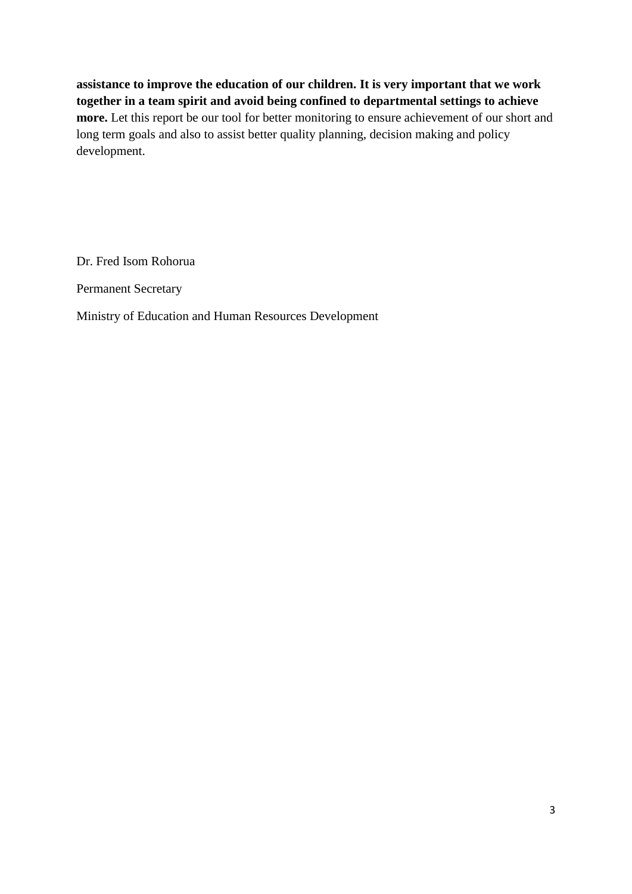**assistance to improve the education of our children. It is very important that we work together in a team spirit and avoid being confined to departmental settings to achieve more.** Let this report be our tool for better monitoring to ensure achievement of our short and long term goals and also to assist better quality planning, decision making and policy development.

Dr. Fred Isom Rohorua

Permanent Secretary

Ministry of Education and Human Resources Development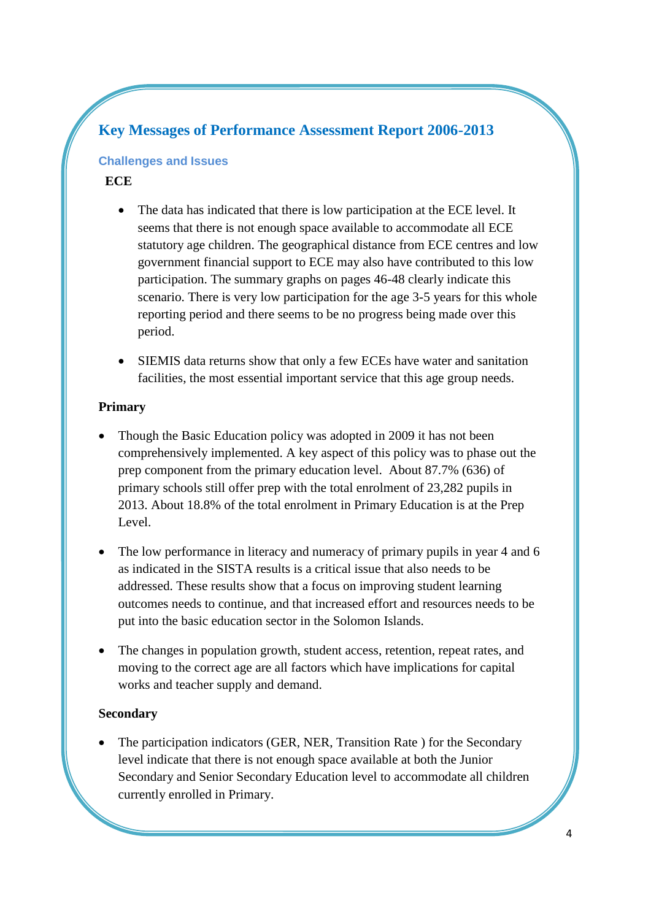## Key Messages of Performance Assessment Report 2006-2013

### Challenges and Issues

**ECE**

- The data has indicated that there is low participation at the ECE level. It seems that there is not enough space available to accommodate all ECE statutory age children. The geographical distance from ECE centres and low government financial support to ECE may also have contributed to this low participation. The summary graphs on pages 46-48 clearly indicate this scenario. There is very low participation for the age 3-5 years for this whole reporting period and there seems to be no progress being made over this period.

- SIEMIS data returns show that only a few ECEs have water and sanitation facilities, the most essential important service that this age group needs.

**Primary**

- Though the Basic Education policy was adopted in 2009 it has not been comprehensively implemented. A key aspect of this policy was to phase out the prep component from the primary education level. About 87.7% (636) of primary schools still offer prep with the total enrolment of 23,282 pupils in 2013. About 18.8% of the total enrolment in Primary Education is at the Prep Level.

- The low performance in literacy and numeracy of primary pupils in year 4 and 6 as indicated in the SISTA results is a critical issue that also needs to be addressed. These results show that a focus on improving student learning outcomes needs to continue, and that increased effort and resources needs to be put into the basic education sector in the Solomon Islands.

- The changes in population growth, student access, retention, repeat rates, and moving to the correct age are all factors which have implications for capital works and teacher supply and demand.

**Secondary**

- The participation indicators (GER, NER, Transition Rate ) for the Secondary level indicate that there is not enough space available at both the Junior Secondary and Senior Secondary Education level to accommodate all children currently enrolled in Primary.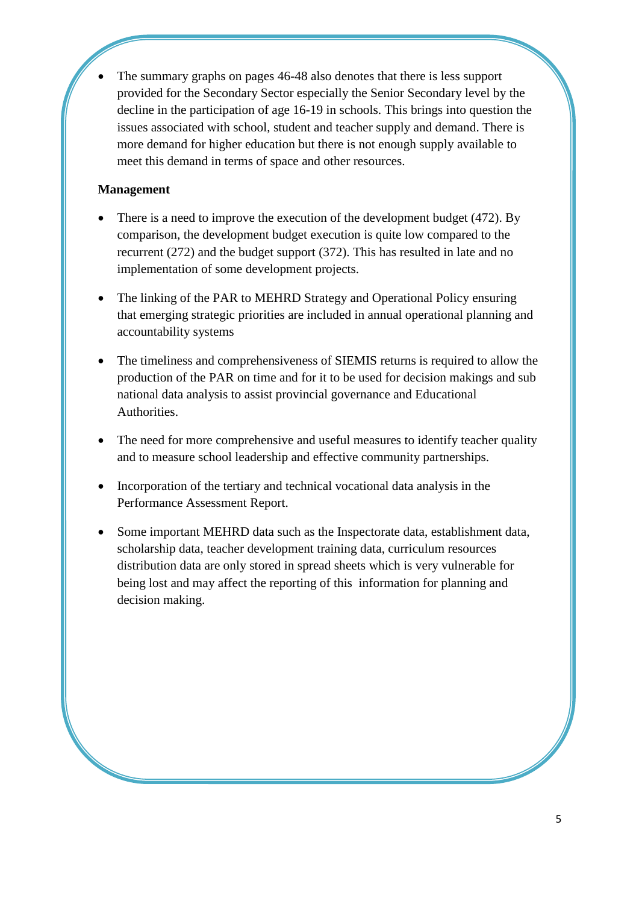- The summary graphs on pages 46-48 also denotes that there is less support provided for the Secondary Sector especially the Senior Secondary level by the decline in the participation of age 16-19 in schools. This brings into question the issues associated with school, student and teacher supply and demand. There is more demand for higher education but there is not enough supply available to meet this demand in terms of space and other resources.

**Management**

- There is a need to improve the execution of the development budget (472). By comparison, the development budget execution is quite low compared to the recurrent (272) and the budget support (372). This has resulted in late and no implementation of some development projects.

- The linking of the PAR to MEHRD Strategy and Operational Policy ensuring that emerging strategic priorities are included in annual operational planning and accountability systems

- The timeliness and comprehensiveness of SIEMIS returns is required to allow the production of the PAR on time and for it to be used for decision makings and sub national data analysis to assist provincial governance and Educational Authorities.

- The need for more comprehensive and useful measures to identify teacher quality and to measure school leadership and effective community partnerships.

- Incorporation of the tertiary and technical vocational data analysis in the Performance Assessment Report.

- Some important MEHRD data such as the Inspectorate data, establishment data, scholarship data, teacher development training data, curriculum resources distribution data are only stored in spread sheets which is very vulnerable for being lost and may affect the reporting of this information for planning and decision making.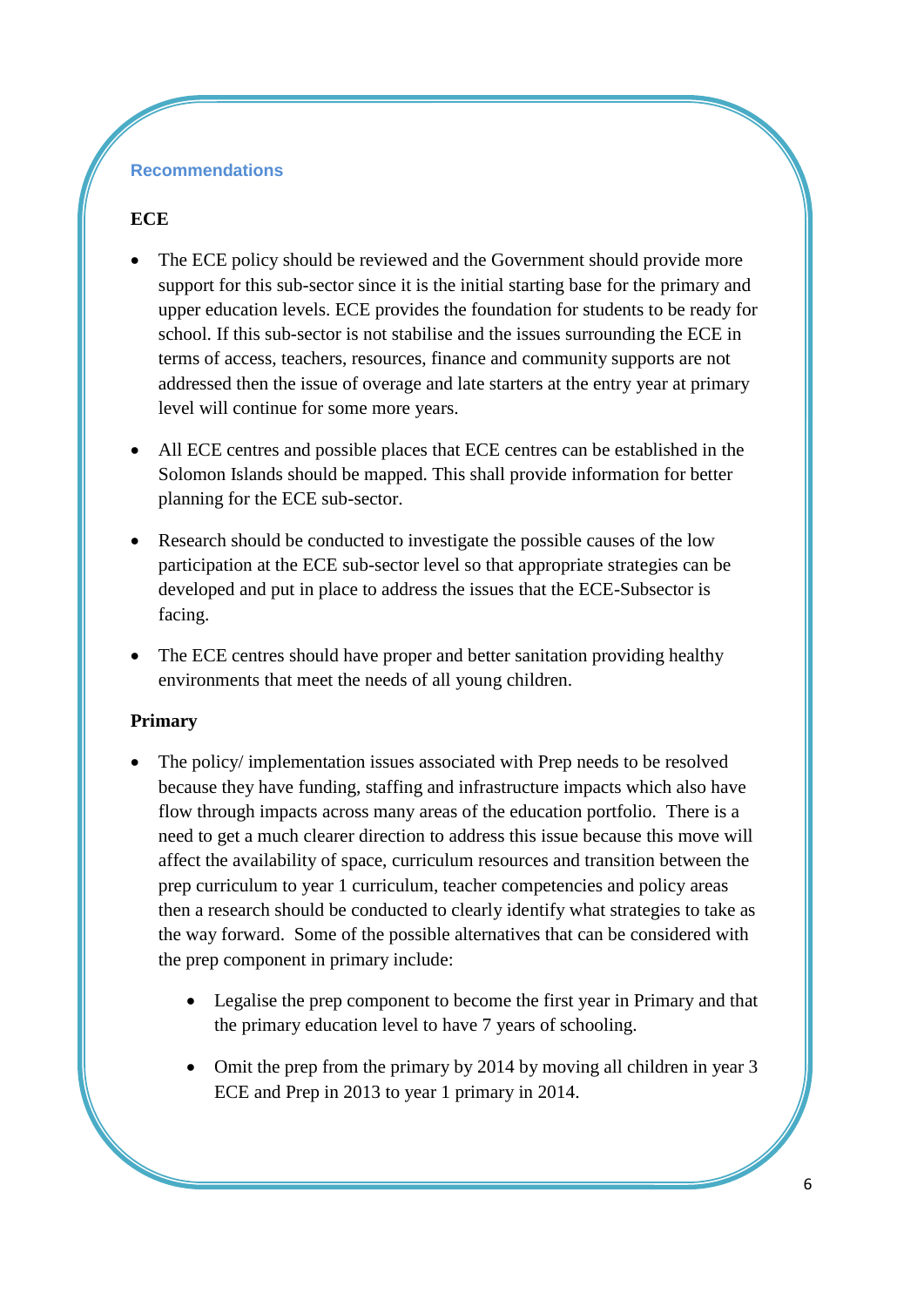## Recommendations

### ECE

- The ECE policy should be reviewed and the Government should provide more support for this sub-sector since it is the initial starting base for the primary and upper education levels. ECE provides the foundation for students to be ready for school. If this sub-sector is not stabilise and the issues surrounding the ECE in terms of access, teachers, resources, finance and community supports are not addressed then the issue of overage and late starters at the entry year at primary level will continue for some more years.

- All ECE centres and possible places that ECE centres can be established in the Solomon Islands should be mapped. This shall provide information for better planning for the ECE sub-sector.

- Research should be conducted to investigate the possible causes of the low participation at the ECE sub-sector level so that appropriate strategies can be developed and put in place to address the issues that the ECE-Subsector is facing.

- The ECE centres should have proper and better sanitation providing healthy environments that meet the needs of all young children.

### Primary

- The policy/ implementation issues associated with Prep needs to be resolved because they have funding, staffing and infrastructure impacts which also have flow through impacts across many areas of the education portfolio. There is a need to get a much clearer direction to address this issue because this move will affect the availability of space, curriculum resources and transition between the prep curriculum to year 1 curriculum, teacher competencies and policy areas then a research should be conducted to clearly identify what strategies to take as the way forward. Some of the possible alternatives that can be considered with the prep component in primary include:

    - Legalise the prep component to become the first year in Primary and that the primary education level to have 7 years of schooling.

    - Omit the prep from the primary by 2014 by moving all children in year 3 ECE and Prep in 2013 to year 1 primary in 2014.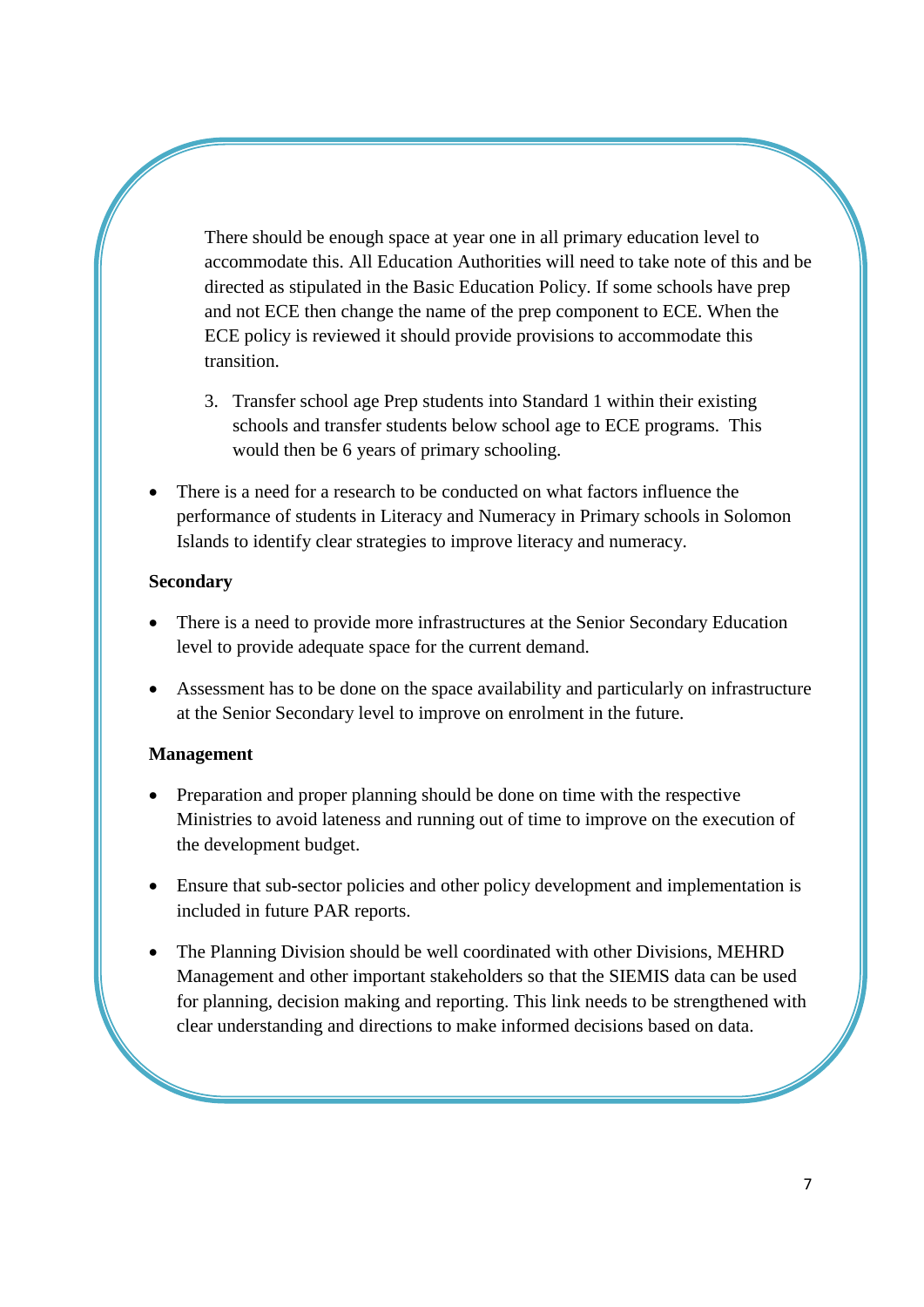There should be enough space at year one in all primary education level to accommodate this. All Education Authorities will need to take note of this and be directed as stipulated in the Basic Education Policy. If some schools have prep and not ECE then change the name of the prep component to ECE. When the ECE policy is reviewed it should provide provisions to accommodate this transition.

3. Transfer school age Prep students into Standard 1 within their existing schools and transfer students below school age to ECE programs. This would then be 6 years of primary schooling.

- There is a need for a research to be conducted on what factors influence the performance of students in Literacy and Numeracy in Primary schools in Solomon Islands to identify clear strategies to improve literacy and numeracy.

**Secondary**

- There is a need to provide more infrastructures at the Senior Secondary Education level to provide adequate space for the current demand.
- Assessment has to be done on the space availability and particularly on infrastructure at the Senior Secondary level to improve on enrolment in the future.

**Management**

- Preparation and proper planning should be done on time with the respective Ministries to avoid lateness and running out of time to improve on the execution of the development budget.
- Ensure that sub-sector policies and other policy development and implementation is included in future PAR reports.
- The Planning Division should be well coordinated with other Divisions, MEHRD Management and other important stakeholders so that the SIEMIS data can be used for planning, decision making and reporting. This link needs to be strengthened with clear understanding and directions to make informed decisions based on data.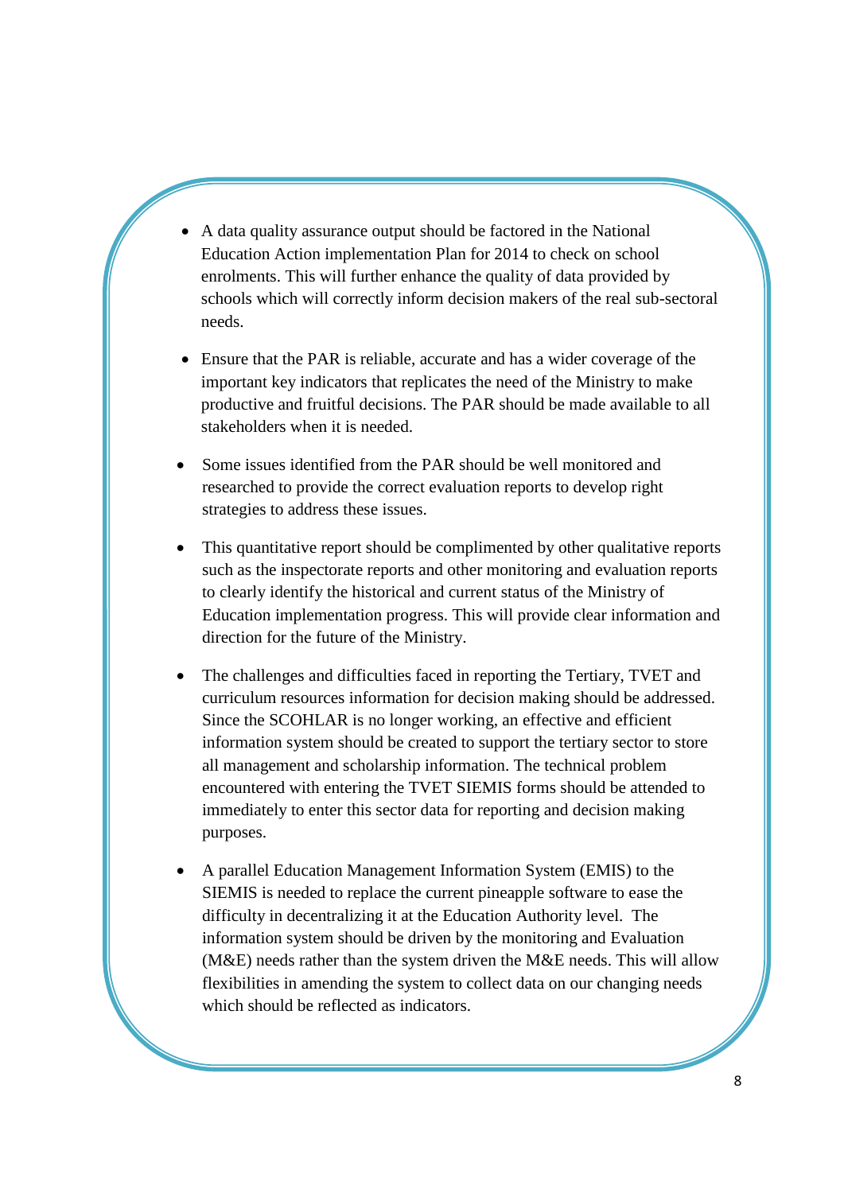- A data quality assurance output should be factored in the National Education Action implementation Plan for 2014 to check on school enrolments. This will further enhance the quality of data provided by schools which will correctly inform decision makers of the real sub-sectoral needs.

- Ensure that the PAR is reliable, accurate and has a wider coverage of the important key indicators that replicates the need of the Ministry to make productive and fruitful decisions. The PAR should be made available to all stakeholders when it is needed.

- Some issues identified from the PAR should be well monitored and researched to provide the correct evaluation reports to develop right strategies to address these issues.

- This quantitative report should be complimented by other qualitative reports such as the inspectorate reports and other monitoring and evaluation reports to clearly identify the historical and current status of the Ministry of Education implementation progress. This will provide clear information and direction for the future of the Ministry.

- The challenges and difficulties faced in reporting the Tertiary, TVET and curriculum resources information for decision making should be addressed. Since the SCOHLAR is no longer working, an effective and efficient information system should be created to support the tertiary sector to store all management and scholarship information. The technical problem encountered with entering the TVET SIEMIS forms should be attended to immediately to enter this sector data for reporting and decision making purposes.

- A parallel Education Management Information System (EMIS) to the SIEMIS is needed to replace the current pineapple software to ease the difficulty in decentralizing it at the Education Authority level. The information system should be driven by the monitoring and Evaluation (M&E) needs rather than the system driven the M&E needs. This will allow flexibilities in amending the system to collect data on our changing needs which should be reflected as indicators.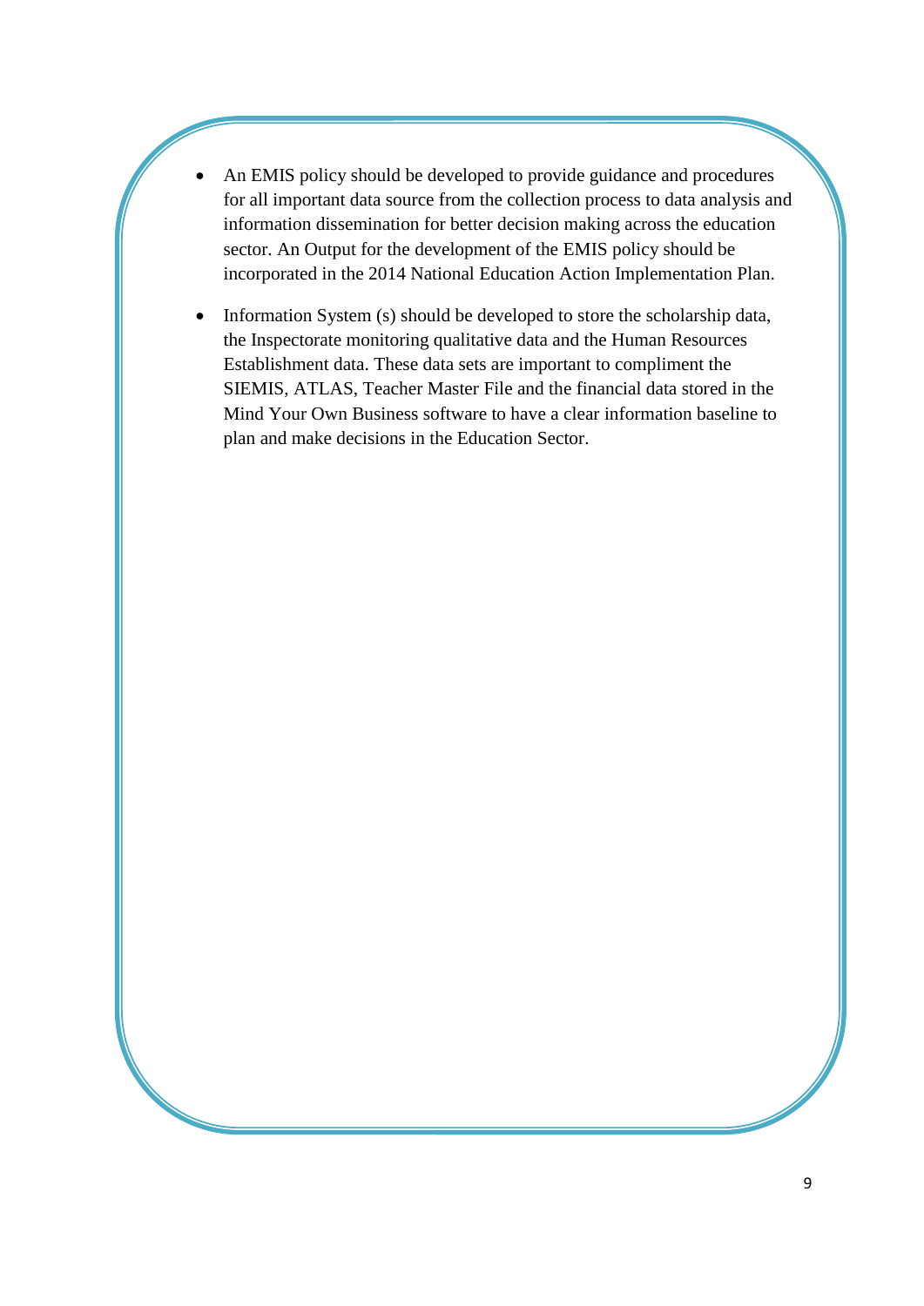- An EMIS policy should be developed to provide guidance and procedures for all important data source from the collection process to data analysis and information dissemination for better decision making across the education sector. An Output for the development of the EMIS policy should be incorporated in the 2014 National Education Action Implementation Plan.

- Information System (s) should be developed to store the scholarship data, the Inspectorate monitoring qualitative data and the Human Resources Establishment data. These data sets are important to compliment the SIEMIS, ATLAS, Teacher Master File and the financial data stored in the Mind Your Own Business software to have a clear information baseline to plan and make decisions in the Education Sector.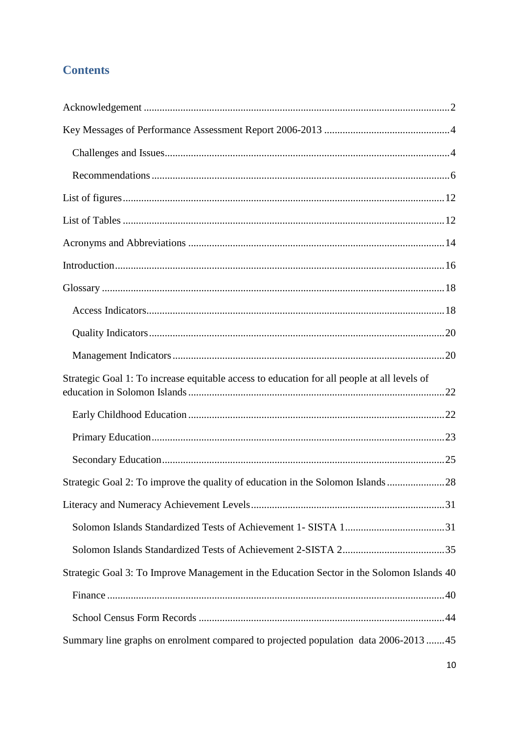## Contents

Acknowledgement ....................................................................................................................2

Key Messages of Performance Assessment Report 2006-2013 ................................................4

- Challenges and Issues...........................................................................................................4
- Recommendations ................................................................................................................6

List of figures.........................................................................................................................12

List of Tables .........................................................................................................................12

Acronyms and Abbreviations .................................................................................................14

Introduction............................................................................................................................16

Glossary .................................................................................................................................18

- Access Indicators.................................................................................................................18
- Quality Indicators................................................................................................................20
- Management Indicators .......................................................................................................20

Strategic Goal 1: To increase equitable access to education for all people at all levels of education in Solomon Islands .................................................................................................22

- Early Childhood Education .................................................................................................22
- Primary Education...............................................................................................................23
- Secondary Education...........................................................................................................25

Strategic Goal 2: To improve the quality of education in the Solomon Islands ......................28

Literacy and Numeracy Achievement Levels.........................................................................31

- Solomon Islands Standardized Tests of Achievement 1- SISTA 1......................................31
- Solomon Islands Standardized Tests of Achievement 2-SISTA 2.......................................35

Strategic Goal 3: To Improve Management in the Education Sector in the Solomon Islands 40

- Finance ................................................................................................................................40
- School Census Form Records .............................................................................................44

Summary line graphs on enrolment compared to projected population data 2006-2013 .......45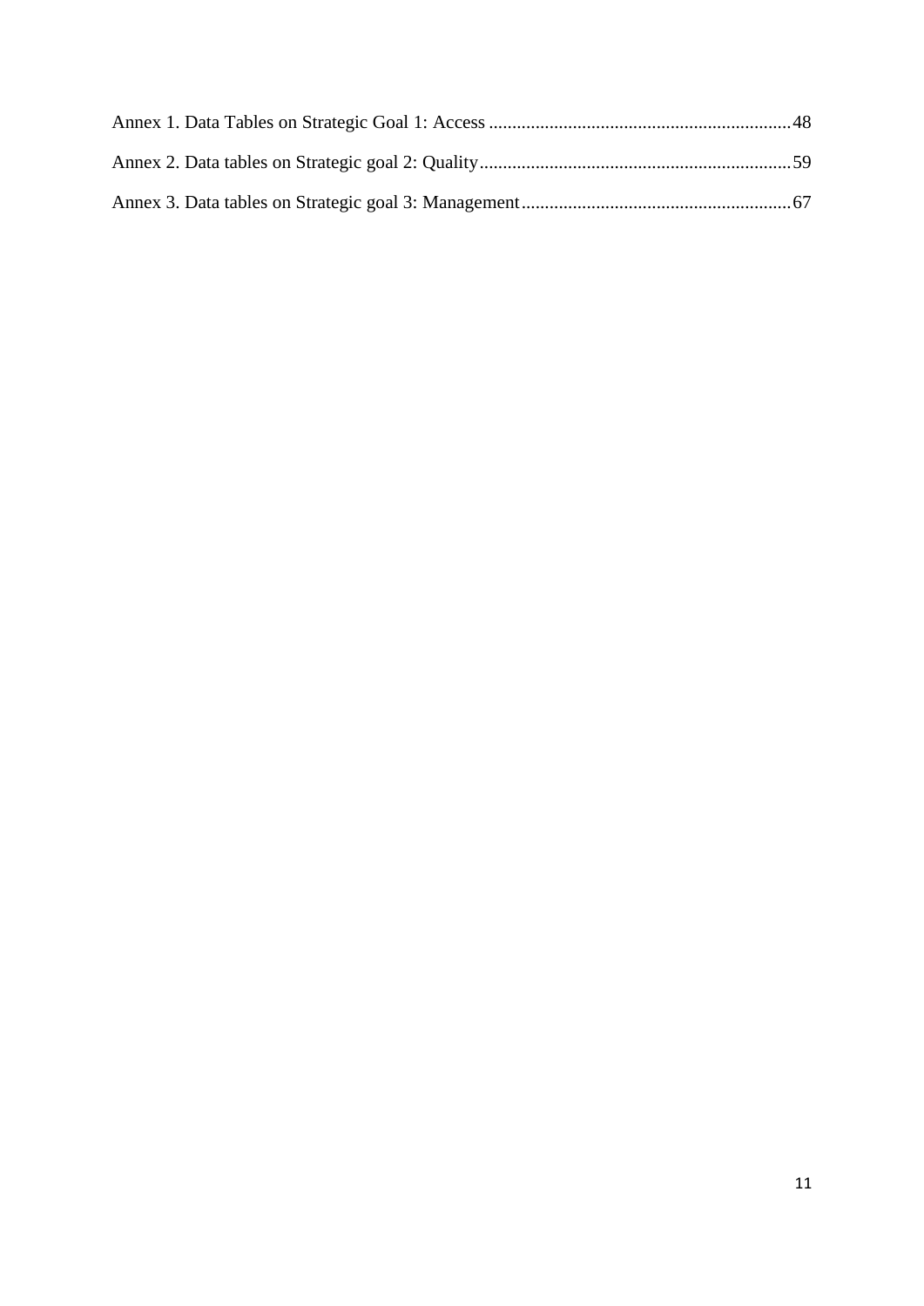Annex 1. Data Tables on Strategic Goal 1: Access ........................................................................48

Annex 2. Data tables on Strategic goal 2: Quality........................................................................59

Annex 3. Data tables on Strategic goal 3: Management..............................................................67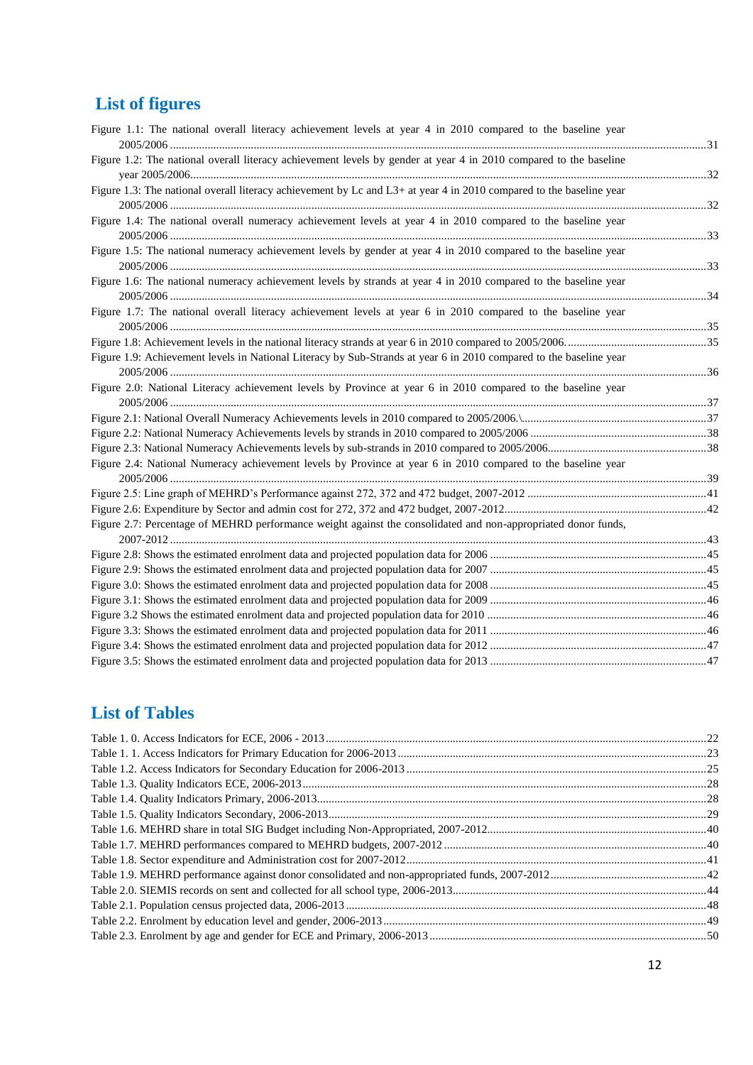## List of figures

Figure 1.1: The national overall literacy achievement levels at year 4 in 2010 compared to the baseline year 2005/2006 ....... 31

Figure 1.2: The national overall literacy achievement levels by gender at year 4 in 2010 compared to the baseline year 2005/2006....... 32

Figure 1.3: The national overall literacy achievement by Lc and L3+ at year 4 in 2010 compared to the baseline year 2005/2006 ....... 32

Figure 1.4: The national overall numeracy achievement levels at year 4 in 2010 compared to the baseline year 2005/2006 ....... 33

Figure 1.5: The national numeracy achievement levels by gender at year 4 in 2010 compared to the baseline year 2005/2006 ....... 33

Figure 1.6: The national numeracy achievement levels by strands at year 4 in 2010 compared to the baseline year 2005/2006 ....... 34

Figure 1.7: The national overall literacy achievement levels at year 6 in 2010 compared to the baseline year 2005/2006 ....... 35

Figure 1.8: Achievement levels in the national literacy strands at year 6 in 2010 compared to 2005/2006. ....... 35

Figure 1.9: Achievement levels in National Literacy by Sub-Strands at year 6 in 2010 compared to the baseline year 2005/2006 ....... 36

Figure 2.0: National Literacy achievement levels by Province at year 6 in 2010 compared to the baseline year 2005/2006 ....... 37

Figure 2.1: National Overall Numeracy Achievements levels in 2010 compared to 2005/2006.\ ....... 37

Figure 2.2: National Numeracy Achievements levels by strands in 2010 compared to 2005/2006 ....... 38

Figure 2.3: National Numeracy Achievements levels by sub-strands in 2010 compared to 2005/2006....... 38

Figure 2.4: National Numeracy achievement levels by Province at year 6 in 2010 compared to the baseline year 2005/2006 ....... 39

Figure 2.5: Line graph of MEHRD's Performance against 272, 372 and 472 budget, 2007-2012 ....... 41

Figure 2.6: Expenditure by Sector and admin cost for 272, 372 and 472 budget, 2007-2012....... 42

Figure 2.7: Percentage of MEHRD performance weight against the consolidated and non-appropriated donor funds, 2007-2012 ....... 43

Figure 2.8: Shows the estimated enrolment data and projected population data for 2006 ....... 45

Figure 2.9: Shows the estimated enrolment data and projected population data for 2007 ....... 45

Figure 3.0: Shows the estimated enrolment data and projected population data for 2008 ....... 45

Figure 3.1: Shows the estimated enrolment data and projected population data for 2009 ....... 46

Figure 3.2 Shows the estimated enrolment data and projected population data for 2010 ....... 46

Figure 3.3: Shows the estimated enrolment data and projected population data for 2011 ....... 46

Figure 3.4: Shows the estimated enrolment data and projected population data for 2012 ....... 47

Figure 3.5: Shows the estimated enrolment data and projected population data for 2013 ....... 47

## List of Tables

Table 1. 0. Access Indicators for ECE, 2006 - 2013....... 22

Table 1. 1. Access Indicators for Primary Education for 2006-2013....... 23

Table 1.2. Access Indicators for Secondary Education for 2006-2013 ....... 25

Table 1.3. Quality Indicators ECE, 2006-2013....... 28

Table 1.4. Quality Indicators Primary, 2006-2013....... 28

Table 1.5. Quality Indicators Secondary, 2006-2013....... 29

Table 1.6. MEHRD share in total SIG Budget including Non-Appropriated, 2007-2012....... 40

Table 1.7. MEHRD performances compared to MEHRD budgets, 2007-2012 ....... 40

Table 1.8. Sector expenditure and Administration cost for 2007-2012....... 41

Table 1.9. MEHRD performance against donor consolidated and non-appropriated funds, 2007-2012....... 42

Table 2.0. SIEMIS records on sent and collected for all school type, 2006-2013....... 44

Table 2.1. Population census projected data, 2006-2013 ....... 48

Table 2.2. Enrolment by education level and gender, 2006-2013 ....... 49

Table 2.3. Enrolment by age and gender for ECE and Primary, 2006-2013 ....... 50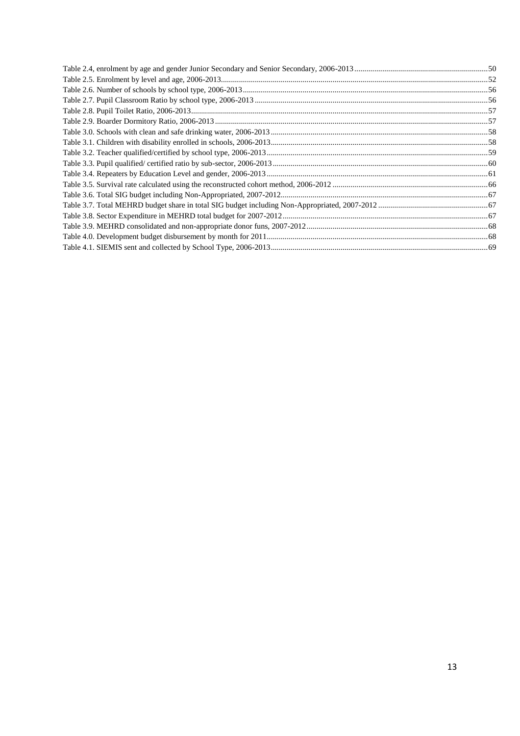Table 2.4, enrolment by age and gender Junior Secondary and Senior Secondary, 2006-2013 ....... 50
Table 2.5. Enrolment by level and age, 2006-2013 ....... 52
Table 2.6. Number of schools by school type, 2006-2013 ....... 56
Table 2.7. Pupil Classroom Ratio by school type, 2006-2013 ....... 56
Table 2.8. Pupil Toilet Ratio, 2006-2013 ....... 57
Table 2.9. Boarder Dormitory Ratio, 2006-2013 ....... 57
Table 3.0. Schools with clean and safe drinking water, 2006-2013 ....... 58
Table 3.1. Children with disability enrolled in schools, 2006-2013 ....... 58
Table 3.2. Teacher qualified/certified by school type, 2006-2013 ....... 59
Table 3.3. Pupil qualified/ certified ratio by sub-sector, 2006-2013 ....... 60
Table 3.4. Repeaters by Education Level and gender, 2006-2013 ....... 61
Table 3.5. Survival rate calculated using the reconstructed cohort method, 2006-2012 ....... 66
Table 3.6. Total SIG budget including Non-Appropriated, 2007-2012 ....... 67
Table 3.7. Total MEHRD budget share in total SIG budget including Non-Appropriated, 2007-2012 ....... 67
Table 3.8. Sector Expenditure in MEHRD total budget for 2007-2012 ....... 67
Table 3.9. MEHRD consolidated and non-appropriate donor funs, 2007-2012 ....... 68
Table 4.0. Development budget disbursement by month for 2011 ....... 68
Table 4.1. SIEMIS sent and collected by School Type, 2006-2013 ....... 69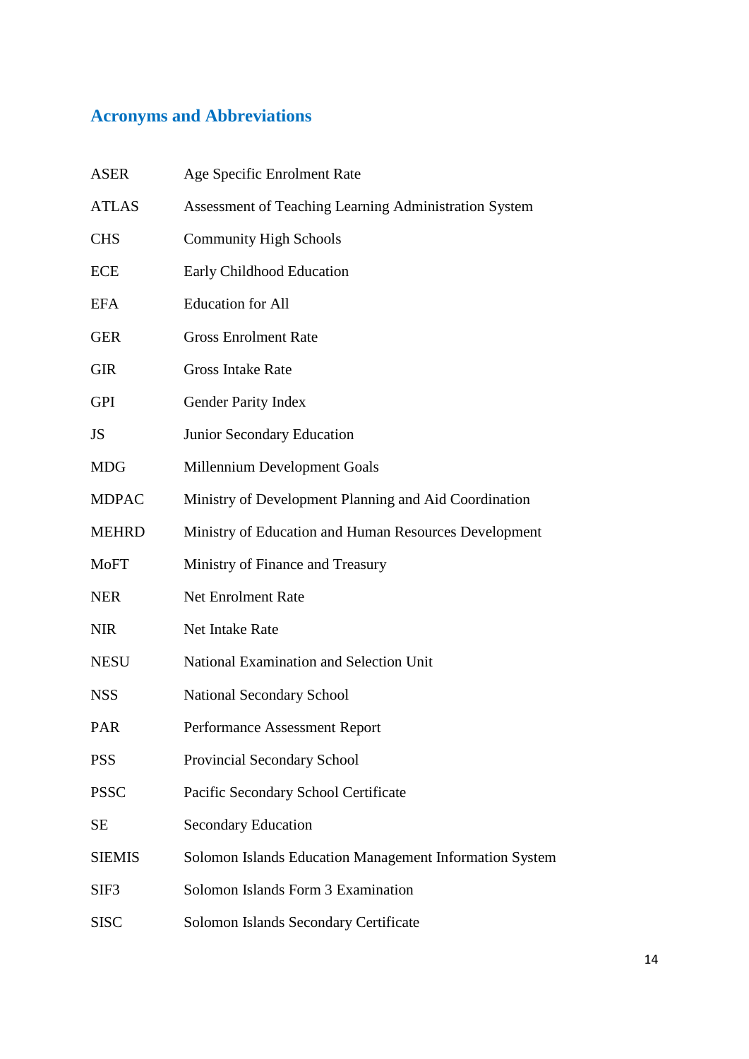## Acronyms and Abbreviations

| | |
|---|---|
| ASER | Age Specific Enrolment Rate |
| ATLAS | Assessment of Teaching Learning Administration System |
| CHS | Community High Schools |
| ECE | Early Childhood Education |
| EFA | Education for All |
| GER | Gross Enrolment Rate |
| GIR | Gross Intake Rate |
| GPI | Gender Parity Index |
| JS | Junior Secondary Education |
| MDG | Millennium Development Goals |
| MDPAC | Ministry of Development Planning and Aid Coordination |
| MEHRD | Ministry of Education and Human Resources Development |
| MoFT | Ministry of Finance and Treasury |
| NER | Net Enrolment Rate |
| NIR | Net Intake Rate |
| NESU | National Examination and Selection Unit |
| NSS | National Secondary School |
| PAR | Performance Assessment Report |
| PSS | Provincial Secondary School |
| PSSC | Pacific Secondary School Certificate |
| SE | Secondary Education |
| SIEMIS | Solomon Islands Education Management Information System |
| SIF3 | Solomon Islands Form 3 Examination |
| SISC | Solomon Islands Secondary Certificate |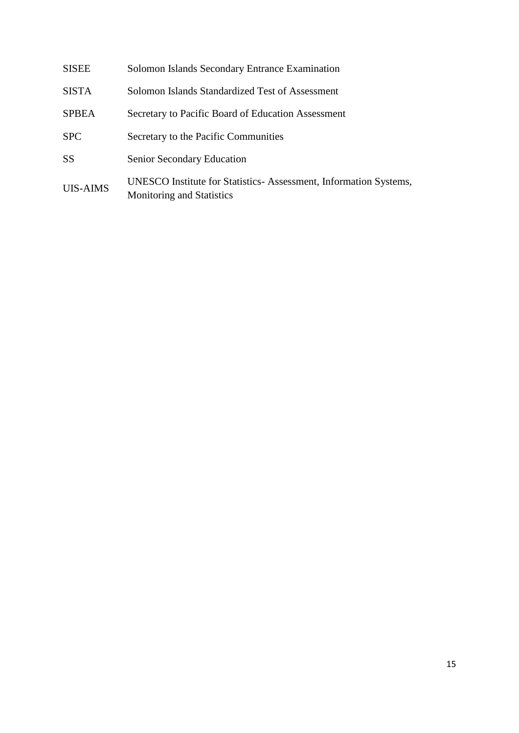| | |
|---|---|
| SISEE | Solomon Islands Secondary Entrance Examination |
| SISTA | Solomon Islands Standardized Test of Assessment |
| SPBEA | Secretary to Pacific Board of Education Assessment |
| SPC | Secretary to the Pacific Communities |
| SS | Senior Secondary Education |
| UIS-AIMS | UNESCO Institute for Statistics- Assessment, Information Systems, Monitoring and Statistics |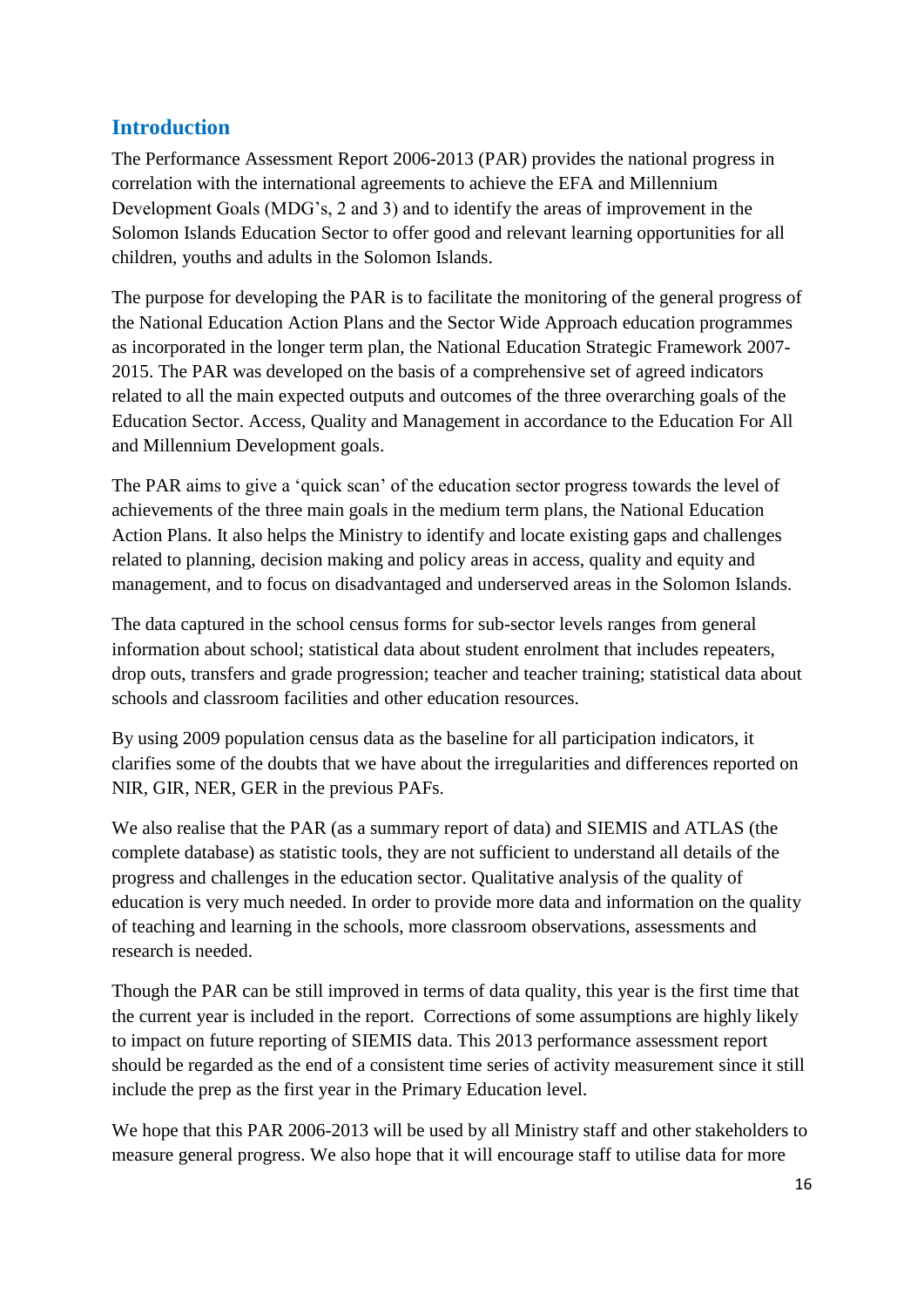## Introduction

The Performance Assessment Report 2006-2013 (PAR) provides the national progress in correlation with the international agreements to achieve the EFA and Millennium Development Goals (MDG's, 2 and 3) and to identify the areas of improvement in the Solomon Islands Education Sector to offer good and relevant learning opportunities for all children, youths and adults in the Solomon Islands.

The purpose for developing the PAR is to facilitate the monitoring of the general progress of the National Education Action Plans and the Sector Wide Approach education programmes as incorporated in the longer term plan, the National Education Strategic Framework 2007-2015. The PAR was developed on the basis of a comprehensive set of agreed indicators related to all the main expected outputs and outcomes of the three overarching goals of the Education Sector. Access, Quality and Management in accordance to the Education For All and Millennium Development goals.

The PAR aims to give a 'quick scan' of the education sector progress towards the level of achievements of the three main goals in the medium term plans, the National Education Action Plans. It also helps the Ministry to identify and locate existing gaps and challenges related to planning, decision making and policy areas in access, quality and equity and management, and to focus on disadvantaged and underserved areas in the Solomon Islands.

The data captured in the school census forms for sub-sector levels ranges from general information about school; statistical data about student enrolment that includes repeaters, drop outs, transfers and grade progression; teacher and teacher training; statistical data about schools and classroom facilities and other education resources.

By using 2009 population census data as the baseline for all participation indicators, it clarifies some of the doubts that we have about the irregularities and differences reported on NIR, GIR, NER, GER in the previous PAFs.

We also realise that the PAR (as a summary report of data) and SIEMIS and ATLAS (the complete database) as statistic tools, they are not sufficient to understand all details of the progress and challenges in the education sector. Qualitative analysis of the quality of education is very much needed. In order to provide more data and information on the quality of teaching and learning in the schools, more classroom observations, assessments and research is needed.

Though the PAR can be still improved in terms of data quality, this year is the first time that the current year is included in the report. Corrections of some assumptions are highly likely to impact on future reporting of SIEMIS data. This 2013 performance assessment report should be regarded as the end of a consistent time series of activity measurement since it still include the prep as the first year in the Primary Education level.

We hope that this PAR 2006-2013 will be used by all Ministry staff and other stakeholders to measure general progress. We also hope that it will encourage staff to utilise data for more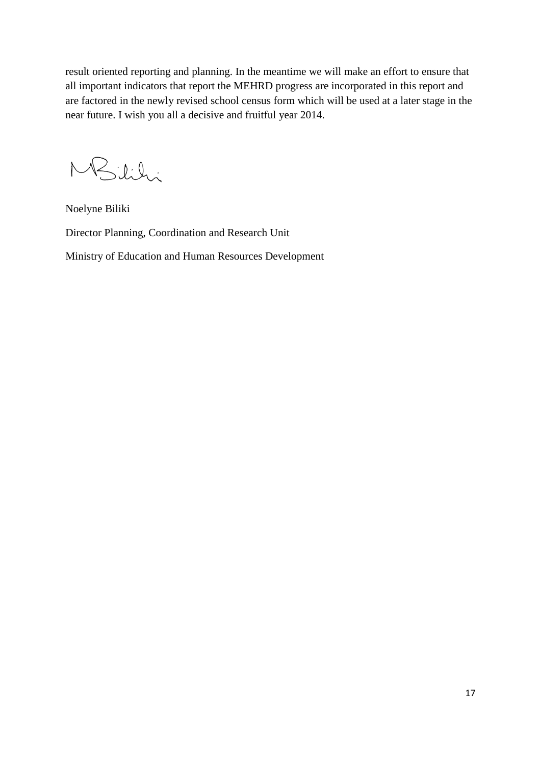result oriented reporting and planning. In the meantime we will make an effort to ensure that all important indicators that report the MEHRD progress are incorporated in this report and are factored in the newly revised school census form which will be used at a later stage in the near future. I wish you all a decisive and fruitful year 2014.

Noelyne Biliki

Director Planning, Coordination and Research Unit

Ministry of Education and Human Resources Development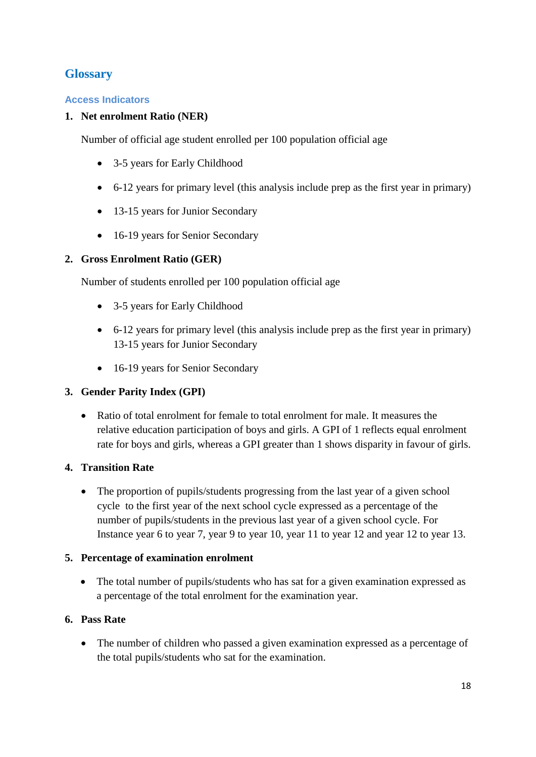## Glossary

### Access Indicators

1. **Net enrolment Ratio (NER)**

   Number of official age student enrolled per 100 population official age

   - 3-5 years for Early Childhood
   - 6-12 years for primary level (this analysis include prep as the first year in primary)
   - 13-15 years for Junior Secondary
   - 16-19 years for Senior Secondary

2. **Gross Enrolment Ratio (GER)**

   Number of students enrolled per 100 population official age

   - 3-5 years for Early Childhood
   - 6-12 years for primary level (this analysis include prep as the first year in primary) 13-15 years for Junior Secondary
   - 16-19 years for Senior Secondary

3. **Gender Parity Index (GPI)**

   - Ratio of total enrolment for female to total enrolment for male. It measures the relative education participation of boys and girls. A GPI of 1 reflects equal enrolment rate for boys and girls, whereas a GPI greater than 1 shows disparity in favour of girls.

4. **Transition Rate**

   - The proportion of pupils/students progressing from the last year of a given school cycle to the first year of the next school cycle expressed as a percentage of the number of pupils/students in the previous last year of a given school cycle. For Instance year 6 to year 7, year 9 to year 10, year 11 to year 12 and year 12 to year 13.

5. **Percentage of examination enrolment**

   - The total number of pupils/students who has sat for a given examination expressed as a percentage of the total enrolment for the examination year.

6. **Pass Rate**

   - The number of children who passed a given examination expressed as a percentage of the total pupils/students who sat for the examination.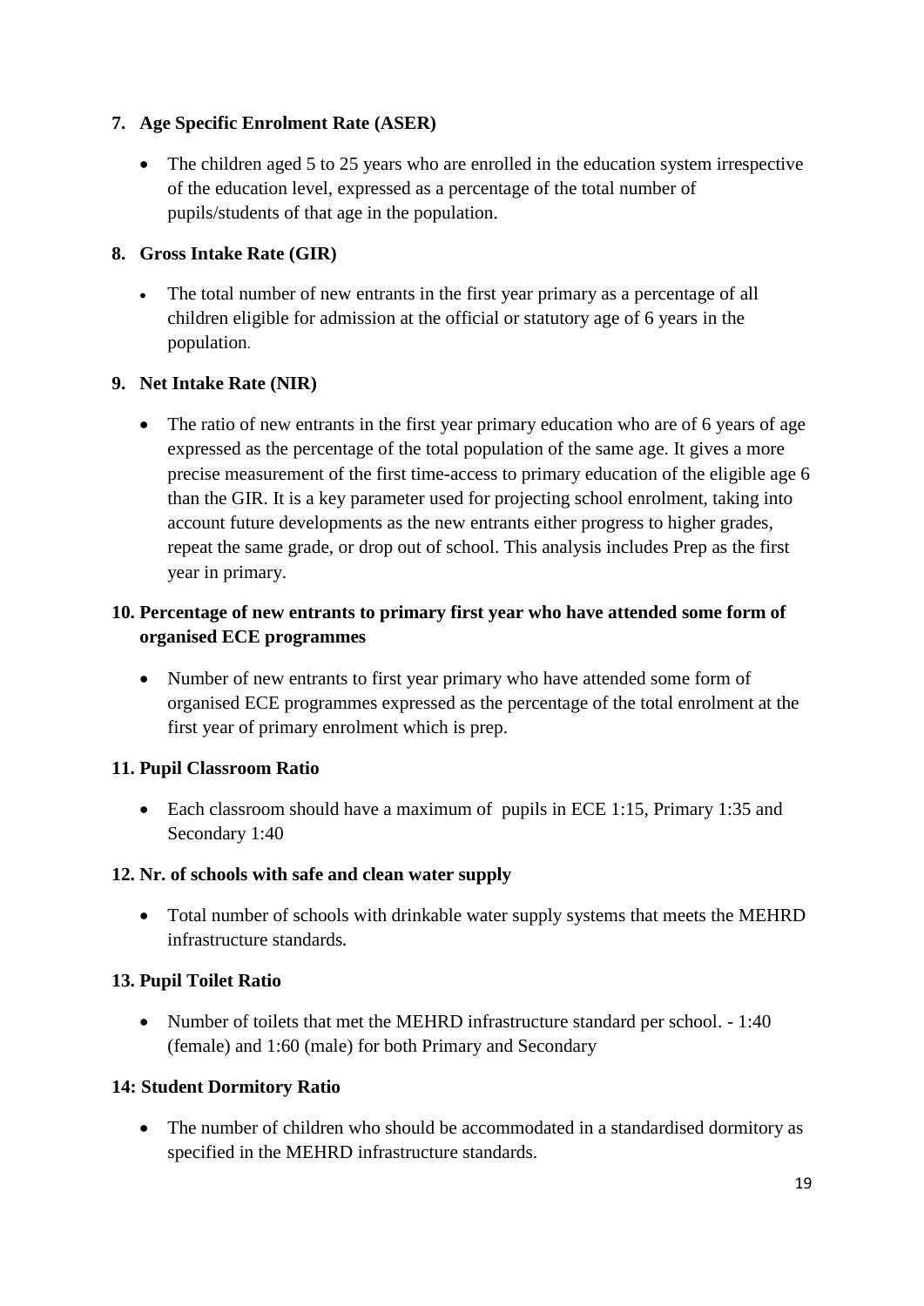**7. Age Specific Enrolment Rate (ASER)**

- The children aged 5 to 25 years who are enrolled in the education system irrespective of the education level, expressed as a percentage of the total number of pupils/students of that age in the population.

**8. Gross Intake Rate (GIR)**

- The total number of new entrants in the first year primary as a percentage of all children eligible for admission at the official or statutory age of 6 years in the population.

**9. Net Intake Rate (NIR)**

- The ratio of new entrants in the first year primary education who are of 6 years of age expressed as the percentage of the total population of the same age. It gives a more precise measurement of the first time-access to primary education of the eligible age 6 than the GIR. It is a key parameter used for projecting school enrolment, taking into account future developments as the new entrants either progress to higher grades, repeat the same grade, or drop out of school. This analysis includes Prep as the first year in primary.

**10. Percentage of new entrants to primary first year who have attended some form of organised ECE programmes**

- Number of new entrants to first year primary who have attended some form of organised ECE programmes expressed as the percentage of the total enrolment at the first year of primary enrolment which is prep.

**11. Pupil Classroom Ratio**

- Each classroom should have a maximum of pupils in ECE 1:15, Primary 1:35 and Secondary 1:40

**12. Nr. of schools with safe and clean water supply**

- Total number of schools with drinkable water supply systems that meets the MEHRD infrastructure standards.

**13. Pupil Toilet Ratio**

- Number of toilets that met the MEHRD infrastructure standard per school. - 1:40 (female) and 1:60 (male) for both Primary and Secondary

**14: Student Dormitory Ratio**

- The number of children who should be accommodated in a standardised dormitory as specified in the MEHRD infrastructure standards.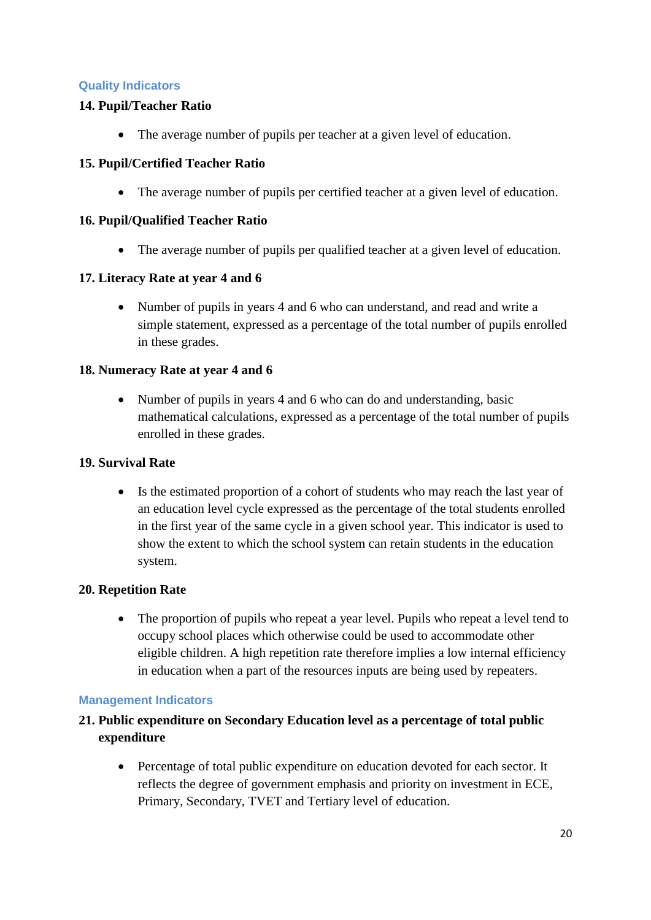### Quality Indicators

**14. Pupil/Teacher Ratio**

- The average number of pupils per teacher at a given level of education.

**15. Pupil/Certified Teacher Ratio**

- The average number of pupils per certified teacher at a given level of education.

**16. Pupil/Qualified Teacher Ratio**

- The average number of pupils per qualified teacher at a given level of education.

**17. Literacy Rate at year 4 and 6**

- Number of pupils in years 4 and 6 who can understand, and read and write a simple statement, expressed as a percentage of the total number of pupils enrolled in these grades.

**18. Numeracy Rate at year 4 and 6**

- Number of pupils in years 4 and 6 who can do and understanding, basic mathematical calculations, expressed as a percentage of the total number of pupils enrolled in these grades.

**19. Survival Rate**

- Is the estimated proportion of a cohort of students who may reach the last year of an education level cycle expressed as the percentage of the total students enrolled in the first year of the same cycle in a given school year. This indicator is used to show the extent to which the school system can retain students in the education system.

**20. Repetition Rate**

- The proportion of pupils who repeat a year level. Pupils who repeat a level tend to occupy school places which otherwise could be used to accommodate other eligible children. A high repetition rate therefore implies a low internal efficiency in education when a part of the resources inputs are being used by repeaters.

### Management Indicators

**21. Public expenditure on Secondary Education level as a percentage of total public expenditure**

- Percentage of total public expenditure on education devoted for each sector. It reflects the degree of government emphasis and priority on investment in ECE, Primary, Secondary, TVET and Tertiary level of education.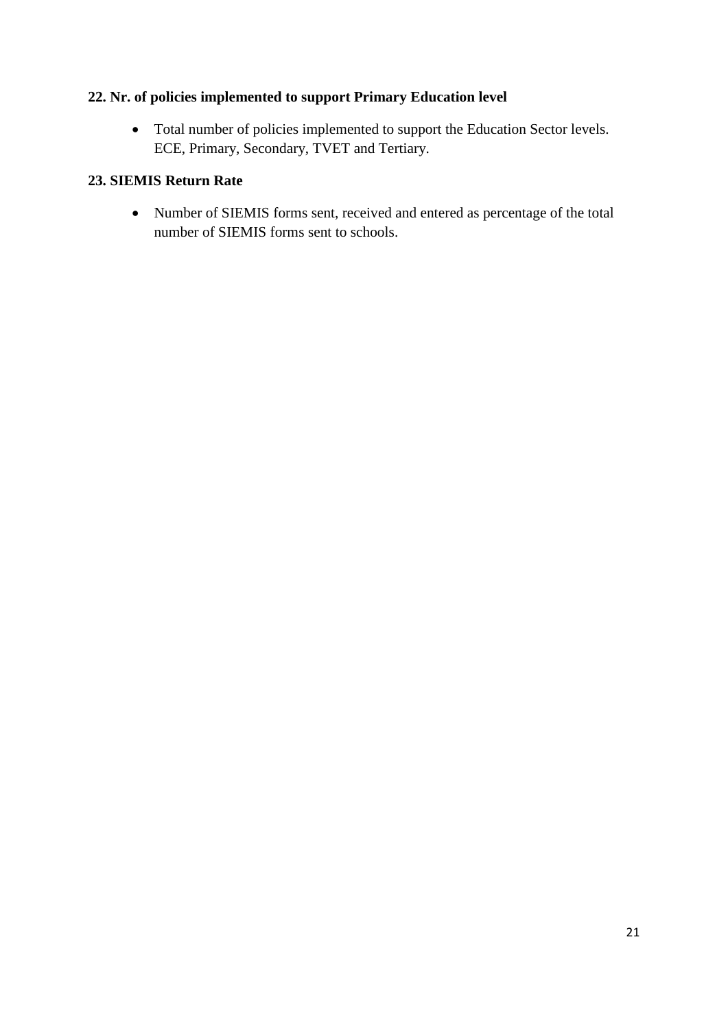### 22. Nr. of policies implemented to support Primary Education level

- Total number of policies implemented to support the Education Sector levels. ECE, Primary, Secondary, TVET and Tertiary.

### 23. SIEMIS Return Rate

- Number of SIEMIS forms sent, received and entered as percentage of the total number of SIEMIS forms sent to schools.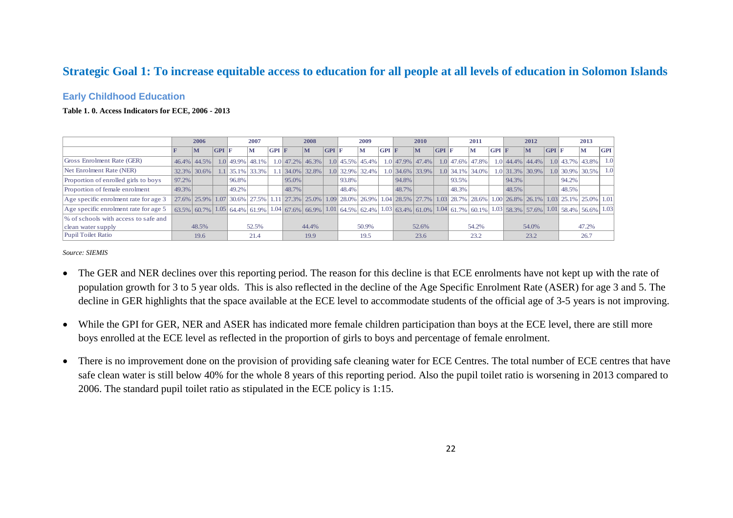## Strategic Goal 1: To increase equitable access to education for all people at all levels of education in Solomon Islands

### Early Childhood Education

**Table 1. 0. Access Indicators for ECE, 2006 - 2013**

| | 2006 | | | 2007 | | | 2008 | | | 2009 | | | 2010 | | | 2011 | | | 2012 | | | 2013 | | |
|---|---|---|---|---|---|---|---|---|---|---|---|---|---|---|---|---|---|---|---|---|---|---|---|---|
| | F | M | GPI | F | M | GPI | F | M | GPI | F | M | GPI | F | M | GPI | F | M | GPI | F | M | GPI | F | M | GPI |
| Gross Enrolment Rate (GER) | 46.4% | 44.5% | 1.0 | 49.9% | 48.1% | 1.0 | 47.2% | 46.3% | 1.0 | 45.5% | 45.4% | 1.0 | 47.9% | 47.4% | 1.0 | 47.6% | 47.8% | 1.0 | 44.4% | 44.4% | 1.0 | 43.7% | 43.8% | 1.0 |
| Net Enrolment Rate (NER) | 32.3% | 30.6% | 1.1 | 35.1% | 33.3% | 1.1 | 34.0% | 32.8% | 1.0 | 32.9% | 32.4% | 1.0 | 34.6% | 33.9% | 1.0 | 34.1% | 34.0% | 1.0 | 31.3% | 30.9% | 1.0 | 30.9% | 30.5% | 1.0 |
| Proportion of enrolled girls to boys | 97.2% | | | 96.8% | | | 95.0% | | | 93.8% | | | 94.8% | | | 93.5% | | | 94.3% | | | 94.2% | | |
| Proportion of female enrolment | 49.3% | | | 49.2% | | | 48.7% | | | 48.4% | | | 48.7% | | | 48.3% | | | 48.5% | | | 48.5% | | |
| Age specific enrolment rate for age 3 | 27.6% | 25.9% | 1.07 | 30.6% | 27.5% | 1.11 | 27.3% | 25.0% | 1.09 | 28.0% | 26.9% | 1.04 | 28.5% | 27.7% | 1.03 | 28.7% | 28.6% | 1.00 | 26.8% | 26.1% | 1.03 | 25.1% | 25.0% | 1.01 |
| Age specific enrolment rate for age 5 | 63.5% | 60.7% | 1.05 | 64.4% | 61.9% | 1.04 | 67.6% | 66.9% | 1.01 | 64.5% | 62.4% | 1.03 | 63.4% | 61.0% | 1.04 | 61.7% | 60.1% | 1.03 | 58.3% | 57.6% | 1.01 | 58.4% | 56.6% | 1.03 |
| % of schools with access to safe and clean water supply | 48.5% | | | 52.5% | | | 44.4% | | | 50.9% | | | 52.6% | | | 54.2% | | | 54.0% | | | 47.2% | | |
| Pupil Toilet Ratio | 19.6 | | | 21.4 | | | 19.9 | | | 19.5 | | | 23.6 | | | 23.2 | | | 23.2 | | | 26.7 | | |

*Source: SIEMIS*

- The GER and NER declines over this reporting period. The reason for this decline is that ECE enrolments have not kept up with the rate of population growth for 3 to 5 year olds. This is also reflected in the decline of the Age Specific Enrolment Rate (ASER) for age 3 and 5. The decline in GER highlights that the space available at the ECE level to accommodate students of the official age of 3-5 years is not improving.

- While the GPI for GER, NER and ASER has indicated more female children participation than boys at the ECE level, there are still more boys enrolled at the ECE level as reflected in the proportion of girls to boys and percentage of female enrolment.

- There is no improvement done on the provision of providing safe cleaning water for ECE Centres. The total number of ECE centres that have safe clean water is still below 40% for the whole 8 years of this reporting period. Also the pupil toilet ratio is worsening in 2013 compared to 2006. The standard pupil toilet ratio as stipulated in the ECE policy is 1:15.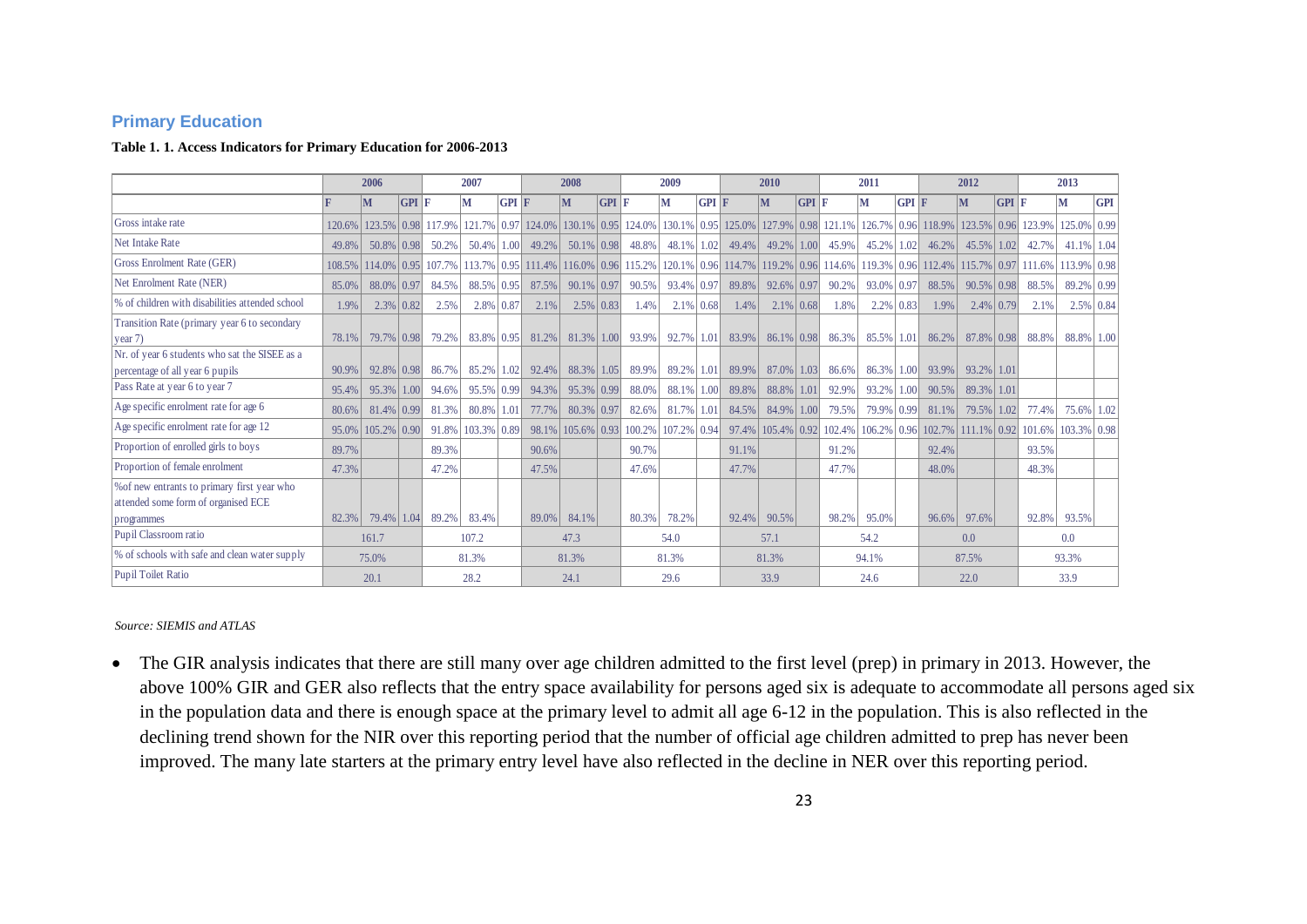## Primary Education

**Table 1. 1. Access Indicators for Primary Education for 2006-2013**

| | 2006 | | | 2007 | | | 2008 | | | 2009 | | | 2010 | | | 2011 | | | 2012 | | | 2013 | | |
|---|---|---|---|---|---|---|---|---|---|---|---|---|---|---|---|---|---|---|---|---|---|---|---|---|
| | F | M | GPI | F | M | GPI | F | M | GPI | F | M | GPI | F | M | GPI | F | M | GPI | F | M | GPI | F | M | GPI |
| Gross intake rate | 120.6% | 123.5% | 0.98 | 117.9% | 121.7% | 0.97 | 124.0% | 130.1% | 0.95 | 124.0% | 130.1% | 0.95 | 125.0% | 127.9% | 0.98 | 121.1% | 126.7% | 0.96 | 118.9% | 123.5% | 0.96 | 123.9% | 125.0% | 0.99 |
| Net Intake Rate | 49.8% | 50.8% | 0.98 | 50.2% | 50.4% | 1.00 | 49.2% | 50.1% | 0.98 | 48.8% | 48.1% | 1.02 | 49.4% | 49.2% | 1.00 | 45.9% | 45.2% | 1.02 | 46.2% | 45.5% | 1.02 | 42.7% | 41.1% | 1.04 |
| Gross Enrolment Rate (GER) | 108.5% | 114.0% | 0.95 | 107.7% | 113.7% | 0.95 | 111.4% | 116.0% | 0.96 | 115.2% | 120.1% | 0.96 | 114.7% | 119.2% | 0.96 | 114.6% | 119.3% | 0.96 | 112.4% | 115.7% | 0.97 | 111.6% | 113.9% | 0.98 |
| Net Enrolment Rate (NER) | 85.0% | 88.0% | 0.97 | 84.5% | 88.5% | 0.95 | 87.5% | 90.1% | 0.97 | 90.5% | 93.4% | 0.97 | 89.8% | 92.6% | 0.97 | 90.2% | 93.0% | 0.97 | 88.5% | 90.5% | 0.98 | 88.5% | 89.2% | 0.99 |
| % of children with disabilities attended school | 1.9% | 2.3% | 0.82 | 2.5% | 2.8% | 0.87 | 2.1% | 2.5% | 0.83 | 1.4% | 2.1% | 0.68 | 1.4% | 2.1% | 0.68 | 1.8% | 2.2% | 0.83 | 1.9% | 2.4% | 0.79 | 2.1% | 2.5% | 0.84 |
| Transition Rate (primary year 6 to secondary year 7) | 78.1% | 79.7% | 0.98 | 79.2% | 83.8% | 0.95 | 81.2% | 81.3% | 1.00 | 93.9% | 92.7% | 1.01 | 83.9% | 86.1% | 0.98 | 86.3% | 85.5% | 1.01 | 86.2% | 87.8% | 0.98 | 88.8% | 88.8% | 1.00 |
| Nr. of year 6 students who sat the SISEE as a percentage of all year 6 pupils | 90.9% | 92.8% | 0.98 | 86.7% | 85.2% | 1.02 | 92.4% | 88.3% | 1.05 | 89.9% | 89.2% | 1.01 | 89.9% | 87.0% | 1.03 | 86.6% | 86.3% | 1.00 | 93.9% | 93.2% | 1.01 | | | |
| Pass Rate at year 6 to year 7 | 95.4% | 95.3% | 1.00 | 94.6% | 95.5% | 0.99 | 94.3% | 95.3% | 0.99 | 88.0% | 88.1% | 1.00 | 89.8% | 88.8% | 1.01 | 92.9% | 93.2% | 1.00 | 90.5% | 89.3% | 1.01 | | | |
| Age specific enrolment rate for age 6 | 80.6% | 81.4% | 0.99 | 81.3% | 80.8% | 1.01 | 77.7% | 80.3% | 0.97 | 82.6% | 81.7% | 1.01 | 84.5% | 84.9% | 1.00 | 79.5% | 79.9% | 0.99 | 81.1% | 79.5% | 1.02 | 77.4% | 75.6% | 1.02 |
| Age specific enrolment rate for age 12 | 95.0% | 105.2% | 0.90 | 91.8% | 103.3% | 0.89 | 98.1% | 105.6% | 0.93 | 100.2% | 107.2% | 0.94 | 97.4% | 105.4% | 0.92 | 102.4% | 106.2% | 0.96 | 102.7% | 111.1% | 0.92 | 101.6% | 103.3% | 0.98 |
| Proportion of enrolled girls to boys | 89.7% | | | 89.3% | | | 90.6% | | | 90.7% | | | 91.1% | | | 91.2% | | | 92.4% | | | 93.5% | | |
| Proportion of female enrolment | 47.3% | | | 47.2% | | | 47.5% | | | 47.6% | | | 47.7% | | | 47.7% | | | 48.0% | | | 48.3% | | |
| %of new entrants to primary first year who attended some form of organised ECE programmes | 82.3% | 79.4% | 1.04 | 89.2% | 83.4% | | 89.0% | 84.1% | | 80.3% | 78.2% | | 92.4% | 90.5% | | 98.2% | 95.0% | | 96.6% | 97.6% | | 92.8% | 93.5% | |
| Pupil Classroom ratio | 161.7 | | | 107.2 | | | 47.3 | | | 54.0 | | | 57.1 | | | 54.2 | | | 0.0 | | | 0.0 | | |
| % of schools with safe and clean water supply | 75.0% | | | 81.3% | | | 81.3% | | | 81.3% | | | 81.3% | | | 94.1% | | | 87.5% | | | 93.3% | | |
| Pupil Toilet Ratio | 20.1 | | | 28.2 | | | 24.1 | | | 29.6 | | | 33.9 | | | 24.6 | | | 22.0 | | | 33.9 | | |

*Source: SIEMIS and ATLAS*

- The GIR analysis indicates that there are still many over age children admitted to the first level (prep) in primary in 2013. However, the above 100% GIR and GER also reflects that the entry space availability for persons aged six is adequate to accommodate all persons aged six in the population data and there is enough space at the primary level to admit all age 6-12 in the population. This is also reflected in the declining trend shown for the NIR over this reporting period that the number of official age children admitted to prep has never been improved. The many late starters at the primary entry level have also reflected in the decline in NER over this reporting period.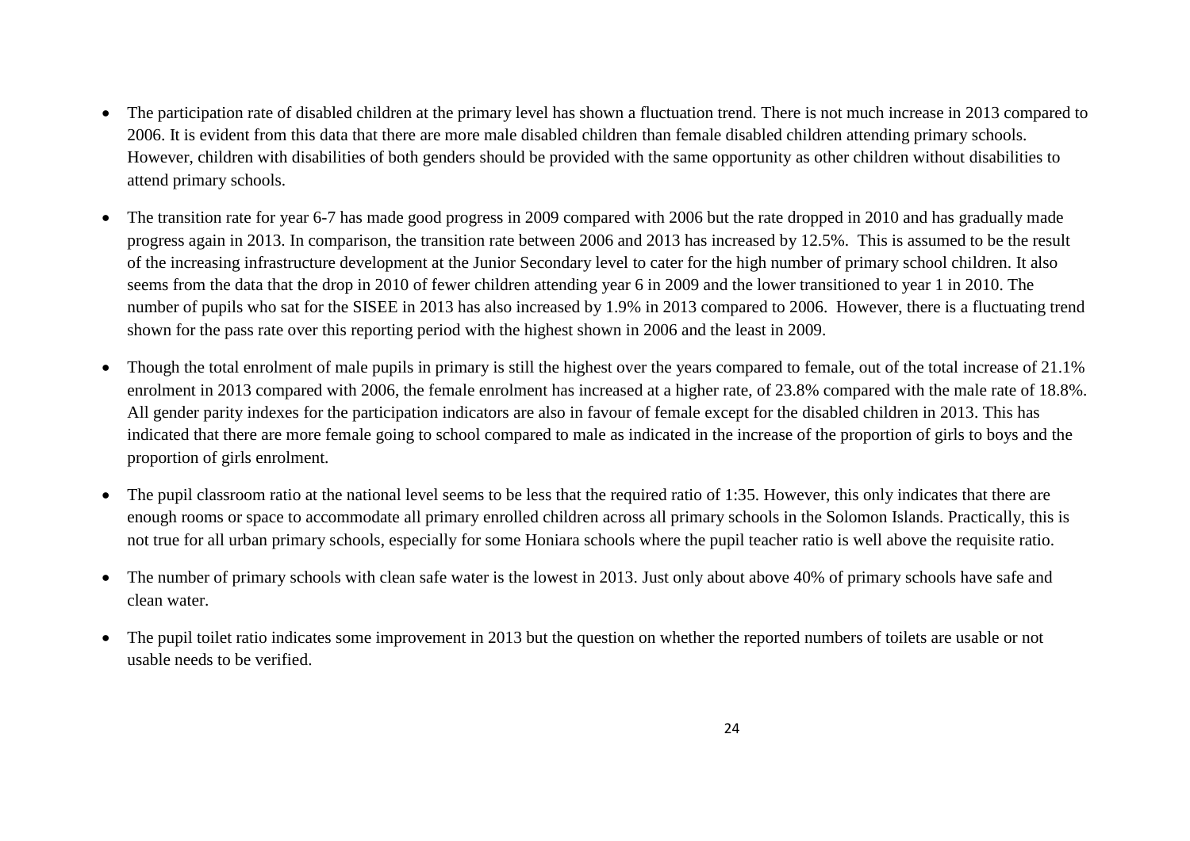- The participation rate of disabled children at the primary level has shown a fluctuation trend. There is not much increase in 2013 compared to 2006. It is evident from this data that there are more male disabled children than female disabled children attending primary schools. However, children with disabilities of both genders should be provided with the same opportunity as other children without disabilities to attend primary schools.

- The transition rate for year 6-7 has made good progress in 2009 compared with 2006 but the rate dropped in 2010 and has gradually made progress again in 2013. In comparison, the transition rate between 2006 and 2013 has increased by 12.5%. This is assumed to be the result of the increasing infrastructure development at the Junior Secondary level to cater for the high number of primary school children. It also seems from the data that the drop in 2010 of fewer children attending year 6 in 2009 and the lower transitioned to year 1 in 2010. The number of pupils who sat for the SISEE in 2013 has also increased by 1.9% in 2013 compared to 2006. However, there is a fluctuating trend shown for the pass rate over this reporting period with the highest shown in 2006 and the least in 2009.

- Though the total enrolment of male pupils in primary is still the highest over the years compared to female, out of the total increase of 21.1% enrolment in 2013 compared with 2006, the female enrolment has increased at a higher rate, of 23.8% compared with the male rate of 18.8%. All gender parity indexes for the participation indicators are also in favour of female except for the disabled children in 2013. This has indicated that there are more female going to school compared to male as indicated in the increase of the proportion of girls to boys and the proportion of girls enrolment.

- The pupil classroom ratio at the national level seems to be less that the required ratio of 1:35. However, this only indicates that there are enough rooms or space to accommodate all primary enrolled children across all primary schools in the Solomon Islands. Practically, this is not true for all urban primary schools, especially for some Honiara schools where the pupil teacher ratio is well above the requisite ratio.

- The number of primary schools with clean safe water is the lowest in 2013. Just only about above 40% of primary schools have safe and clean water.

- The pupil toilet ratio indicates some improvement in 2013 but the question on whether the reported numbers of toilets are usable or not usable needs to be verified.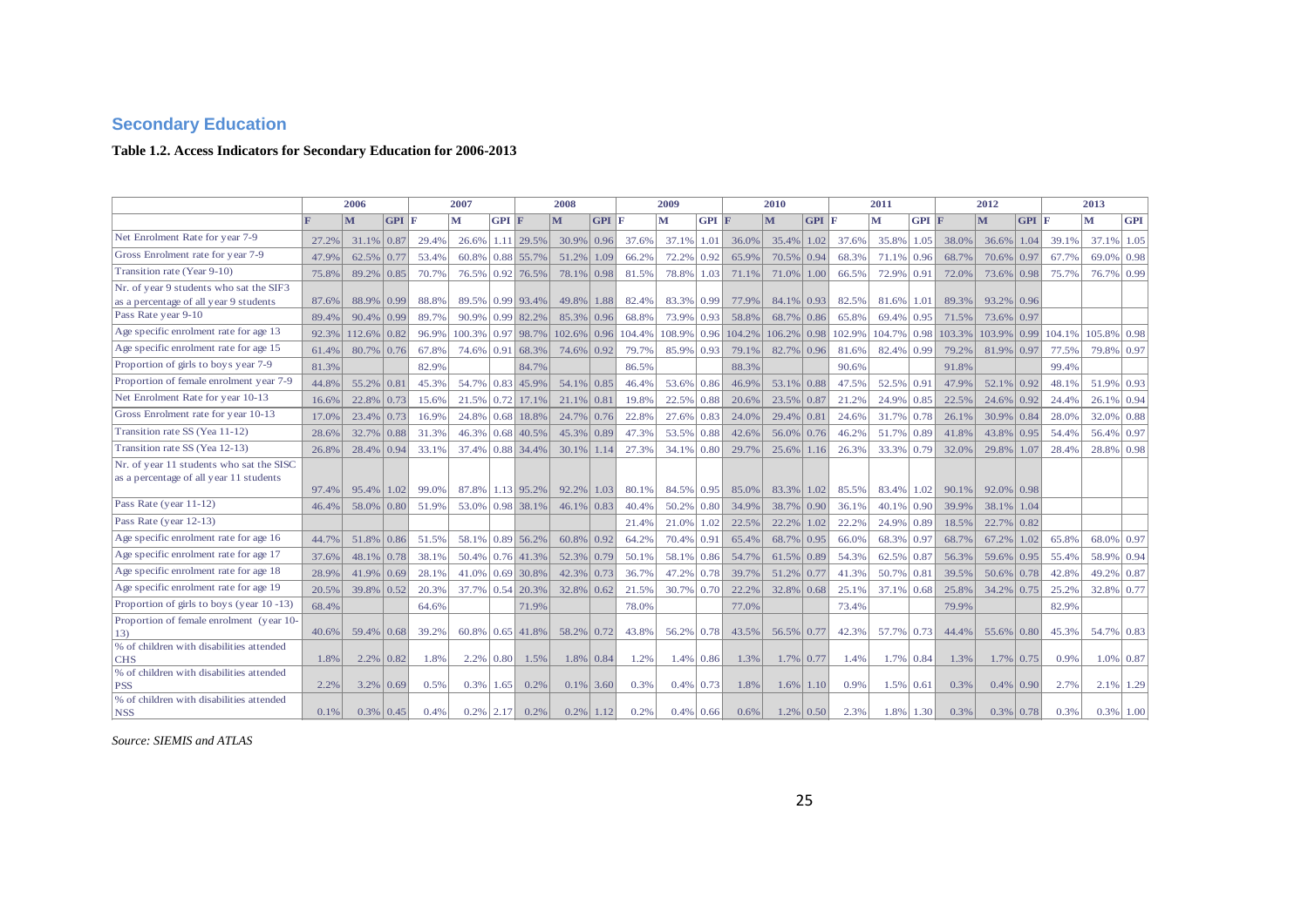## Secondary Education

**Table 1.2. Access Indicators for Secondary Education for 2006-2013**

| | 2006 | | | 2007 | | | 2008 | | | 2009 | | | 2010 | | | 2011 | | | 2012 | | | 2013 | | |
|---|---|---|---|---|---|---|---|---|---|---|---|---|---|---|---|---|---|---|---|---|---|---|---|---|
| | F | M | GPI | F | M | GPI | F | M | GPI | F | M | GPI | F | M | GPI | F | M | GPI | F | M | GPI | F | M | GPI |
| Net Enrolment Rate for year 7-9 | 27.2% | 31.1% | 0.87 | 29.4% | 26.6% | 1.11 | 29.5% | 30.9% | 0.96 | 37.6% | 37.1% | 1.01 | 36.0% | 35.4% | 1.02 | 37.6% | 35.8% | 1.05 | 38.0% | 36.6% | 1.04 | 39.1% | 37.1% | 1.05 |
| Gross Enrolment rate for year 7-9 | 47.9% | 62.5% | 0.77 | 53.4% | 60.8% | 0.88 | 55.7% | 51.2% | 1.09 | 66.2% | 72.2% | 0.92 | 65.9% | 70.5% | 0.94 | 68.3% | 71.1% | 0.96 | 68.7% | 70.6% | 0.97 | 67.7% | 69.0% | 0.98 |
| Transition rate (Year 9-10) | 75.8% | 89.2% | 0.85 | 70.7% | 76.5% | 0.92 | 76.5% | 78.1% | 0.98 | 81.5% | 78.8% | 1.03 | 71.1% | 71.0% | 1.00 | 66.5% | 72.9% | 0.91 | 72.0% | 73.6% | 0.98 | 75.7% | 76.7% | 0.99 |
| Nr. of year 9 students who sat the SIF3 as a percentage of all year 9 students | 87.6% | 88.9% | 0.99 | 88.8% | 89.5% | 0.99 | 93.4% | 49.8% | 1.88 | 82.4% | 83.3% | 0.99 | 77.9% | 84.1% | 0.93 | 82.5% | 81.6% | 1.01 | 89.3% | 93.2% | 0.96 | | | |
| Pass Rate year 9-10 | 89.4% | 90.4% | 0.99 | 89.7% | 90.9% | 0.99 | 82.2% | 85.3% | 0.96 | 68.8% | 73.9% | 0.93 | 58.8% | 68.7% | 0.86 | 65.8% | 69.4% | 0.95 | 71.5% | 73.6% | 0.97 | | | |
| Age specific enrolment rate for age 13 | 92.3% | 112.6% | 0.82 | 96.9% | 100.3% | 0.97 | 98.7% | 102.6% | 0.96 | 104.4% | 108.9% | 0.96 | 104.2% | 106.2% | 0.98 | 102.9% | 104.7% | 0.98 | 103.3% | 103.9% | 0.99 | 104.1% | 105.8% | 0.98 |
| Age specific enrolment rate for age 15 | 61.4% | 80.7% | 0.76 | 67.8% | 74.6% | 0.91 | 68.3% | 74.6% | 0.92 | 79.7% | 85.9% | 0.93 | 79.1% | 82.7% | 0.96 | 81.6% | 82.4% | 0.99 | 79.2% | 81.9% | 0.97 | 77.5% | 79.8% | 0.97 |
| Proportion of girls to boys year 7-9 | 81.3% | | | 82.9% | | | 84.7% | | | 86.5% | | | 88.3% | | | 90.6% | | | 91.8% | | | 99.4% | | |
| Proportion of female enrolment year 7-9 | 44.8% | 55.2% | 0.81 | 45.3% | 54.7% | 0.83 | 45.9% | 54.1% | 0.85 | 46.4% | 53.6% | 0.86 | 46.9% | 53.1% | 0.88 | 47.5% | 52.5% | 0.91 | 47.9% | 52.1% | 0.92 | 48.1% | 51.9% | 0.93 |
| Net Enrolment Rate for year 10-13 | 16.6% | 22.8% | 0.73 | 15.6% | 21.5% | 0.72 | 17.1% | 21.1% | 0.81 | 19.8% | 22.5% | 0.88 | 20.6% | 23.5% | 0.87 | 21.2% | 24.9% | 0.85 | 22.5% | 24.6% | 0.92 | 24.4% | 26.1% | 0.94 |
| Gross Enrolment rate for year 10-13 | 17.0% | 23.4% | 0.73 | 16.9% | 24.8% | 0.68 | 18.8% | 24.7% | 0.76 | 22.8% | 27.6% | 0.83 | 24.0% | 29.4% | 0.81 | 24.6% | 31.7% | 0.78 | 26.1% | 30.9% | 0.84 | 28.0% | 32.0% | 0.88 |
| Transition rate SS (Yea 11-12) | 28.6% | 32.7% | 0.88 | 31.3% | 46.3% | 0.68 | 40.5% | 45.3% | 0.89 | 47.3% | 53.5% | 0.88 | 42.6% | 56.0% | 0.76 | 46.2% | 51.7% | 0.89 | 41.8% | 43.8% | 0.95 | 54.4% | 56.4% | 0.97 |
| Transition rate SS (Yea 12-13) | 26.8% | 28.4% | 0.94 | 33.1% | 37.4% | 0.88 | 34.4% | 30.1% | 1.14 | 27.3% | 34.1% | 0.80 | 29.7% | 25.6% | 1.16 | 26.3% | 33.3% | 0.79 | 32.0% | 29.8% | 1.07 | 28.4% | 28.8% | 0.98 |
| Nr. of year 11 students who sat the SISC as a percentage of all year 11 students | 97.4% | 95.4% | 1.02 | 99.0% | 87.8% | 1.13 | 95.2% | 92.2% | 1.03 | 80.1% | 84.5% | 0.95 | 85.0% | 83.3% | 1.02 | 85.5% | 83.4% | 1.02 | 90.1% | 92.0% | 0.98 | | | |
| Pass Rate (year 11-12) | 46.4% | 58.0% | 0.80 | 51.9% | 53.0% | 0.98 | 38.1% | 46.1% | 0.83 | 40.4% | 50.2% | 0.80 | 34.9% | 38.7% | 0.90 | 36.1% | 40.1% | 0.90 | 39.9% | 38.1% | 1.04 | | | |
| Pass Rate (year 12-13) | | | | | | | | | | 21.4% | 21.0% | 1.02 | 22.5% | 22.2% | 1.02 | 22.2% | 24.9% | 0.89 | 18.5% | 22.7% | 0.82 | | | |
| Age specific enrolment rate for age 16 | 44.7% | 51.8% | 0.86 | 51.5% | 58.1% | 0.89 | 56.2% | 60.8% | 0.92 | 64.2% | 70.4% | 0.91 | 65.4% | 68.7% | 0.95 | 66.0% | 68.3% | 0.97 | 68.7% | 67.2% | 1.02 | 65.8% | 68.0% | 0.97 |
| Age specific enrolment rate for age 17 | 37.6% | 48.1% | 0.78 | 38.1% | 50.4% | 0.76 | 41.3% | 52.3% | 0.79 | 50.1% | 58.1% | 0.86 | 54.7% | 61.5% | 0.89 | 54.3% | 62.5% | 0.87 | 56.3% | 59.6% | 0.95 | 55.4% | 58.9% | 0.94 |
| Age specific enrolment rate for age 18 | 28.9% | 41.9% | 0.69 | 28.1% | 41.0% | 0.69 | 30.8% | 42.3% | 0.73 | 36.7% | 47.2% | 0.78 | 39.7% | 51.2% | 0.77 | 41.3% | 50.7% | 0.81 | 39.5% | 50.6% | 0.78 | 42.8% | 49.2% | 0.87 |
| Age specific enrolment rate for age 19 | 20.5% | 39.8% | 0.52 | 20.3% | 37.7% | 0.54 | 20.3% | 32.8% | 0.62 | 21.5% | 30.7% | 0.70 | 22.2% | 32.8% | 0.68 | 25.1% | 37.1% | 0.68 | 25.8% | 34.2% | 0.75 | 25.2% | 32.8% | 0.77 |
| Proportion of girls to boys (year 10 -13) | 68.4% | | | 64.6% | | | 71.9% | | | 78.0% | | | 77.0% | | | 73.4% | | | 79.9% | | | 82.9% | | |
| Proportion of female enrolment (year 10-13) | 40.6% | 59.4% | 0.68 | 39.2% | 60.8% | 0.65 | 41.8% | 58.2% | 0.72 | 43.8% | 56.2% | 0.78 | 43.5% | 56.5% | 0.77 | 42.3% | 57.7% | 0.73 | 44.4% | 55.6% | 0.80 | 45.3% | 54.7% | 0.83 |
| % of children with disabilities attended CHS | 1.8% | 2.2% | 0.82 | 1.8% | 2.2% | 0.80 | 1.5% | 1.8% | 0.84 | 1.2% | 1.4% | 0.86 | 1.3% | 1.7% | 0.77 | 1.4% | 1.7% | 0.84 | 1.3% | 1.7% | 0.75 | 0.9% | 1.0% | 0.87 |
| % of children with disabilities attended PSS | 2.2% | 3.2% | 0.69 | 0.5% | 0.3% | 1.65 | 0.2% | 0.1% | 3.60 | 0.3% | 0.4% | 0.73 | 1.8% | 1.6% | 1.10 | 0.9% | 1.5% | 0.61 | 0.3% | 0.4% | 0.90 | 2.7% | 2.1% | 1.29 |
| % of children with disabilities attended NSS | 0.1% | 0.3% | 0.45 | 0.4% | 0.2% | 2.17 | 0.2% | 0.2% | 1.12 | 0.2% | 0.4% | 0.66 | 0.6% | 1.2% | 0.50 | 2.3% | 1.8% | 1.30 | 0.3% | 0.3% | 0.78 | 0.3% | 0.3% | 1.00 |

*Source: SIEMIS and ATLAS*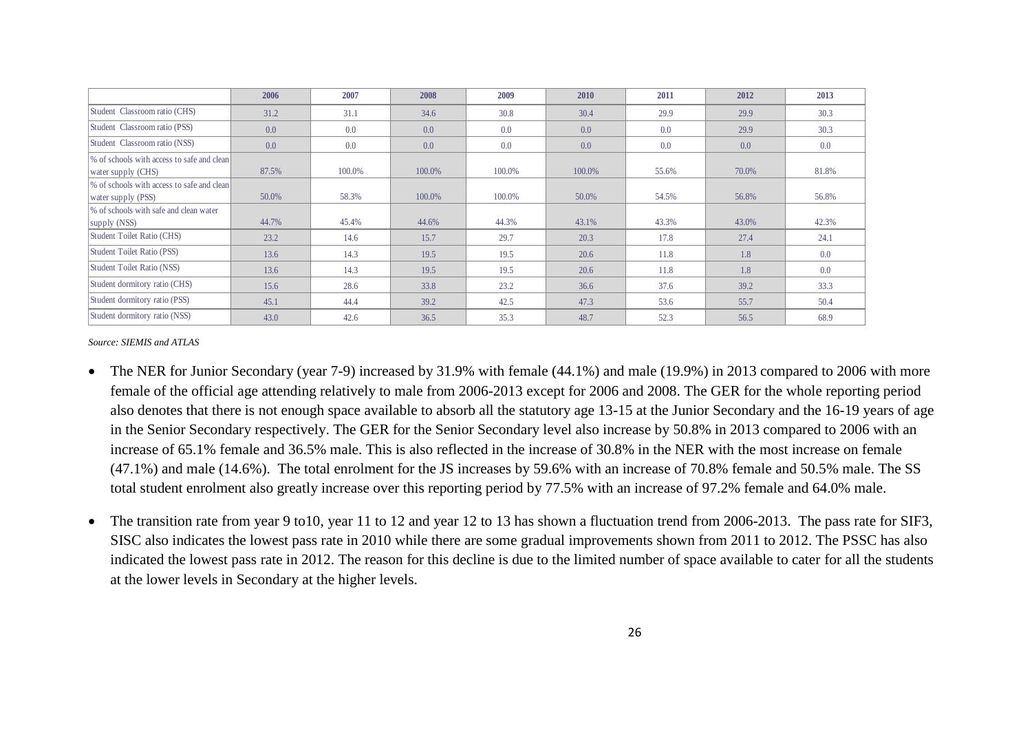| | 2006 | 2007 | 2008 | 2009 | 2010 | 2011 | 2012 | 2013 |
|---|---|---|---|---|---|---|---|---|
| Student Classroom ratio (CHS) | 31.2 | 31.1 | 34.6 | 30.8 | 30.4 | 29.9 | 29.9 | 30.3 |
| Student Classroom ratio (PSS) | 0.0 | 0.0 | 0.0 | 0.0 | 0.0 | 0.0 | 29.9 | 30.3 |
| Student Classroom ratio (NSS) | 0.0 | 0.0 | 0.0 | 0.0 | 0.0 | 0.0 | 0.0 | 0.0 |
| % of schools with access to safe and clean water supply (CHS) | 87.5% | 100.0% | 100.0% | 100.0% | 100.0% | 55.6% | 70.0% | 81.8% |
| % of schools with access to safe and clean water supply (PSS) | 50.0% | 58.3% | 100.0% | 100.0% | 50.0% | 54.5% | 56.8% | 56.8% |
| % of schools with safe and clean water supply (NSS) | 44.7% | 45.4% | 44.6% | 44.3% | 43.1% | 43.3% | 43.0% | 42.3% |
| Student Toilet Ratio (CHS) | 23.2 | 14.6 | 15.7 | 29.7 | 20.3 | 17.8 | 27.4 | 24.1 |
| Student Toilet Ratio (PSS) | 13.6 | 14.3 | 19.5 | 19.5 | 20.6 | 11.8 | 1.8 | 0.0 |
| Student Toilet Ratio (NSS) | 13.6 | 14.3 | 19.5 | 19.5 | 20.6 | 11.8 | 1.8 | 0.0 |
| Student dormitory ratio (CHS) | 15.6 | 28.6 | 33.8 | 23.2 | 36.6 | 37.6 | 39.2 | 33.3 |
| Student dormitory ratio (PSS) | 45.1 | 44.4 | 39.2 | 42.5 | 47.3 | 53.6 | 55.7 | 50.4 |
| Student dormitory ratio (NSS) | 43.0 | 42.6 | 36.5 | 35.3 | 48.7 | 52.3 | 56.5 | 68.9 |

*Source: SIEMIS and ATLAS*

- The NER for Junior Secondary (year 7-9) increased by 31.9% with female (44.1%) and male (19.9%) in 2013 compared to 2006 with more female of the official age attending relatively to male from 2006-2013 except for 2006 and 2008. The GER for the whole reporting period also denotes that there is not enough space available to absorb all the statutory age 13-15 at the Junior Secondary and the 16-19 years of age in the Senior Secondary respectively. The GER for the Senior Secondary level also increase by 50.8% in 2013 compared to 2006 with an increase of 65.1% female and 36.5% male. This is also reflected in the increase of 30.8% in the NER with the most increase on female (47.1%) and male (14.6%). The total enrolment for the JS increases by 59.6% with an increase of 70.8% female and 50.5% male. The SS total student enrolment also greatly increase over this reporting period by 77.5% with an increase of 97.2% female and 64.0% male.

- The transition rate from year 9 to10, year 11 to 12 and year 12 to 13 has shown a fluctuation trend from 2006-2013. The pass rate for SIF3, SISC also indicates the lowest pass rate in 2010 while there are some gradual improvements shown from 2011 to 2012. The PSSC has also indicated the lowest pass rate in 2012. The reason for this decline is due to the limited number of space available to cater for all the students at the lower levels in Secondary at the higher levels.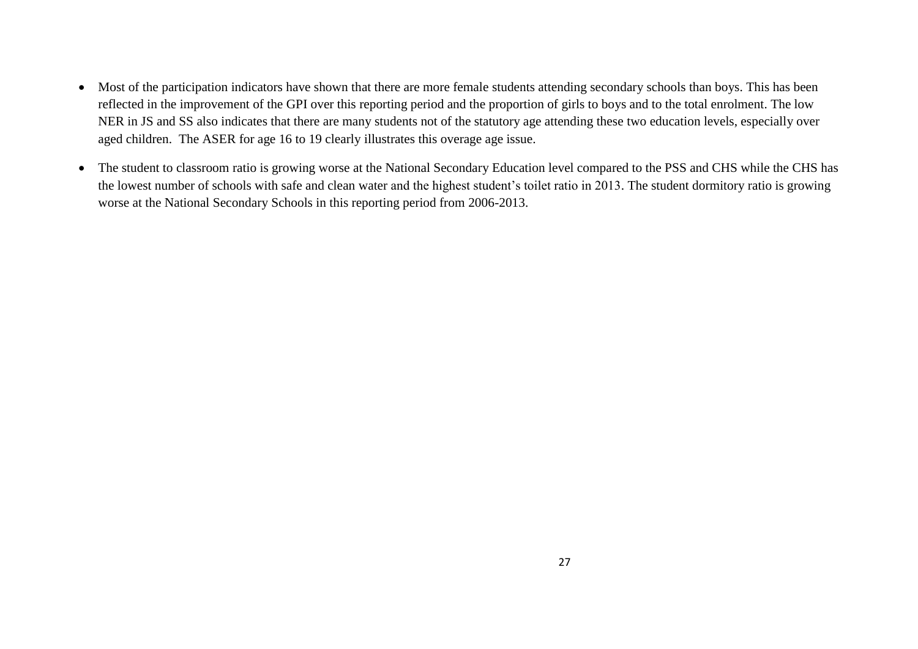- Most of the participation indicators have shown that there are more female students attending secondary schools than boys. This has been reflected in the improvement of the GPI over this reporting period and the proportion of girls to boys and to the total enrolment. The low NER in JS and SS also indicates that there are many students not of the statutory age attending these two education levels, especially over aged children. The ASER for age 16 to 19 clearly illustrates this overage age issue.

- The student to classroom ratio is growing worse at the National Secondary Education level compared to the PSS and CHS while the CHS has the lowest number of schools with safe and clean water and the highest student's toilet ratio in 2013. The student dormitory ratio is growing worse at the National Secondary Schools in this reporting period from 2006-2013.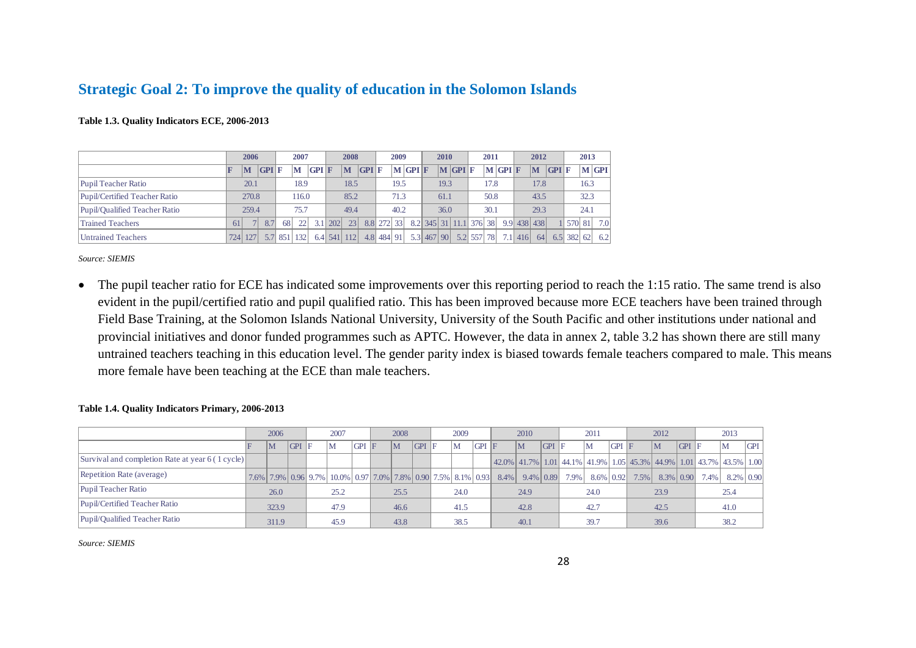## Strategic Goal 2: To improve the quality of education in the Solomon Islands

**Table 1.3. Quality Indicators ECE, 2006-2013**

| | 2006 | | | 2007 | | | 2008 | | | 2009 | | | 2010 | | | 2011 | | | 2012 | | | 2013 | | |
|---|---|---|---|---|---|---|---|---|---|---|---|---|---|---|---|---|---|---|---|---|---|---|---|---|
| | F | M | GPI | F | M | GPI | F | M | GPI | F | M | GPI | F | M | GPI | F | M | GPI | F | M | GPI | F | M | GPI |
| Pupil Teacher Ratio | | 20.1 | | | 18.9 | | | 18.5 | | | 19.5 | | | 19.3 | | | 17.8 | | | 17.8 | | | 16.3 | |
| Pupil/Certified Teacher Ratio | | 270.8 | | | 116.0 | | | 85.2 | | | 71.3 | | | 61.1 | | | 50.8 | | | 43.5 | | | 32.3 | |
| Pupil/Qualified Teacher Ratio | | 259.4 | | | 75.7 | | | 49.4 | | | 40.2 | | | 36.0 | | | 30.1 | | | 29.3 | | | 24.1 | |
| Trained Teachers | 61 | 7 | 8.7 | 68 | 22 | 3.1 | 202 | 23 | 8.8 | 272 | 33 | 8.2 | 345 | 31 | 11.1 | 376 | 38 | 9.9 | 438 | 438 | 1 | 570 | 81 | 7.0 |
| Untrained Teachers | 724 | 127 | 5.7 | 851 | 132 | 6.4 | 541 | 112 | 4.8 | 484 | 91 | 5.3 | 467 | 90 | 5.2 | 557 | 78 | 7.1 | 416 | 64 | 6.5 | 382 | 62 | 6.2 |

*Source: SIEMIS*

- The pupil teacher ratio for ECE has indicated some improvements over this reporting period to reach the 1:15 ratio. The same trend is also evident in the pupil/certified ratio and pupil qualified ratio. This has been improved because more ECE teachers have been trained through Field Base Training, at the Solomon Islands National University, University of the South Pacific and other institutions under national and provincial initiatives and donor funded programmes such as APTC. However, the data in annex 2, table 3.2 has shown there are still many untrained teachers teaching in this education level. The gender parity index is biased towards female teachers compared to male. This means more female have been teaching at the ECE than male teachers.

**Table 1.4. Quality Indicators Primary, 2006-2013**

| | 2006 | | | 2007 | | | 2008 | | | 2009 | | | 2010 | | | 2011 | | | 2012 | | | 2013 | | |
|---|---|---|---|---|---|---|---|---|---|---|---|---|---|---|---|---|---|---|---|---|---|---|---|---|
| | F | M | GPI | F | M | GPI | F | M | GPI | F | M | GPI | F | M | GPI | F | M | GPI | F | M | GPI | F | M | GPI |
| Survival and completion Rate at year 6 ( 1 cycle) | | | | | | | | | | | | | 42.0% | 41.7% | 1.01 | 44.1% | 41.9% | 1.05 | 45.3% | 44.9% | 1.01 | 43.7% | 43.5% | 1.00 |
| Repetition Rate (average) | 7.6% | 7.9% | 0.96 | 9.7% | 10.0% | 0.97 | 7.0% | 7.8% | 0.90 | 7.5% | 8.1% | 0.93 | 8.4% | 9.4% | 0.89 | 7.9% | 8.6% | 0.92 | 7.5% | 8.3% | 0.90 | 7.4% | 8.2% | 0.90 |
| Pupil Teacher Ratio | | 26.0 | | | 25.2 | | | 25.5 | | | 24.0 | | | 24.9 | | | 24.0 | | | 23.9 | | | 25.4 | |
| Pupil/Certified Teacher Ratio | | 323.9 | | | 47.9 | | | 46.6 | | | 41.5 | | | 42.8 | | | 42.7 | | | 42.5 | | | 41.0 | |
| Pupil/Qualified Teacher Ratio | | 311.9 | | | 45.9 | | | 43.8 | | | 38.5 | | | 40.1 | | | 39.7 | | | 39.6 | | | 38.2 | |

*Source: SIEMIS*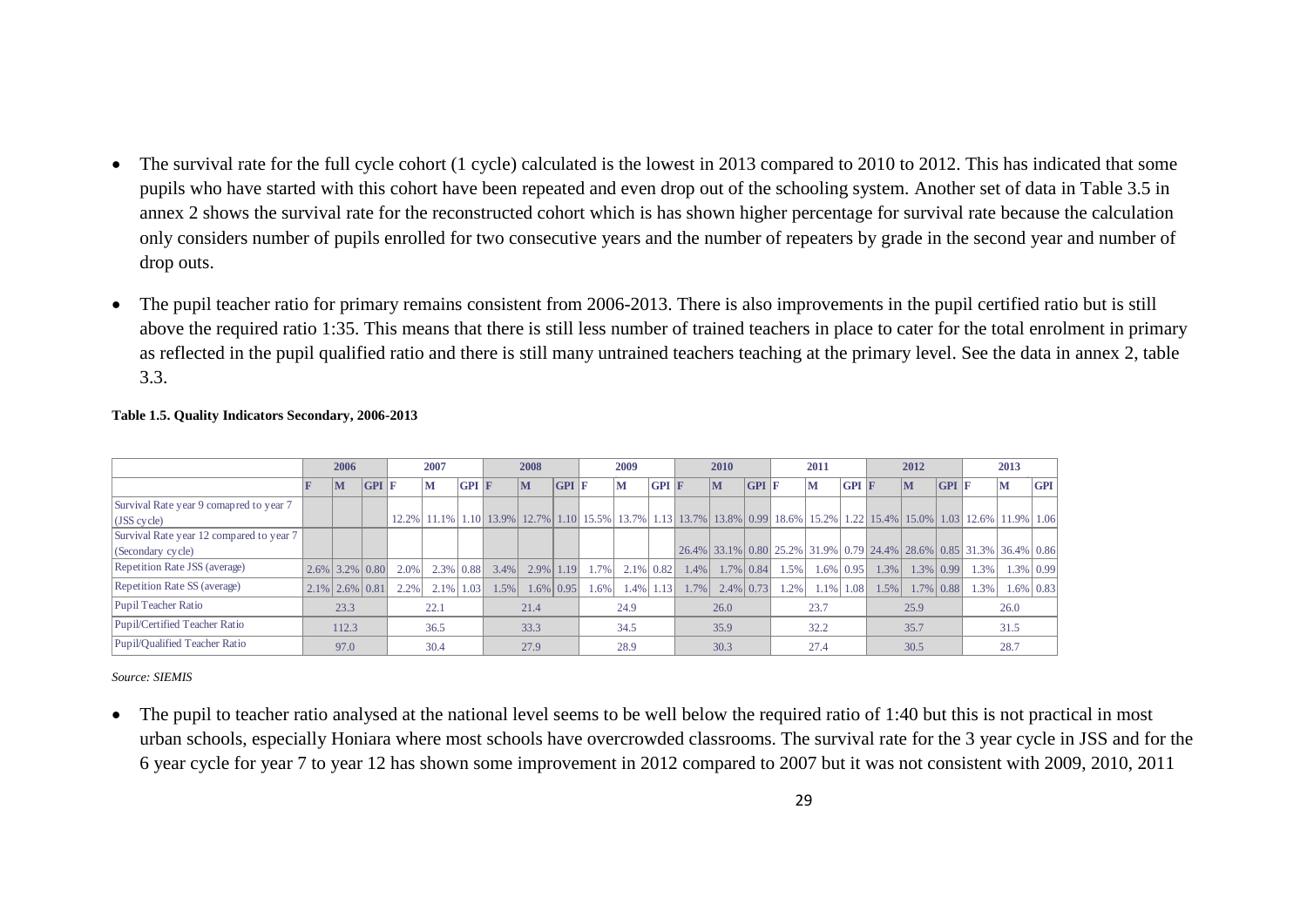- The survival rate for the full cycle cohort (1 cycle) calculated is the lowest in 2013 compared to 2010 to 2012. This has indicated that some pupils who have started with this cohort have been repeated and even drop out of the schooling system. Another set of data in Table 3.5 in annex 2 shows the survival rate for the reconstructed cohort which is has shown higher percentage for survival rate because the calculation only considers number of pupils enrolled for two consecutive years and the number of repeaters by grade in the second year and number of drop outs.

- The pupil teacher ratio for primary remains consistent from 2006-2013. There is also improvements in the pupil certified ratio but is still above the required ratio 1:35. This means that there is still less number of trained teachers in place to cater for the total enrolment in primary as reflected in the pupil qualified ratio and there is still many untrained teachers teaching at the primary level. See the data in annex 2, table 3.3.

**Table 1.5. Quality Indicators Secondary, 2006-2013**

| | 2006 | | | 2007 | | | 2008 | | | 2009 | | | 2010 | | | 2011 | | | 2012 | | | 2013 | | |
|---|---|---|---|---|---|---|---|---|---|---|---|---|---|---|---|---|---|---|---|---|---|---|---|---|
| | F | M | GPI | F | M | GPI | F | M | GPI | F | M | GPI | F | M | GPI | F | M | GPI | F | M | GPI | F | M | GPI |
| Survival Rate year 9 comapred to year 7 (JSS cycle) | | | | 12.2% | 11.1% | 1.10 | 13.9% | 12.7% | 1.10 | 15.5% | 13.7% | 1.13 | 13.7% | 13.8% | 0.99 | 18.6% | 15.2% | 1.22 | 15.4% | 15.0% | 1.03 | 12.6% | 11.9% | 1.06 |
| Survival Rate year 12 compared to year 7 (Secondary cycle) | | | | | | | | | | | | | 26.4% | 33.1% | 0.80 | 25.2% | 31.9% | 0.79 | 24.4% | 28.6% | 0.85 | 31.3% | 36.4% | 0.86 |
| Repetition Rate JSS (average) | 2.6% | 3.2% | 0.80 | 2.0% | 2.3% | 0.88 | 3.4% | 2.9% | 1.19 | 1.7% | 2.1% | 0.82 | 1.4% | 1.7% | 0.84 | 1.5% | 1.6% | 0.95 | 1.3% | 1.3% | 0.99 | 1.3% | 1.3% | 0.99 |
| Repetition Rate SS (average) | 2.1% | 2.6% | 0.81 | 2.2% | 2.1% | 1.03 | 1.5% | 1.6% | 0.95 | 1.6% | 1.4% | 1.13 | 1.7% | 2.4% | 0.73 | 1.2% | 1.1% | 1.08 | 1.5% | 1.7% | 0.88 | 1.3% | 1.6% | 0.83 |
| Pupil Teacher Ratio | 23.3 | | | 22.1 | | | 21.4 | | | 24.9 | | | 26.0 | | | 23.7 | | | 25.9 | | | 26.0 | | |
| Pupil/Certified Teacher Ratio | 112.3 | | | 36.5 | | | 33.3 | | | 34.5 | | | 35.9 | | | 32.2 | | | 35.7 | | | 31.5 | | |
| Pupil/Qualified Teacher Ratio | 97.0 | | | 30.4 | | | 27.9 | | | 28.9 | | | 30.3 | | | 27.4 | | | 30.5 | | | 28.7 | | |

*Source: SIEMIS*

- The pupil to teacher ratio analysed at the national level seems to be well below the required ratio of 1:40 but this is not practical in most urban schools, especially Honiara where most schools have overcrowded classrooms. The survival rate for the 3 year cycle in JSS and for the 6 year cycle for year 7 to year 12 has shown some improvement in 2012 compared to 2007 but it was not consistent with 2009, 2010, 2011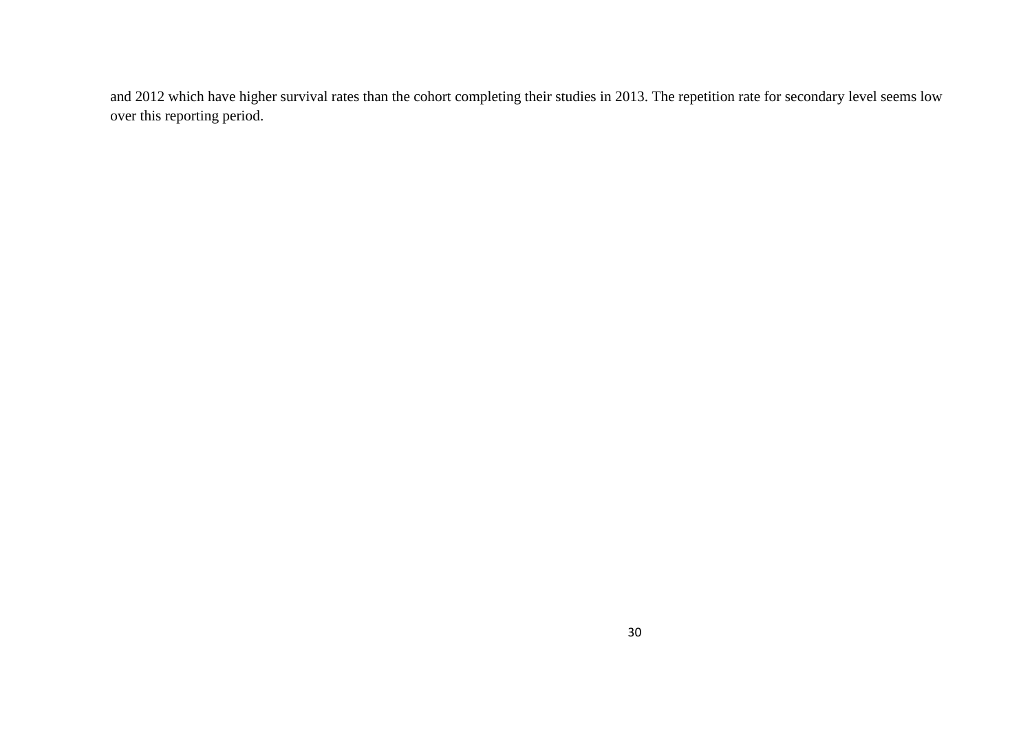and 2012 which have higher survival rates than the cohort completing their studies in 2013. The repetition rate for secondary level seems low over this reporting period.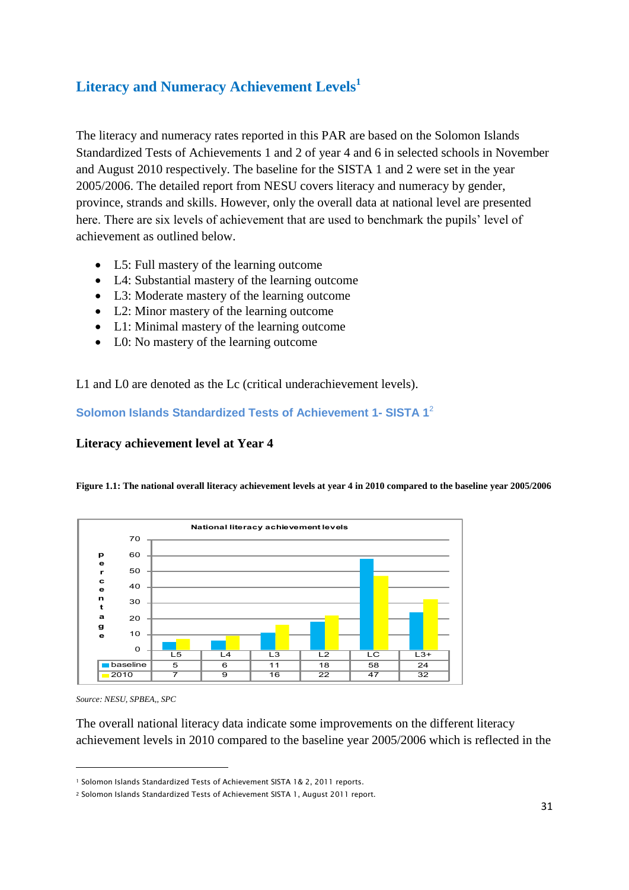## Literacy and Numeracy Achievement Levels[1]

The literacy and numeracy rates reported in this PAR are based on the Solomon Islands Standardized Tests of Achievements 1 and 2 of year 4 and 6 in selected schools in November and August 2010 respectively. The baseline for the SISTA 1 and 2 were set in the year 2005/2006. The detailed report from NESU covers literacy and numeracy by gender, province, strands and skills. However, only the overall data at national level are presented here. There are six levels of achievement that are used to benchmark the pupils' level of achievement as outlined below.

- L5: Full mastery of the learning outcome
- L4: Substantial mastery of the learning outcome
- L3: Moderate mastery of the learning outcome
- L2: Minor mastery of the learning outcome
- L1: Minimal mastery of the learning outcome
- L0: No mastery of the learning outcome

L1 and L0 are denoted as the Lc (critical underachievement levels).

### Solomon Islands Standardized Tests of Achievement 1- SISTA 1[2]

**Literacy achievement level at Year 4**

**Figure 1.1: The national overall literacy achievement levels at year 4 in 2010 compared to the baseline year 2005/2006**

National literacy achievement levels

| | L5 | L4 | L3 | L2 | LC | L3+ |
|---|---|---|---|---|---|---|
| baseline | 5 | 6 | 11 | 18 | 58 | 24 |
| 2010 | 7 | 9 | 16 | 22 | 47 | 32 |

*Source: NESU, SPBEA,, SPC*

The overall national literacy data indicate some improvements on the different literacy achievement levels in 2010 compared to the baseline year 2005/2006 which is reflected in the

[1] Solomon Islands Standardized Tests of Achievement SISTA 1& 2, 2011 reports.

[2] Solomon Islands Standardized Tests of Achievement SISTA 1, August 2011 report.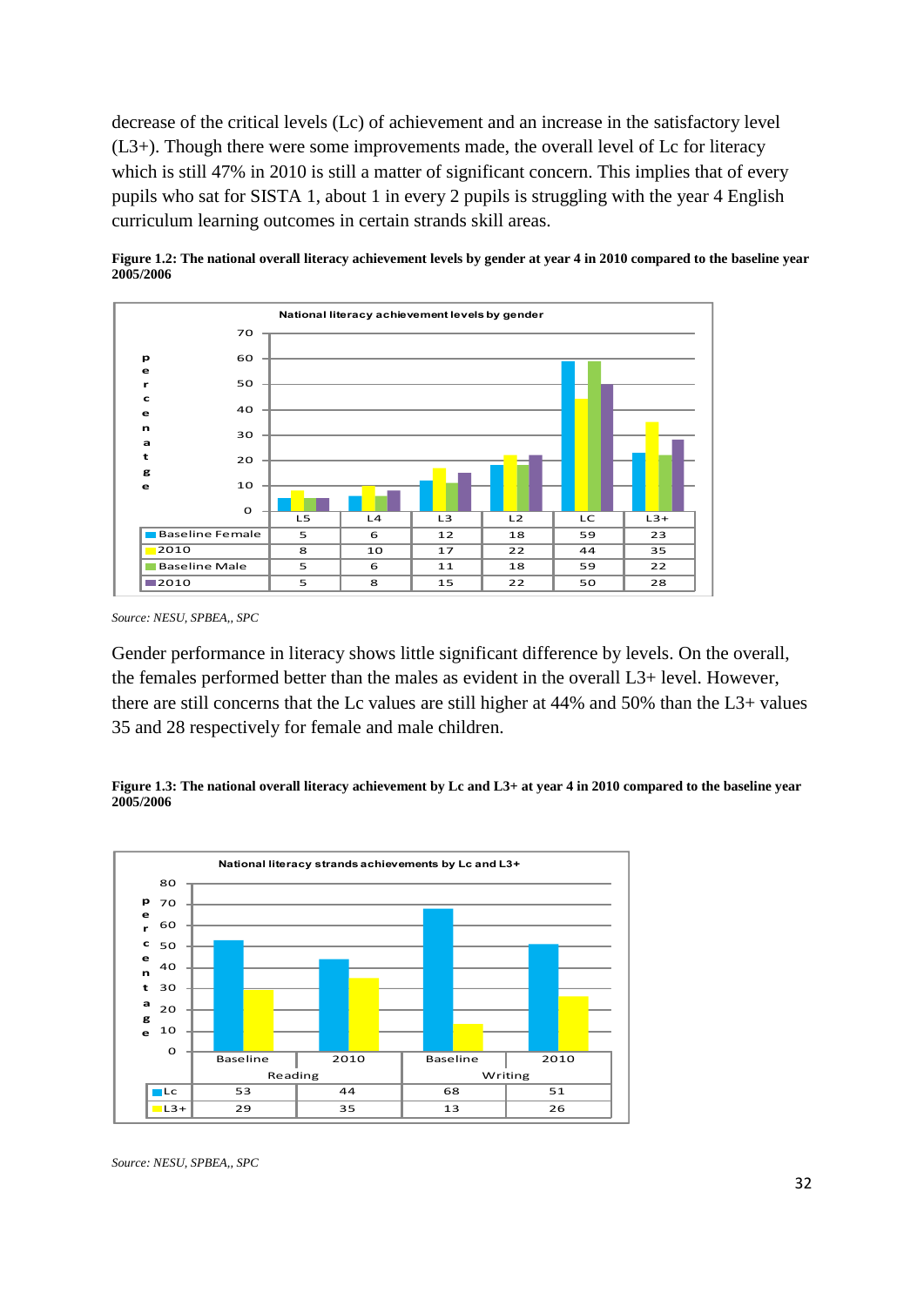decrease of the critical levels (Lc) of achievement and an increase in the satisfactory level (L3+). Though there were some improvements made, the overall level of Lc for literacy which is still 47% in 2010 is still a matter of significant concern. This implies that of every pupils who sat for SISTA 1, about 1 in every 2 pupils is struggling with the year 4 English curriculum learning outcomes in certain strands skill areas.

**Figure 1.2: The national overall literacy achievement levels by gender at year 4 in 2010 compared to the baseline year 2005/2006**

National literacy achievement levels by gender

| | L5 | L4 | L3 | L2 | LC | L3+ |
|---|---|---|---|---|---|---|
| Baseline Female | 5 | 6 | 12 | 18 | 59 | 23 |
| 2010 | 8 | 10 | 17 | 22 | 44 | 35 |
| Baseline Male | 5 | 6 | 11 | 18 | 59 | 22 |
| 2010 | 5 | 8 | 15 | 22 | 50 | 28 |

*Source: NESU, SPBEA,, SPC*

Gender performance in literacy shows little significant difference by levels. On the overall, the females performed better than the males as evident in the overall L3+ level. However, there are still concerns that the Lc values are still higher at 44% and 50% than the L3+ values 35 and 28 respectively for female and male children.

**Figure 1.3: The national overall literacy achievement by Lc and L3+ at year 4 in 2010 compared to the baseline year 2005/2006**

National literacy strands achievements by Lc and L3+

| | Reading | | Writing | |
|---|---|---|---|---|
| | Baseline | 2010 | Baseline | 2010 |
| Lc | 53 | 44 | 68 | 51 |
| L3+ | 29 | 35 | 13 | 26 |

*Source: NESU, SPBEA,, SPC*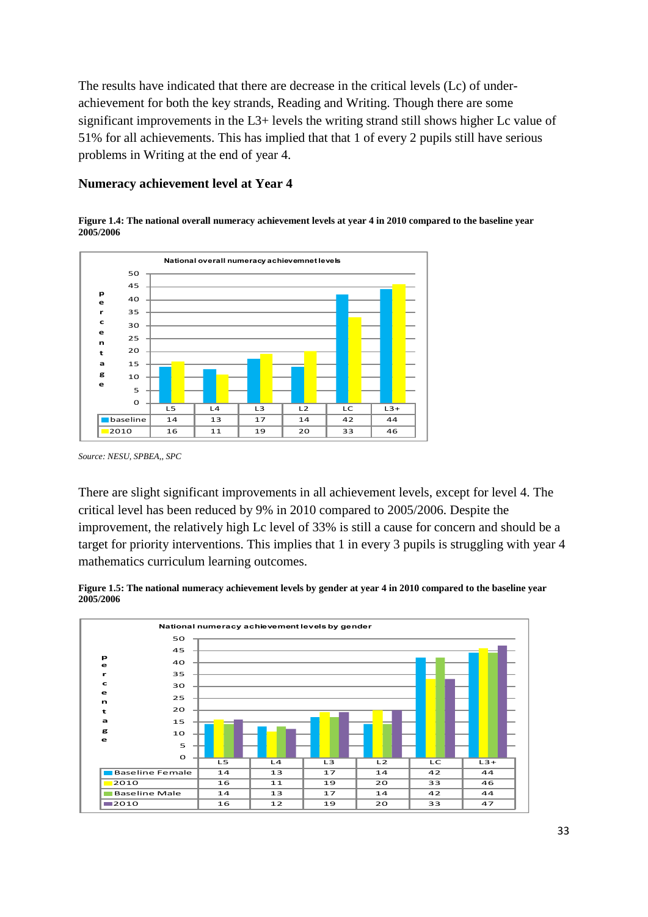The results have indicated that there are decrease in the critical levels (Lc) of under-achievement for both the key strands, Reading and Writing. Though there are some significant improvements in the L3+ levels the writing strand still shows higher Lc value of 51% for all achievements. This has implied that that 1 of every 2 pupils still have serious problems in Writing at the end of year 4.

### Numeracy achievement level at Year 4

**Figure 1.4: The national overall numeracy achievement levels at year 4 in 2010 compared to the baseline year 2005/2006**

National overall numeracy achievemnet levels

| | L5 | L4 | L3 | L2 | LC | L3+ |
|---|---|---|---|---|---|---|
| baseline | 14 | 13 | 17 | 14 | 42 | 44 |
| 2010 | 16 | 11 | 19 | 20 | 33 | 46 |

*Source: NESU, SPBEA,, SPC*

There are slight significant improvements in all achievement levels, except for level 4. The critical level has been reduced by 9% in 2010 compared to 2005/2006. Despite the improvement, the relatively high Lc level of 33% is still a cause for concern and should be a target for priority interventions. This implies that 1 in every 3 pupils is struggling with year 4 mathematics curriculum learning outcomes.

**Figure 1.5: The national numeracy achievement levels by gender at year 4 in 2010 compared to the baseline year 2005/2006**

National numeracy achievement levels by gender

| | L5 | L4 | L3 | L2 | LC | L3+ |
|---|---|---|---|---|---|---|
| Baseline Female | 14 | 13 | 17 | 14 | 42 | 44 |
| 2010 | 16 | 11 | 19 | 20 | 33 | 46 |
| Baseline Male | 14 | 13 | 17 | 14 | 42 | 44 |
| 2010 | 16 | 12 | 19 | 20 | 33 | 47 |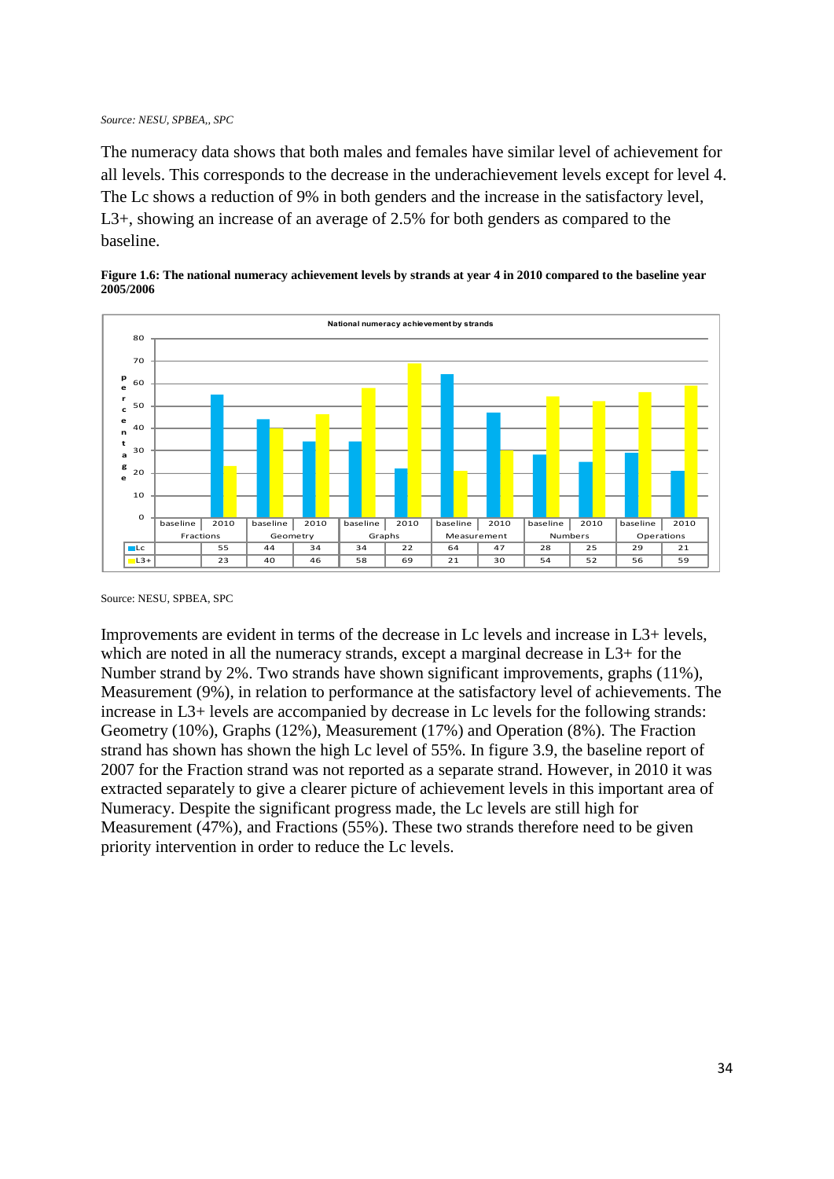*Source: NESU, SPBEA,, SPC*

The numeracy data shows that both males and females have similar level of achievement for all levels. This corresponds to the decrease in the underachievement levels except for level 4. The Lc shows a reduction of 9% in both genders and the increase in the satisfactory level, L3+, showing an increase of an average of 2.5% for both genders as compared to the baseline.

**Figure 1.6: The national numeracy achievement levels by strands at year 4 in 2010 compared to the baseline year 2005/2006**

National numeracy achievement by strands

| | Fractions | | Geometry | | Graphs | | Measurement | | Numbers | | Operations | |
|---|---|---|---|---|---|---|---|---|---|---|---|---|
| | baseline | 2010 | baseline | 2010 | baseline | 2010 | baseline | 2010 | baseline | 2010 | baseline | 2010 |
| Lc | | 55 | 44 | 34 | 34 | 22 | 64 | 47 | 28 | 25 | 29 | 21 |
| L3+ | | 23 | 40 | 46 | 58 | 69 | 21 | 30 | 54 | 52 | 56 | 59 |

Source: NESU, SPBEA, SPC

Improvements are evident in terms of the decrease in Lc levels and increase in L3+ levels, which are noted in all the numeracy strands, except a marginal decrease in L3+ for the Number strand by 2%. Two strands have shown significant improvements, graphs (11%), Measurement (9%), in relation to performance at the satisfactory level of achievements. The increase in L3+ levels are accompanied by decrease in Lc levels for the following strands: Geometry (10%), Graphs (12%), Measurement (17%) and Operation (8%). The Fraction strand has shown has shown the high Lc level of 55%. In figure 3.9, the baseline report of 2007 for the Fraction strand was not reported as a separate strand. However, in 2010 it was extracted separately to give a clearer picture of achievement levels in this important area of Numeracy. Despite the significant progress made, the Lc levels are still high for Measurement (47%), and Fractions (55%). These two strands therefore need to be given priority intervention in order to reduce the Lc levels.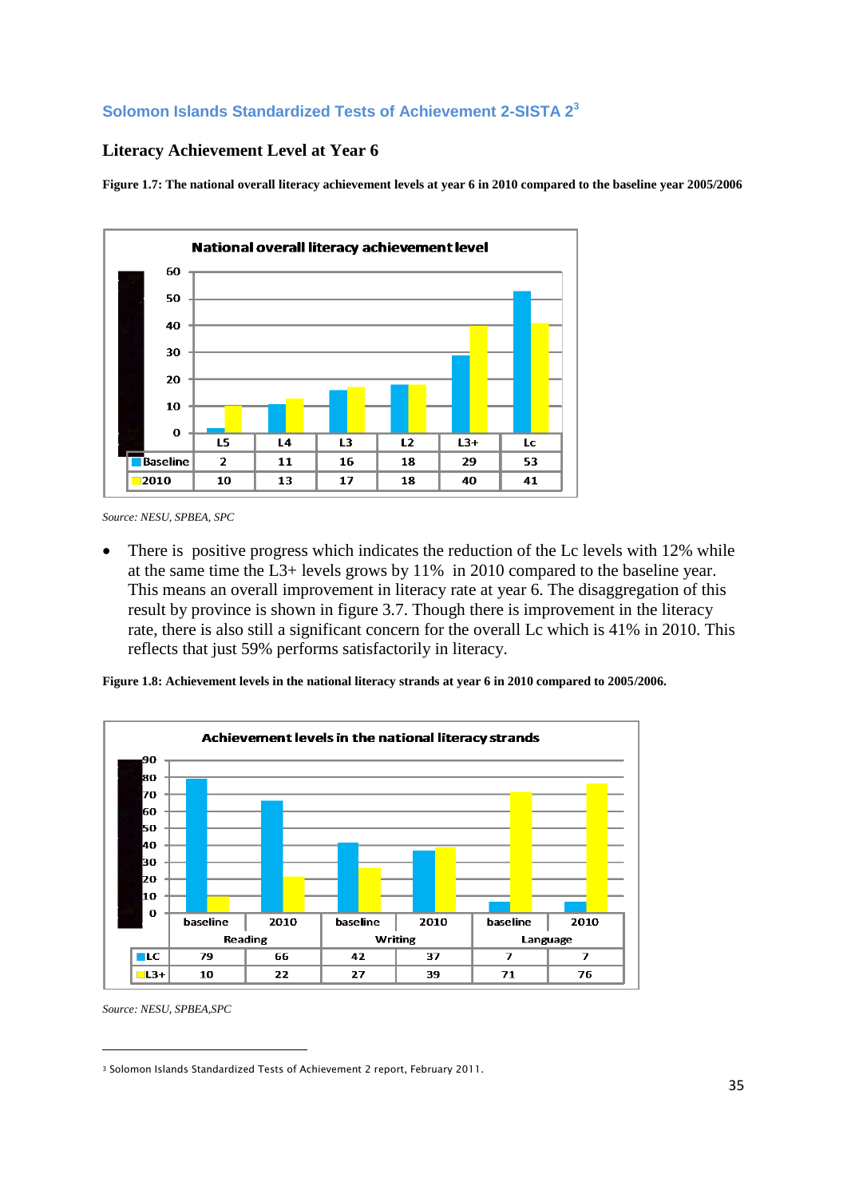## Solomon Islands Standardized Tests of Achievement 2-SISTA 2[3]

### Literacy Achievement Level at Year 6

**Figure 1.7: The national overall literacy achievement levels at year 6 in 2010 compared to the baseline year 2005/2006**

National overall literacy achievement level

| | L5 | L4 | L3 | L2 | L3+ | Lc |
|---|---|---|---|---|---|---|
| Baseline | 2 | 11 | 16 | 18 | 29 | 53 |
| 2010 | 10 | 13 | 17 | 18 | 40 | 41 |

*Source: NESU, SPBEA, SPC*

- There is positive progress which indicates the reduction of the Lc levels with 12% while at the same time the L3+ levels grows by 11% in 2010 compared to the baseline year. This means an overall improvement in literacy rate at year 6. The disaggregation of this result by province is shown in figure 3.7. Though there is improvement in the literacy rate, there is also still a significant concern for the overall Lc which is 41% in 2010. This reflects that just 59% performs satisfactorily in literacy.

**Figure 1.8: Achievement levels in the national literacy strands at year 6 in 2010 compared to 2005/2006.**

Achievement levels in the national literacy strands

| | Reading | | Writing | | Language | |
|---|---|---|---|---|---|---|
| | baseline | 2010 | baseline | 2010 | baseline | 2010 |
| LC | 79 | 66 | 42 | 37 | 7 | 7 |
| L3+ | 10 | 22 | 27 | 39 | 71 | 76 |

*Source: NESU, SPBEA,SPC*

[3] Solomon Islands Standardized Tests of Achievement 2 report, February 2011.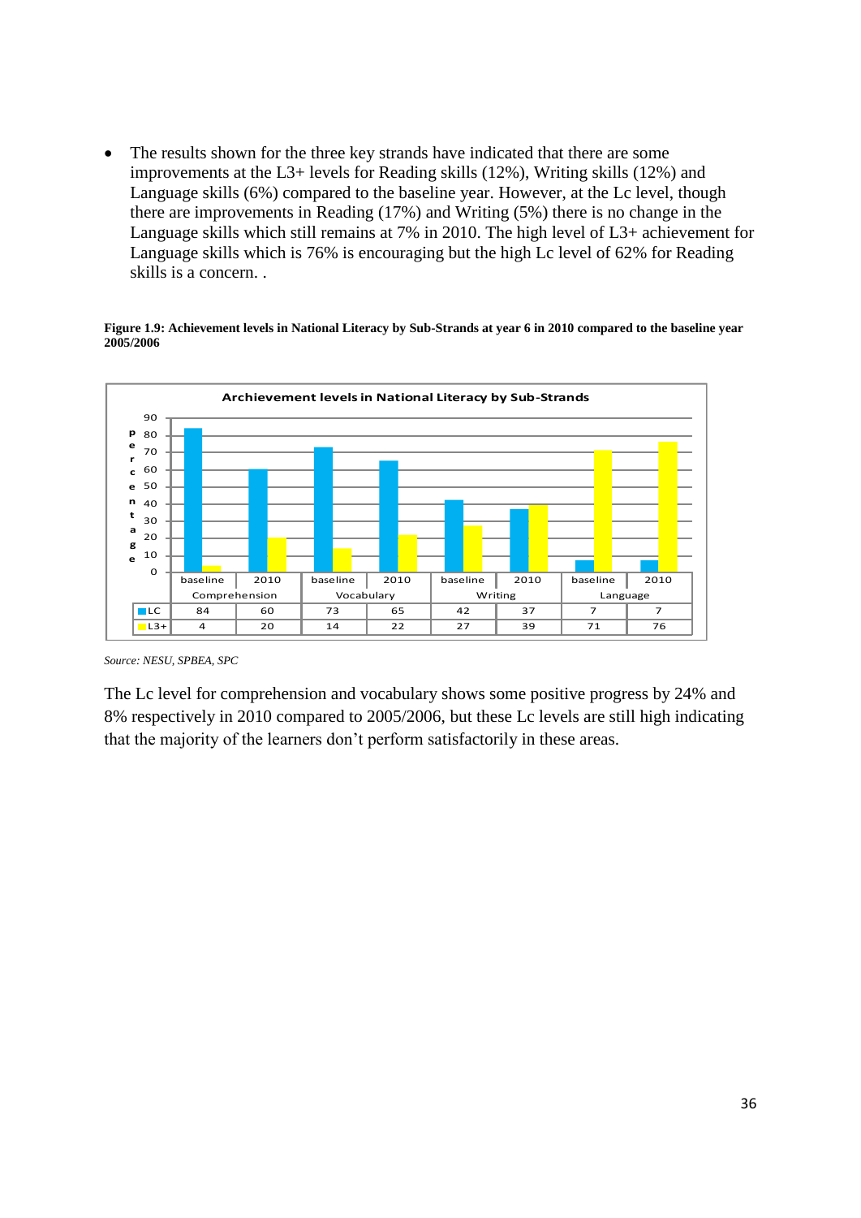- The results shown for the three key strands have indicated that there are some improvements at the L3+ levels for Reading skills (12%), Writing skills (12%) and Language skills (6%) compared to the baseline year. However, at the Lc level, though there are improvements in Reading (17%) and Writing (5%) there is no change in the Language skills which still remains at 7% in 2010. The high level of L3+ achievement for Language skills which is 76% is encouraging but the high Lc level of 62% for Reading skills is a concern. .

**Figure 1.9: Achievement levels in National Literacy by Sub-Strands at year 6 in 2010 compared to the baseline year 2005/2006**

**Archievement levels in National Literacy by Sub-Strands**

| | Comprehension | | Vocabulary | | Writing | | Language | |
|---|---|---|---|---|---|---|---|---|
| | baseline | 2010 | baseline | 2010 | baseline | 2010 | baseline | 2010 |
| LC | 84 | 60 | 73 | 65 | 42 | 37 | 7 | 7 |
| L3+ | 4 | 20 | 14 | 22 | 27 | 39 | 71 | 76 |

*Source: NESU, SPBEA, SPC*

The Lc level for comprehension and vocabulary shows some positive progress by 24% and 8% respectively in 2010 compared to 2005/2006, but these Lc levels are still high indicating that the majority of the learners don't perform satisfactorily in these areas.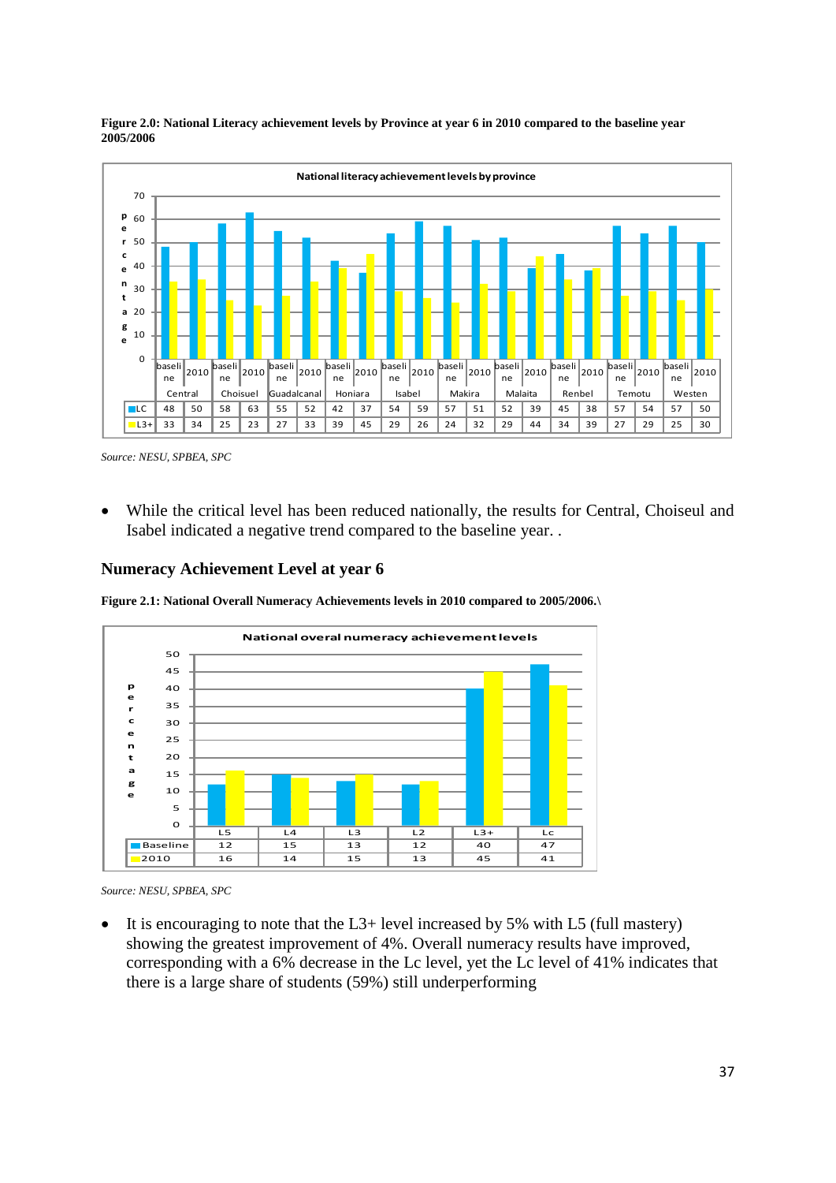**Figure 2.0: National Literacy achievement levels by Province at year 6 in 2010 compared to the baseline year 2005/2006**

National literacy achievement levels by province

| | Central | | Choiseul | | Guadalcanal | | Honiara | | Isabel | | Makira | | Malaita | | Renbel | | Temotu | | Westen | |
|---|---|---|---|---|---|---|---|---|---|---|---|---|---|---|---|---|---|---|---|---|
| | baseline | 2010 | baseline | 2010 | baseline | 2010 | baseline | 2010 | baseline | 2010 | baseline | 2010 | baseline | 2010 | baseline | 2010 | baseline | 2010 | baseline | 2010 |
| LC | 48 | 50 | 58 | 63 | 55 | 52 | 42 | 37 | 54 | 59 | 57 | 51 | 52 | 39 | 45 | 38 | 57 | 54 | 57 | 50 |
| L3+ | 33 | 34 | 25 | 23 | 27 | 33 | 39 | 45 | 29 | 26 | 24 | 32 | 29 | 44 | 34 | 39 | 27 | 29 | 25 | 30 |

*Source: NESU, SPBEA, SPC*

- While the critical level has been reduced nationally, the results for Central, Choiseul and Isabel indicated a negative trend compared to the baseline year. .

## Numeracy Achievement Level at year 6

**Figure 2.1: National Overall Numeracy Achievements levels in 2010 compared to 2005/2006.\**

National overal numeracy achievement levels

| | L5 | L4 | L3 | L2 | L3+ | Lc |
|---|---|---|---|---|---|---|
| Baseline | 12 | 15 | 13 | 12 | 40 | 47 |
| 2010 | 16 | 14 | 15 | 13 | 45 | 41 |

*Source: NESU, SPBEA, SPC*

- It is encouraging to note that the L3+ level increased by 5% with L5 (full mastery) showing the greatest improvement of 4%. Overall numeracy results have improved, corresponding with a 6% decrease in the Lc level, yet the Lc level of 41% indicates that there is a large share of students (59%) still underperforming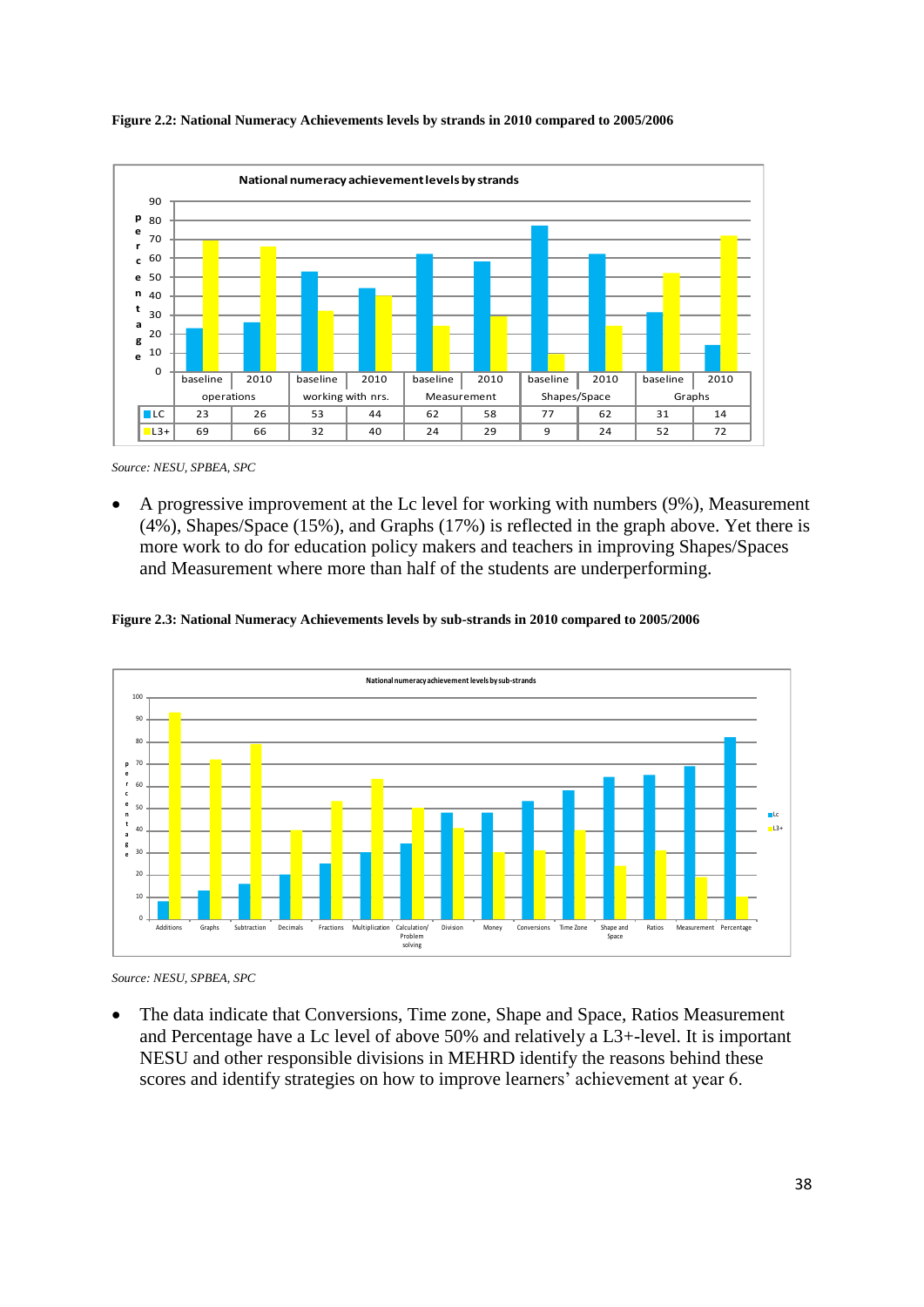**Figure 2.2: National Numeracy Achievements levels by strands in 2010 compared to 2005/2006**

National numeracy achievement levels by strands

| | operations | | working with nrs. | | Measurement | | Shapes/Space | | Graphs | |
|---|---|---|---|---|---|---|---|---|---|---|
| | baseline | 2010 | baseline | 2010 | baseline | 2010 | baseline | 2010 | baseline | 2010 |
| LC | 23 | 26 | 53 | 44 | 62 | 58 | 77 | 62 | 31 | 14 |
| L3+ | 69 | 66 | 32 | 40 | 24 | 29 | 9 | 24 | 52 | 72 |

*Source: NESU, SPBEA, SPC*

- A progressive improvement at the Lc level for working with numbers (9%), Measurement (4%), Shapes/Space (15%), and Graphs (17%) is reflected in the graph above. Yet there is more work to do for education policy makers and teachers in improving Shapes/Spaces and Measurement where more than half of the students are underperforming.

**Figure 2.3: National Numeracy Achievements levels by sub-strands in 2010 compared to 2005/2006**

National numeracy achievement levels by sub-strands

*Source: NESU, SPBEA, SPC*

- The data indicate that Conversions, Time zone, Shape and Space, Ratios Measurement and Percentage have a Lc level of above 50% and relatively a L3+-level. It is important NESU and other responsible divisions in MEHRD identify the reasons behind these scores and identify strategies on how to improve learners' achievement at year 6.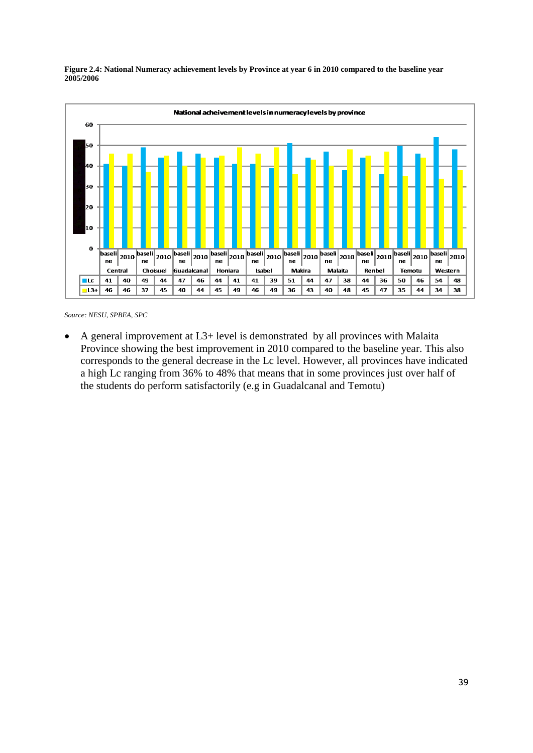**Figure 2.4: National Numeracy achievement levels by Province at year 6 in 2010 compared to the baseline year 2005/2006**

National acheivement levels in numeracy levels by province

| | Central | | Choiseul | | Guadalcanal | | Honiara | | Isabel | | Makira | | Malaita | | Renbel | | Temotu | | Western | |
|---|---|---|---|---|---|---|---|---|---|---|---|---|---|---|---|---|---|---|---|---|
| | baseline | 2010 | baseline | 2010 | baseline | 2010 | baseline | 2010 | baseline | 2010 | baseline | 2010 | baseline | 2010 | baseline | 2010 | baseline | 2010 | baseline | 2010 |
| Lc | 41 | 40 | 49 | 44 | 47 | 46 | 44 | 41 | 41 | 39 | 51 | 44 | 47 | 38 | 44 | 36 | 50 | 46 | 54 | 48 |
| L3+ | 46 | 46 | 37 | 45 | 40 | 44 | 45 | 49 | 46 | 49 | 36 | 43 | 40 | 48 | 45 | 47 | 35 | 44 | 34 | 38 |

*Source: NESU, SPBEA, SPC*

- A general improvement at L3+ level is demonstrated by all provinces with Malaita Province showing the best improvement in 2010 compared to the baseline year. This also corresponds to the general decrease in the Lc level. However, all provinces have indicated a high Lc ranging from 36% to 48% that means that in some provinces just over half of the students do perform satisfactorily (e.g in Guadalcanal and Temotu)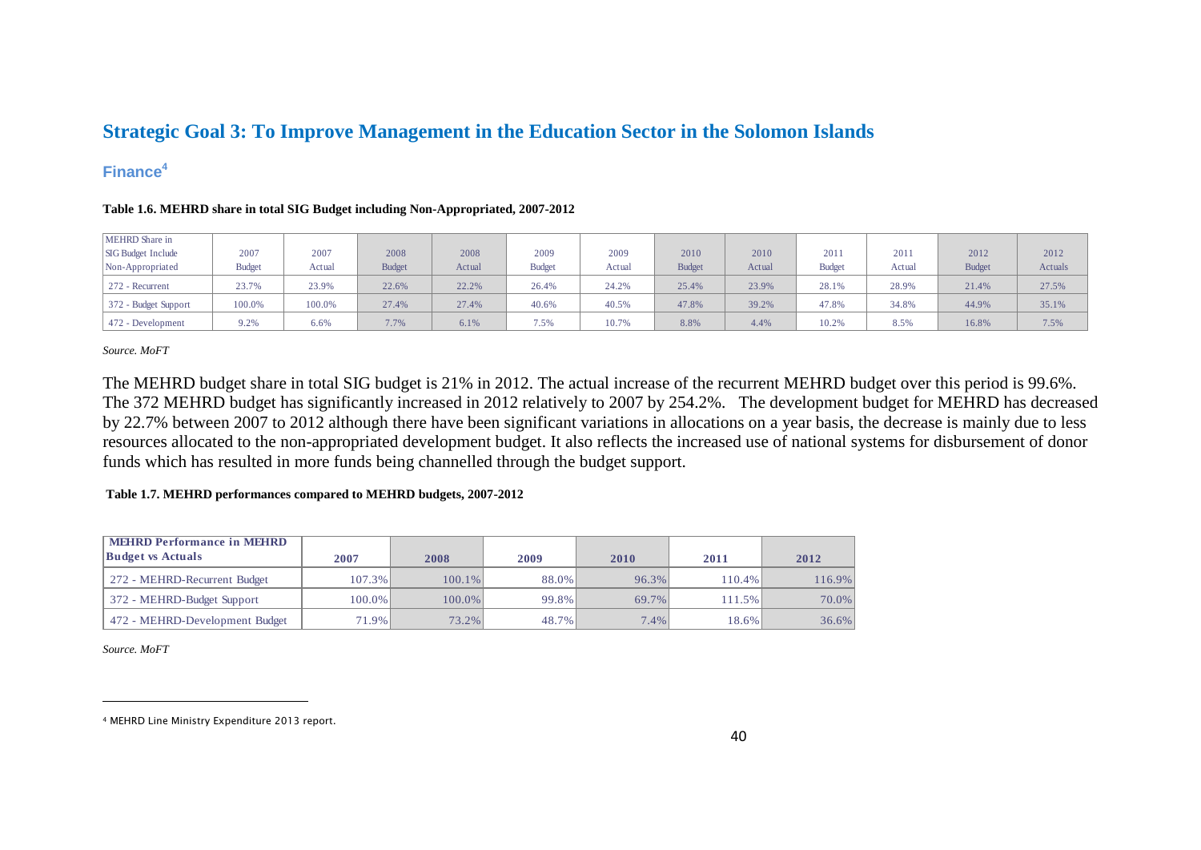# Strategic Goal 3: To Improve Management in the Education Sector in the Solomon Islands

## Finance[4]

**Table 1.6. MEHRD share in total SIG Budget including Non-Appropriated, 2007-2012**

| MEHRD Share in SIG Budget Include Non-Appropriated | 2007 Budget | 2007 Actual | 2008 Budget | 2008 Actual | 2009 Budget | 2009 Actual | 2010 Budget | 2010 Actual | 2011 Budget | 2011 Actual | 2012 Budget | 2012 Actuals |
|---|---|---|---|---|---|---|---|---|---|---|---|---|
| 272 - Recurrent | 23.7% | 23.9% | 22.6% | 22.2% | 26.4% | 24.2% | 25.4% | 23.9% | 28.1% | 28.9% | 21.4% | 27.5% |
| 372 - Budget Support | 100.0% | 100.0% | 27.4% | 27.4% | 40.6% | 40.5% | 47.8% | 39.2% | 47.8% | 34.8% | 44.9% | 35.1% |
| 472 - Development | 9.2% | 6.6% | 7.7% | 6.1% | 7.5% | 10.7% | 8.8% | 4.4% | 10.2% | 8.5% | 16.8% | 7.5% |

*Source. MoFT*

The MEHRD budget share in total SIG budget is 21% in 2012. The actual increase of the recurrent MEHRD budget over this period is 99.6%. The 372 MEHRD budget has significantly increased in 2012 relatively to 2007 by 254.2%. The development budget for MEHRD has decreased by 22.7% between 2007 to 2012 although there have been significant variations in allocations on a year basis, the decrease is mainly due to less resources allocated to the non-appropriated development budget. It also reflects the increased use of national systems for disbursement of donor funds which has resulted in more funds being channelled through the budget support.

**Table 1.7. MEHRD performances compared to MEHRD budgets, 2007-2012**

| MEHRD Performance in MEHRD Budget vs Actuals | 2007 | 2008 | 2009 | 2010 | 2011 | 2012 |
|---|---|---|---|---|---|---|
| 272 - MEHRD-Recurrent Budget | 107.3% | 100.1% | 88.0% | 96.3% | 110.4% | 116.9% |
| 372 - MEHRD-Budget Support | 100.0% | 100.0% | 99.8% | 69.7% | 111.5% | 70.0% |
| 472 - MEHRD-Development Budget | 71.9% | 73.2% | 48.7% | 7.4% | 18.6% | 36.6% |

*Source. MoFT*

[4] MEHRD Line Ministry Expenditure 2013 report.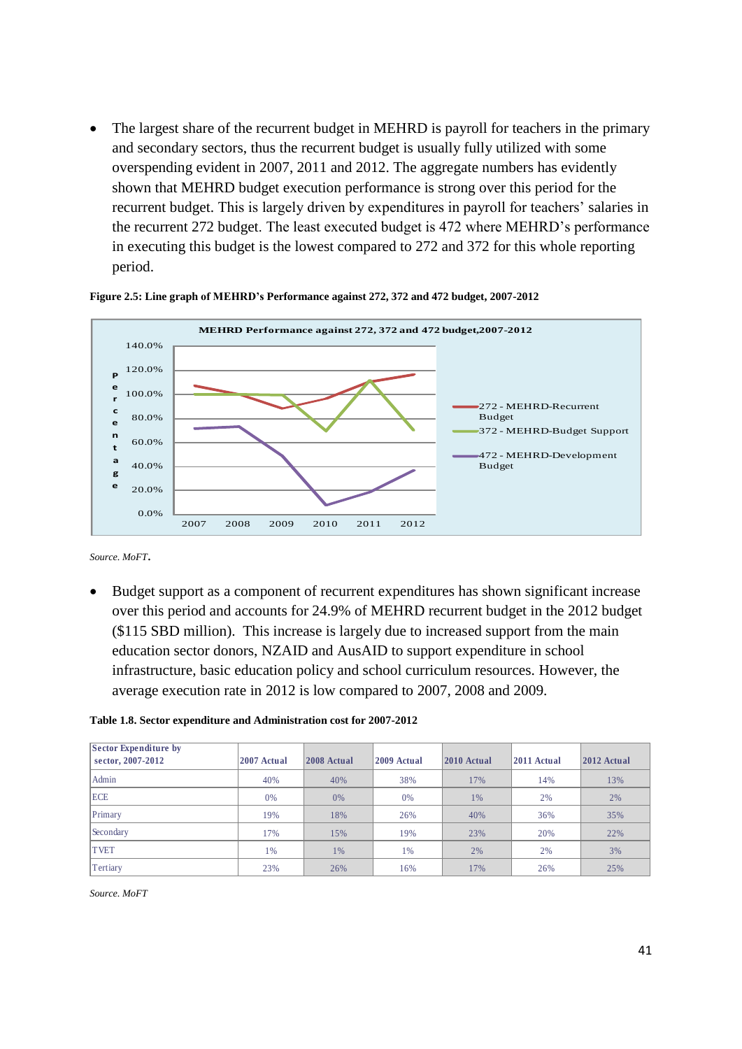- The largest share of the recurrent budget in MEHRD is payroll for teachers in the primary and secondary sectors, thus the recurrent budget is usually fully utilized with some overspending evident in 2007, 2011 and 2012. The aggregate numbers has evidently shown that MEHRD budget execution performance is strong over this period for the recurrent budget. This is largely driven by expenditures in payroll for teachers' salaries in the recurrent 272 budget. The least executed budget is 472 where MEHRD's performance in executing this budget is the lowest compared to 272 and 372 for this whole reporting period.

**Figure 2.5: Line graph of MEHRD's Performance against 272, 372 and 472 budget, 2007-2012**

*Source. MoFT*.

- Budget support as a component of recurrent expenditures has shown significant increase over this period and accounts for 24.9% of MEHRD recurrent budget in the 2012 budget ($115 SBD million). This increase is largely due to increased support from the main education sector donors, NZAID and AusAID to support expenditure in school infrastructure, basic education policy and school curriculum resources. However, the average execution rate in 2012 is low compared to 2007, 2008 and 2009.

**Table 1.8. Sector expenditure and Administration cost for 2007-2012**

| Sector Expenditure by sector, 2007-2012 | 2007 Actual | 2008 Actual | 2009 Actual | 2010 Actual | 2011 Actual | 2012 Actual |
|---|---|---|---|---|---|---|
| Admin | 40% | 40% | 38% | 17% | 14% | 13% |
| ECE | 0% | 0% | 0% | 1% | 2% | 2% |
| Primary | 19% | 18% | 26% | 40% | 36% | 35% |
| Secondary | 17% | 15% | 19% | 23% | 20% | 22% |
| TVET | 1% | 1% | 1% | 2% | 2% | 3% |
| Tertiary | 23% | 26% | 16% | 17% | 26% | 25% |

*Source. MoFT*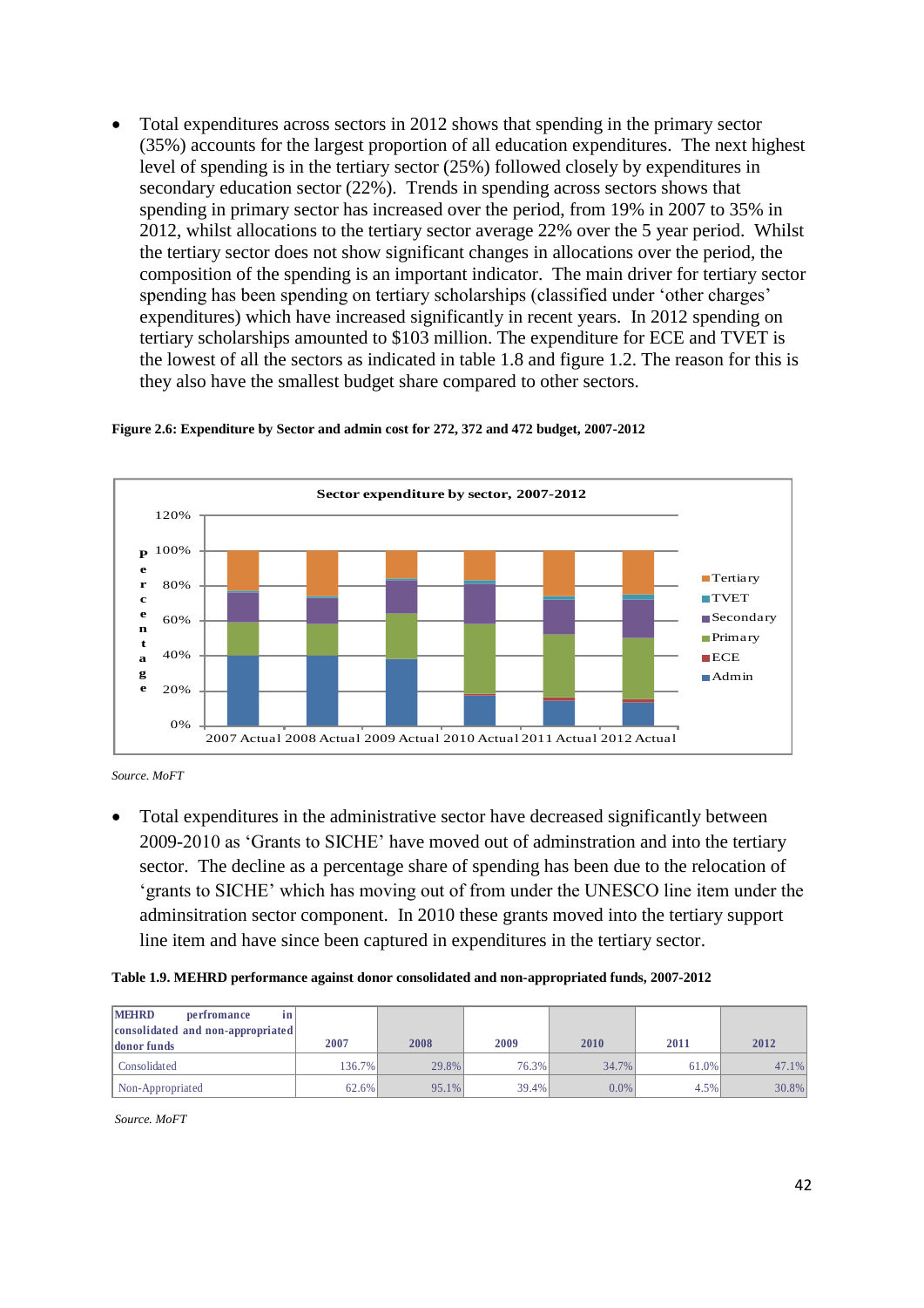- Total expenditures across sectors in 2012 shows that spending in the primary sector (35%) accounts for the largest proportion of all education expenditures. The next highest level of spending is in the tertiary sector (25%) followed closely by expenditures in secondary education sector (22%). Trends in spending across sectors shows that spending in primary sector has increased over the period, from 19% in 2007 to 35% in 2012, whilst allocations to the tertiary sector average 22% over the 5 year period. Whilst the tertiary sector does not show significant changes in allocations over the period, the composition of the spending is an important indicator. The main driver for tertiary sector spending has been spending on tertiary scholarships (classified under 'other charges' expenditures) which have increased significantly in recent years. In 2012 spending on tertiary scholarships amounted to $103 million. The expenditure for ECE and TVET is the lowest of all the sectors as indicated in table 1.8 and figure 1.2. The reason for this is they also have the smallest budget share compared to other sectors.

**Figure 2.6: Expenditure by Sector and admin cost for 272, 372 and 472 budget, 2007-2012**

*Source. MoFT*

- Total expenditures in the administrative sector have decreased significantly between 2009-2010 as 'Grants to SICHE' have moved out of adminstration and into the tertiary sector. The decline as a percentage share of spending has been due to the relocation of 'grants to SICHE' which has moving out of from under the UNESCO line item under the adminsitration sector component. In 2010 these grants moved into the tertiary support line item and have since been captured in expenditures in the tertiary sector.

**Table 1.9. MEHRD performance against donor consolidated and non-appropriated funds, 2007-2012**

| MEHRD perfromance in consolidated and non-appropriated donor funds | 2007 | 2008 | 2009 | 2010 | 2011 | 2012 |
|---|---|---|---|---|---|---|
| Consolidated | 136.7% | 29.8% | 76.3% | 34.7% | 61.0% | 47.1% |
| Non-Appropriated | 62.6% | 95.1% | 39.4% | 0.0% | 4.5% | 30.8% |

*Source. MoFT*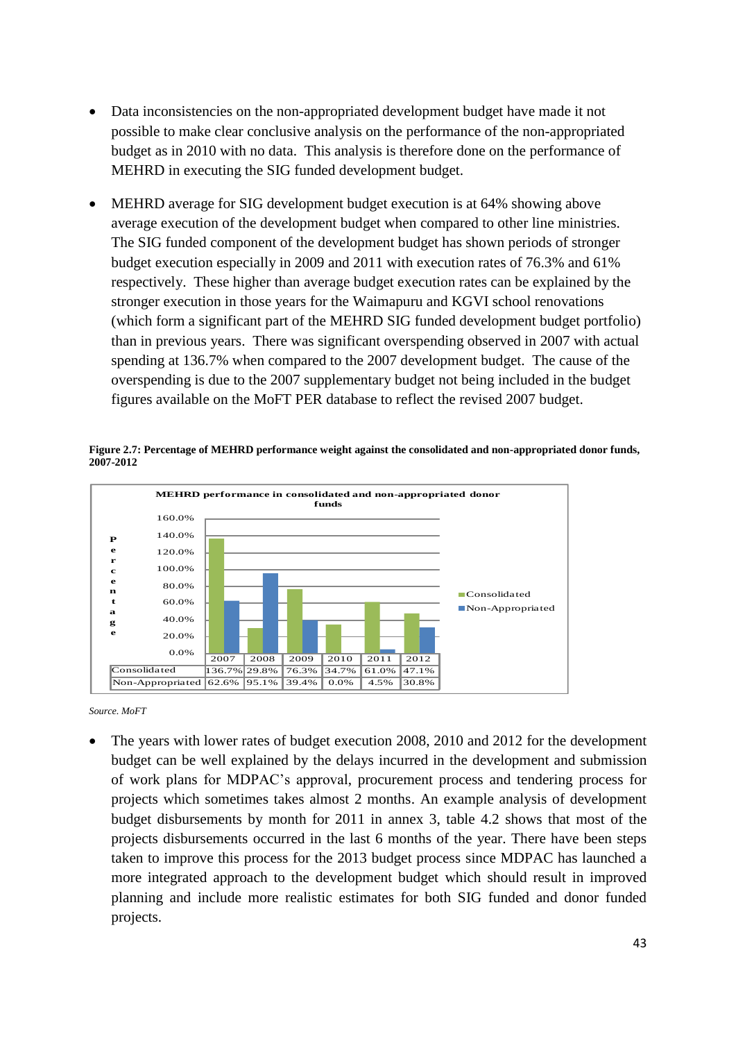- Data inconsistencies on the non-appropriated development budget have made it not possible to make clear conclusive analysis on the performance of the non-appropriated budget as in 2010 with no data. This analysis is therefore done on the performance of MEHRD in executing the SIG funded development budget.

- MEHRD average for SIG development budget execution is at 64% showing above average execution of the development budget when compared to other line ministries. The SIG funded component of the development budget has shown periods of stronger budget execution especially in 2009 and 2011 with execution rates of 76.3% and 61% respectively. These higher than average budget execution rates can be explained by the stronger execution in those years for the Waimapuru and KGVI school renovations (which form a significant part of the MEHRD SIG funded development budget portfolio) than in previous years. There was significant overspending observed in 2007 with actual spending at 136.7% when compared to the 2007 development budget. The cause of the overspending is due to the 2007 supplementary budget not being included in the budget figures available on the MoFT PER database to reflect the revised 2007 budget.

**Figure 2.7: Percentage of MEHRD performance weight against the consolidated and non-appropriated donor funds, 2007-2012**

MEHRD performance in consolidated and non-appropriated donor funds

| | 2007 | 2008 | 2009 | 2010 | 2011 | 2012 |
|---|---|---|---|---|---|---|
| Consolidated | 136.7% | 29.8% | 76.3% | 34.7% | 61.0% | 47.1% |
| Non-Appropriated | 62.6% | 95.1% | 39.4% | 0.0% | 4.5% | 30.8% |

*Source. MoFT*

- The years with lower rates of budget execution 2008, 2010 and 2012 for the development budget can be well explained by the delays incurred in the development and submission of work plans for MDPAC's approval, procurement process and tendering process for projects which sometimes takes almost 2 months. An example analysis of development budget disbursements by month for 2011 in annex 3, table 4.2 shows that most of the projects disbursements occurred in the last 6 months of the year. There have been steps taken to improve this process for the 2013 budget process since MDPAC has launched a more integrated approach to the development budget which should result in improved planning and include more realistic estimates for both SIG funded and donor funded projects.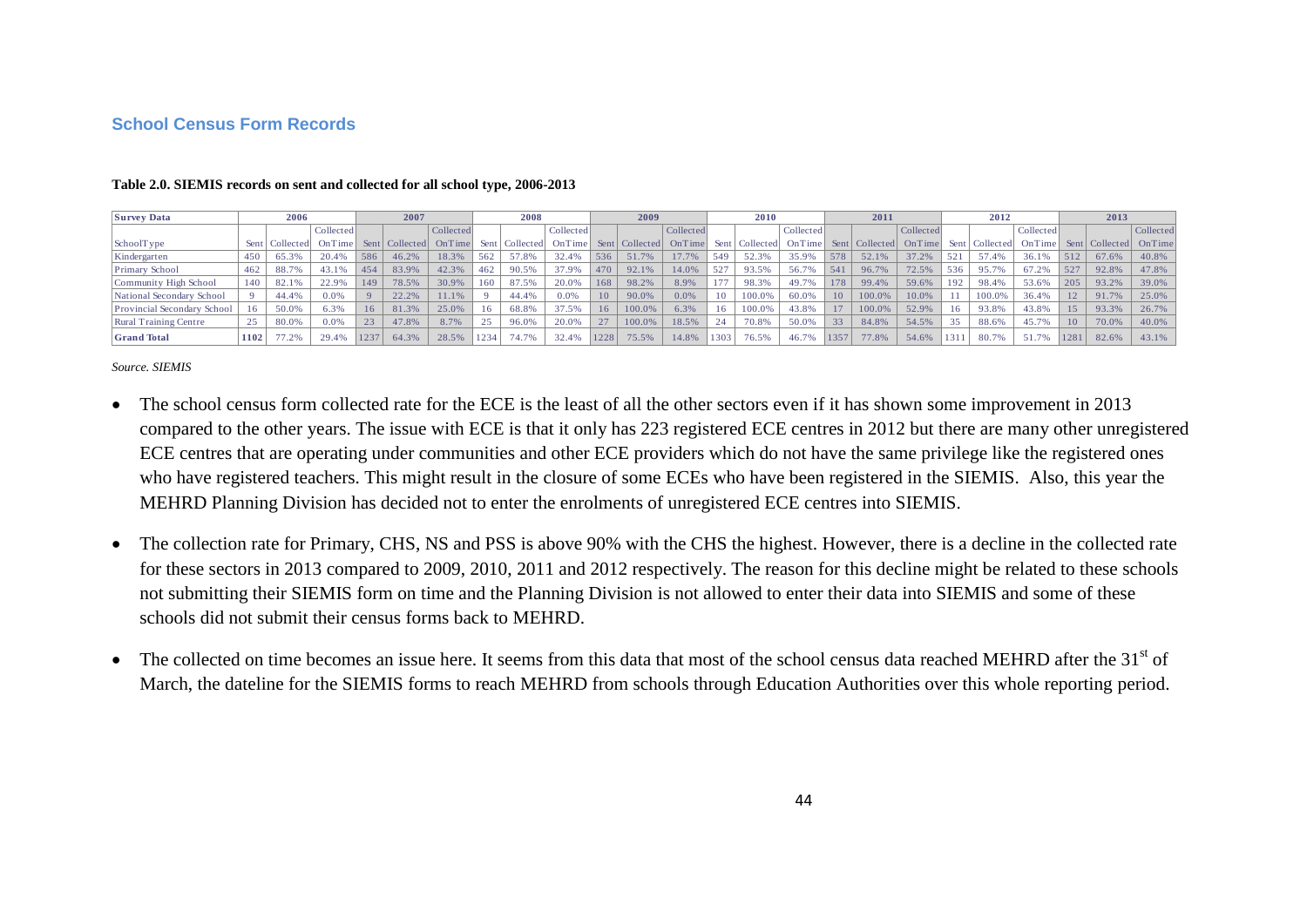## School Census Form Records

**Table 2.0. SIEMIS records on sent and collected for all school type, 2006-2013**

| Survey Data | 2006 | | | 2007 | | | 2008 | | | 2009 | | | 2010 | | | 2011 | | | 2012 | | | 2013 | | |
|---|---|---|---|---|---|---|---|---|---|---|---|---|---|---|---|---|---|---|---|---|---|---|---|---|
| SchoolType | Sent | Collected | Collected OnTime | Sent | Collected | Collected OnTime | Sent | Collected | Collected OnTime | Sent | Collected | Collected OnTime | Sent | Collected | Collected OnTime | Sent | Collected | Collected OnTime | Sent | Collected | Collected OnTime | Sent | Collected | Collected OnTime |
| Kindergarten | 450 | 65.3% | 20.4% | 586 | 46.2% | 18.3% | 562 | 57.8% | 32.4% | 536 | 51.7% | 17.7% | 549 | 52.3% | 35.9% | 578 | 52.1% | 37.2% | 521 | 57.4% | 36.1% | 512 | 67.6% | 40.8% |
| Primary School | 462 | 88.7% | 43.1% | 454 | 83.9% | 42.3% | 462 | 90.5% | 37.9% | 470 | 92.1% | 14.0% | 527 | 93.5% | 56.7% | 541 | 96.7% | 72.5% | 536 | 95.7% | 67.2% | 527 | 92.8% | 47.8% |
| Community High School | 140 | 82.1% | 22.9% | 149 | 78.5% | 30.9% | 160 | 87.5% | 20.0% | 168 | 98.2% | 8.9% | 177 | 98.3% | 49.7% | 178 | 99.4% | 59.6% | 192 | 98.4% | 53.6% | 205 | 93.2% | 39.0% |
| National Secondary School | 9 | 44.4% | 0.0% | 9 | 22.2% | 11.1% | 9 | 44.4% | 0.0% | 10 | 90.0% | 0.0% | 10 | 100.0% | 60.0% | 10 | 100.0% | 10.0% | 11 | 100.0% | 36.4% | 12 | 91.7% | 25.0% |
| Provincial Secondary School | 16 | 50.0% | 6.3% | 16 | 81.3% | 25.0% | 16 | 68.8% | 37.5% | 16 | 100.0% | 6.3% | 16 | 100.0% | 43.8% | 17 | 100.0% | 52.9% | 16 | 93.8% | 43.8% | 15 | 93.3% | 26.7% |
| Rural Training Centre | 25 | 80.0% | 0.0% | 23 | 47.8% | 8.7% | 25 | 96.0% | 20.0% | 27 | 100.0% | 18.5% | 24 | 70.8% | 50.0% | 33 | 84.8% | 54.5% | 35 | 88.6% | 45.7% | 10 | 70.0% | 40.0% |
| **Grand Total** | 1102 | 77.2% | 29.4% | 1237 | 64.3% | 28.5% | 1234 | 74.7% | 32.4% | 1228 | 75.5% | 14.8% | 1303 | 76.5% | 46.7% | 1357 | 77.8% | 54.6% | 1311 | 80.7% | 51.7% | 1281 | 82.6% | 43.1% |

*Source. SIEMIS*

- The school census form collected rate for the ECE is the least of all the other sectors even if it has shown some improvement in 2013 compared to the other years. The issue with ECE is that it only has 223 registered ECE centres in 2012 but there are many other unregistered ECE centres that are operating under communities and other ECE providers which do not have the same privilege like the registered ones who have registered teachers. This might result in the closure of some ECEs who have been registered in the SIEMIS. Also, this year the MEHRD Planning Division has decided not to enter the enrolments of unregistered ECE centres into SIEMIS.

- The collection rate for Primary, CHS, NS and PSS is above 90% with the CHS the highest. However, there is a decline in the collected rate for these sectors in 2013 compared to 2009, 2010, 2011 and 2012 respectively. The reason for this decline might be related to these schools not submitting their SIEMIS form on time and the Planning Division is not allowed to enter their data into SIEMIS and some of these schools did not submit their census forms back to MEHRD.

- The collected on time becomes an issue here. It seems from this data that most of the school census data reached MEHRD after the 31st of March, the dateline for the SIEMIS forms to reach MEHRD from schools through Education Authorities over this whole reporting period.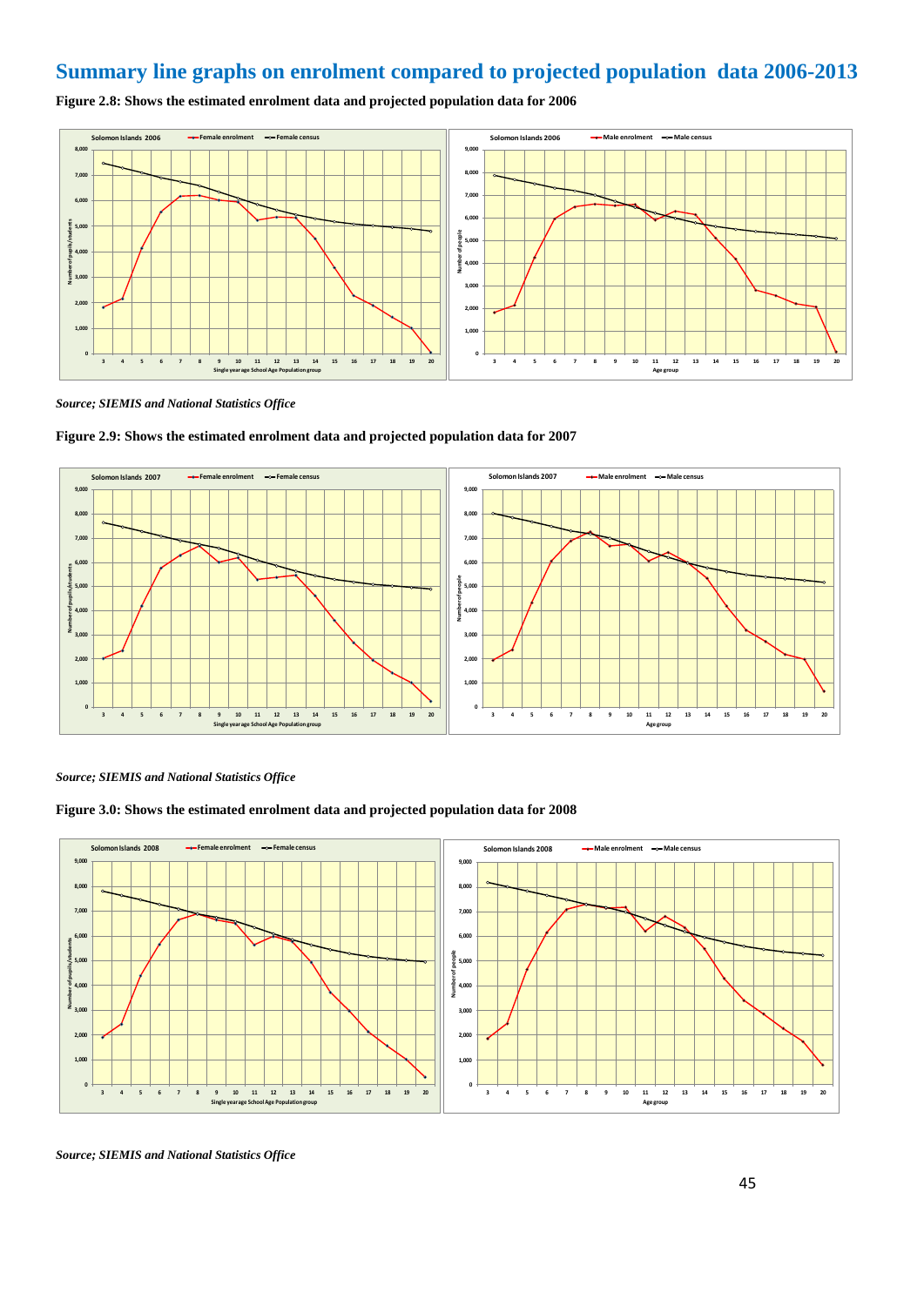## Summary line graphs on enrolment compared to projected population data 2006-2013

**Figure 2.8: Shows the estimated enrolment data and projected population data for 2006**

*Source; SIEMIS and National Statistics Office*

**Figure 2.9: Shows the estimated enrolment data and projected population data for 2007**

*Source; SIEMIS and National Statistics Office*

**Figure 3.0: Shows the estimated enrolment data and projected population data for 2008**

*Source; SIEMIS and National Statistics Office*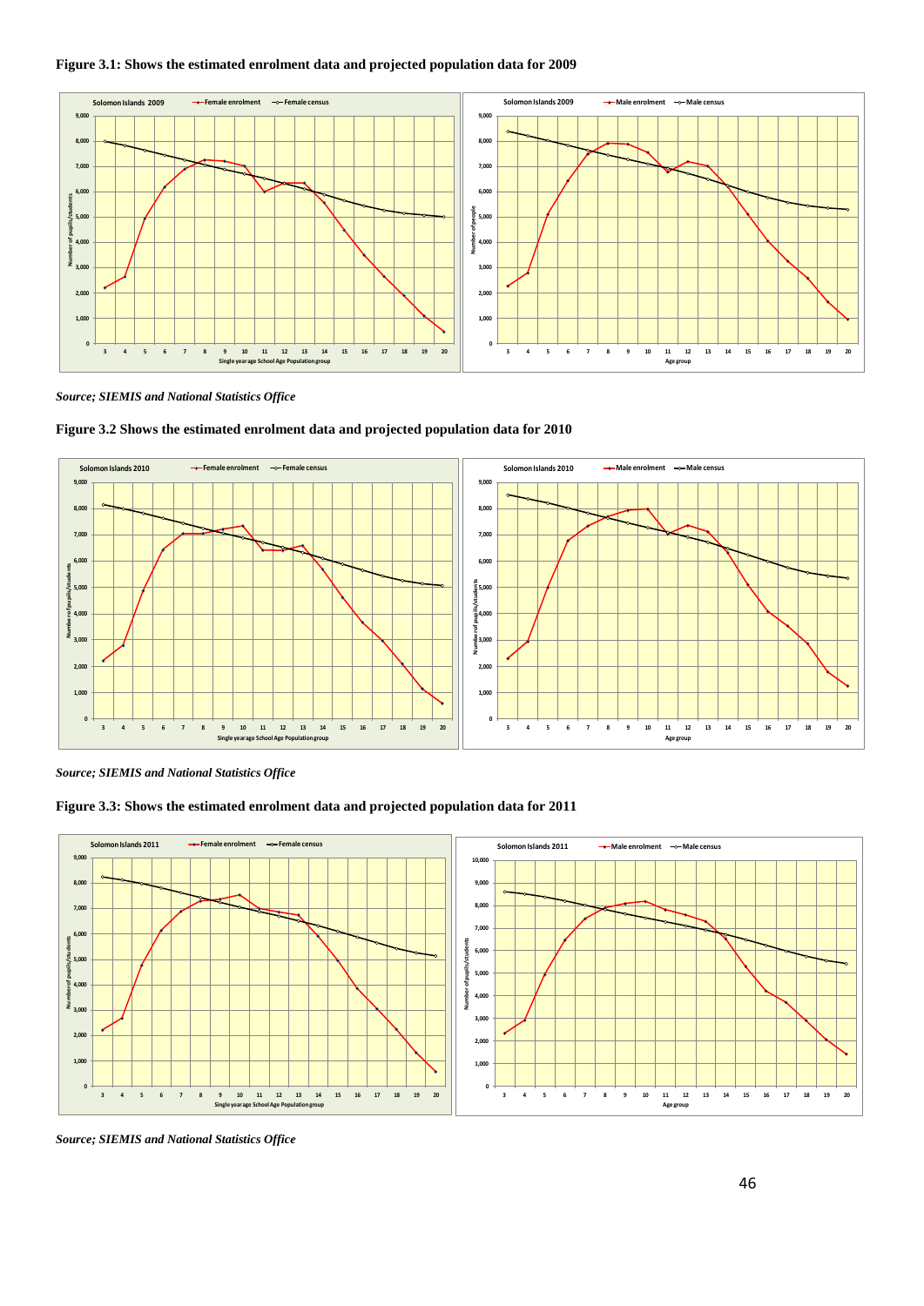**Figure 3.1: Shows the estimated enrolment data and projected population data for 2009**

*Source; SIEMIS and National Statistics Office*

**Figure 3.2 Shows the estimated enrolment data and projected population data for 2010**

*Source; SIEMIS and National Statistics Office*

**Figure 3.3: Shows the estimated enrolment data and projected population data for 2011**

*Source; SIEMIS and National Statistics Office*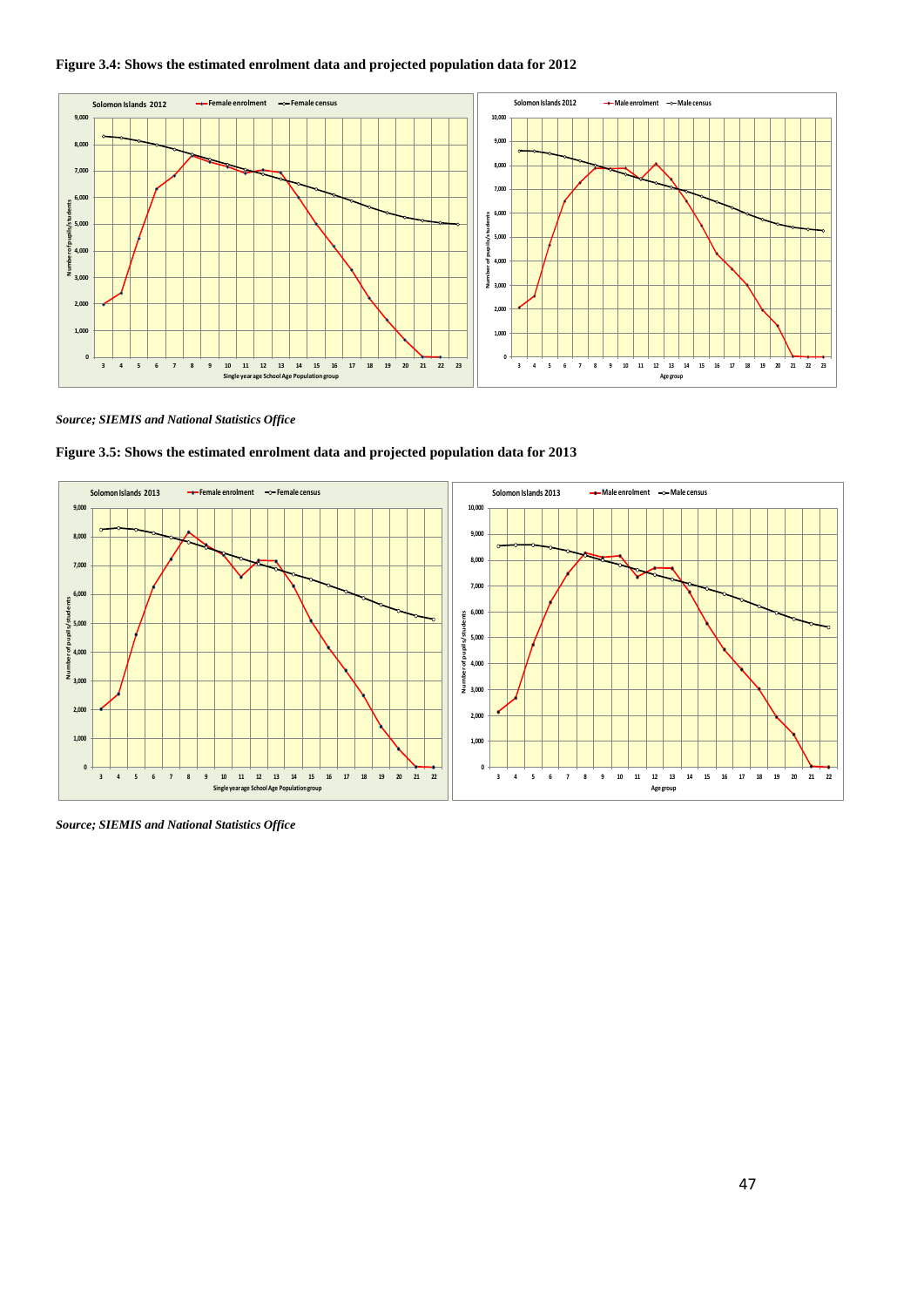**Figure 3.4: Shows the estimated enrolment data and projected population data for 2012**

*Source; SIEMIS and National Statistics Office*

**Figure 3.5: Shows the estimated enrolment data and projected population data for 2013**

*Source; SIEMIS and National Statistics Office*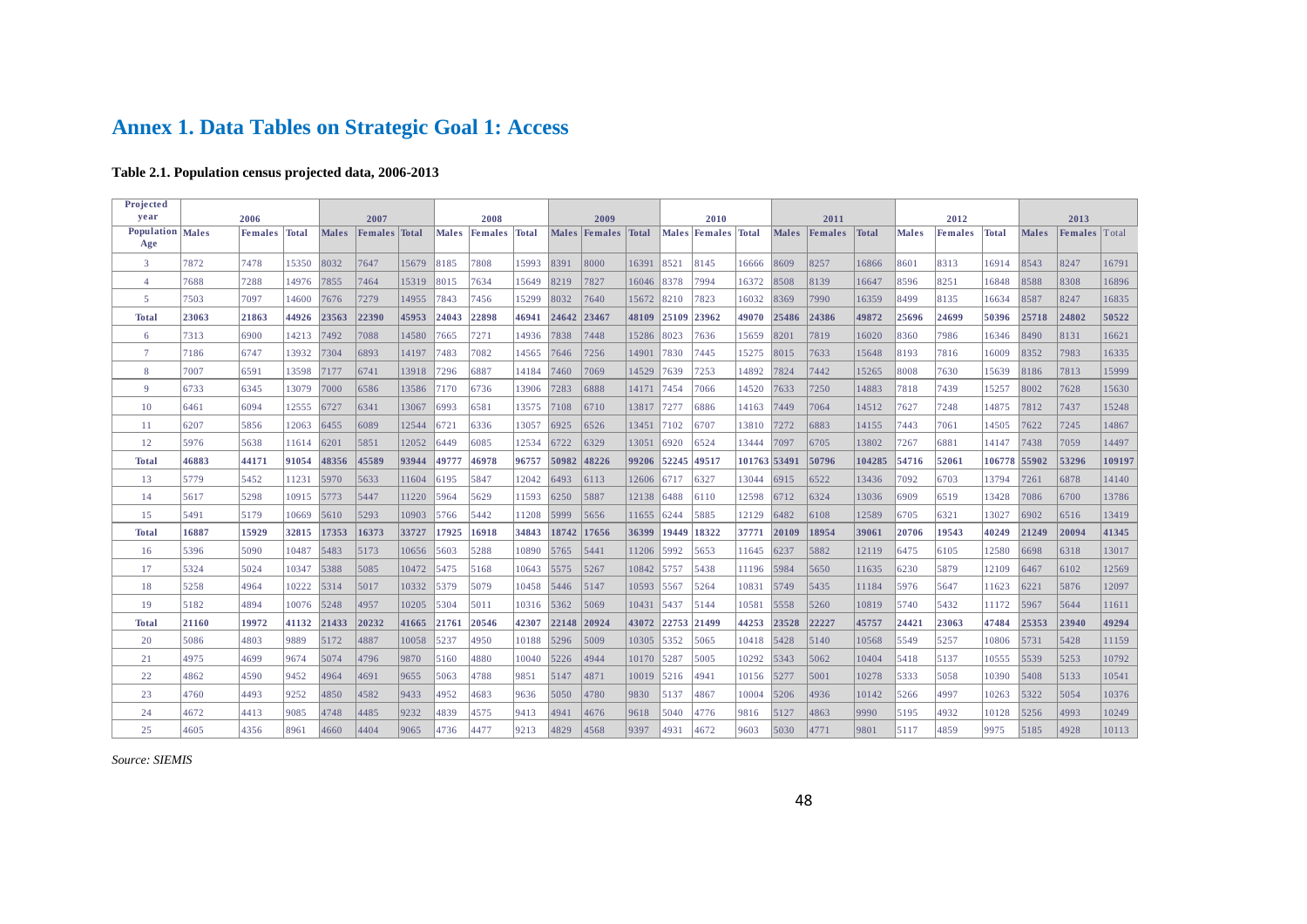# Annex 1. Data Tables on Strategic Goal 1: Access

**Table 2.1. Population census projected data, 2006-2013**

| Projected year | 2006 | | | 2007 | | | 2008 | | | 2009 | | | 2010 | | | 2011 | | | 2012 | | | 2013 | | |
|---|---|---|---|---|---|---|---|---|---|---|---|---|---|---|---|---|---|---|---|---|---|---|---|---|
| Population Age | Males | Females | Total | Males | Females | Total | Males | Females | Total | Males | Females | Total | Males | Females | Total | Males | Females | Total | Males | Females | Total | Males | Females | Total |
| 3 | 7872 | 7478 | 15350 | 8032 | 7647 | 15679 | 8185 | 7808 | 15993 | 8391 | 8000 | 16391 | 8521 | 8145 | 16666 | 8609 | 8257 | 16866 | 8601 | 8313 | 16914 | 8543 | 8247 | 16791 |
| 4 | 7688 | 7288 | 14976 | 7855 | 7464 | 15319 | 8015 | 7634 | 15649 | 8219 | 7827 | 16046 | 8378 | 7994 | 16372 | 8508 | 8139 | 16647 | 8596 | 8251 | 16848 | 8588 | 8308 | 16896 |
| 5 | 7503 | 7097 | 14600 | 7676 | 7279 | 14955 | 7843 | 7456 | 15299 | 8032 | 7640 | 15672 | 8210 | 7823 | 16032 | 8369 | 7990 | 16359 | 8499 | 8135 | 16634 | 8587 | 8247 | 16835 |
| **Total** | **23063** | **21863** | **44926** | **23563** | **22390** | **45953** | **24043** | **22898** | **46941** | **24642** | **23467** | **48109** | **25109** | **23962** | **49070** | **25486** | **24386** | **49872** | **25696** | **24699** | **50396** | **25718** | **24802** | **50522** |
| 6 | 7313 | 6900 | 14213 | 7492 | 7088 | 14580 | 7665 | 7271 | 14936 | 7838 | 7448 | 15286 | 8023 | 7636 | 15659 | 8201 | 7819 | 16020 | 8360 | 7986 | 16346 | 8490 | 8131 | 16621 |
| 7 | 7186 | 6747 | 13932 | 7304 | 6893 | 14197 | 7483 | 7082 | 14565 | 7646 | 7256 | 14901 | 7830 | 7445 | 15275 | 8015 | 7633 | 15648 | 8193 | 7816 | 16009 | 8352 | 7983 | 16335 |
| 8 | 7007 | 6591 | 13598 | 7177 | 6741 | 13918 | 7296 | 6887 | 14184 | 7460 | 7069 | 14529 | 7639 | 7253 | 14892 | 7824 | 7442 | 15265 | 8008 | 7630 | 15639 | 8186 | 7813 | 15999 |
| 9 | 6733 | 6345 | 13079 | 7000 | 6586 | 13586 | 7170 | 6736 | 13906 | 7283 | 6888 | 14171 | 7454 | 7066 | 14520 | 7633 | 7250 | 14883 | 7818 | 7439 | 15257 | 8002 | 7628 | 15630 |
| 10 | 6461 | 6094 | 12555 | 6727 | 6341 | 13067 | 6993 | 6581 | 13575 | 7108 | 6710 | 13817 | 7277 | 6886 | 14163 | 7449 | 7064 | 14512 | 7627 | 7248 | 14875 | 7812 | 7437 | 15248 |
| 11 | 6207 | 5856 | 12063 | 6455 | 6089 | 12544 | 6721 | 6336 | 13057 | 6925 | 6526 | 13451 | 7102 | 6707 | 13810 | 7272 | 6883 | 14155 | 7443 | 7061 | 14505 | 7622 | 7245 | 14867 |
| 12 | 5976 | 5638 | 11614 | 6201 | 5851 | 12052 | 6449 | 6085 | 12534 | 6722 | 6329 | 13051 | 6920 | 6524 | 13444 | 7097 | 6705 | 13802 | 7267 | 6881 | 14147 | 7438 | 7059 | 14497 |
| **Total** | **46883** | **44171** | **91054** | **48356** | **45589** | **93944** | **49777** | **46978** | **96757** | **50982** | **48226** | **99206** | **52245** | **49517** | **101763** | **53491** | **50796** | **104285** | **54716** | **52061** | **106778** | **55902** | **53296** | **109197** |
| 13 | 5779 | 5452 | 11231 | 5970 | 5633 | 11604 | 6195 | 5847 | 12042 | 6493 | 6113 | 12606 | 6717 | 6327 | 13044 | 6915 | 6522 | 13436 | 7092 | 6703 | 13794 | 7261 | 6878 | 14140 |
| 14 | 5617 | 5298 | 10915 | 5773 | 5447 | 11220 | 5964 | 5629 | 11593 | 6250 | 5887 | 12138 | 6488 | 6110 | 12598 | 6712 | 6324 | 13036 | 6909 | 6519 | 13428 | 7086 | 6700 | 13786 |
| 15 | 5491 | 5179 | 10669 | 5610 | 5293 | 10903 | 5766 | 5442 | 11208 | 5999 | 5656 | 11655 | 6244 | 5885 | 12129 | 6482 | 6108 | 12589 | 6705 | 6321 | 13027 | 6902 | 6516 | 13419 |
| **Total** | **16887** | **15929** | **32815** | **17353** | **16373** | **33727** | **17925** | **16918** | **34843** | **18742** | **17656** | **36399** | **19449** | **18322** | **37771** | **20109** | **18954** | **39061** | **20706** | **19543** | **40249** | **21249** | **20094** | **41345** |
| 16 | 5396 | 5090 | 10487 | 5483 | 5173 | 10656 | 5603 | 5288 | 10890 | 5765 | 5441 | 11206 | 5992 | 5653 | 11645 | 6237 | 5882 | 12119 | 6475 | 6105 | 12580 | 6698 | 6318 | 13017 |
| 17 | 5324 | 5024 | 10347 | 5388 | 5085 | 10472 | 5475 | 5168 | 10643 | 5575 | 5267 | 10842 | 5757 | 5438 | 11196 | 5984 | 5650 | 11635 | 6230 | 5879 | 12109 | 6467 | 6102 | 12569 |
| 18 | 5258 | 4964 | 10222 | 5314 | 5017 | 10332 | 5379 | 5079 | 10458 | 5446 | 5147 | 10593 | 5567 | 5264 | 10831 | 5749 | 5435 | 11184 | 5976 | 5647 | 11623 | 6221 | 5876 | 12097 |
| 19 | 5182 | 4894 | 10076 | 5248 | 4957 | 10205 | 5304 | 5011 | 10316 | 5362 | 5069 | 10431 | 5437 | 5144 | 10581 | 5558 | 5260 | 10819 | 5740 | 5432 | 11172 | 5967 | 5644 | 11611 |
| **Total** | **21160** | **19972** | **41132** | **21433** | **20232** | **41665** | **21761** | **20546** | **42307** | **22148** | **20924** | **43072** | **22753** | **21499** | **44253** | **23528** | **22227** | **45757** | **24421** | **23063** | **47484** | **25353** | **23940** | **49294** |
| 20 | 5086 | 4803 | 9889 | 5172 | 4887 | 10058 | 5237 | 4950 | 10188 | 5296 | 5009 | 10305 | 5352 | 5065 | 10418 | 5428 | 5140 | 10568 | 5549 | 5257 | 10806 | 5731 | 5428 | 11159 |
| 21 | 4975 | 4699 | 9674 | 5074 | 4796 | 9870 | 5160 | 4880 | 10040 | 5226 | 4944 | 10170 | 5287 | 5005 | 10292 | 5343 | 5062 | 10404 | 5418 | 5137 | 10555 | 5539 | 5253 | 10792 |
| 22 | 4862 | 4590 | 9452 | 4964 | 4691 | 9655 | 5063 | 4788 | 9851 | 5147 | 4871 | 10019 | 5216 | 4941 | 10156 | 5277 | 5001 | 10278 | 5333 | 5058 | 10390 | 5408 | 5133 | 10541 |
| 23 | 4760 | 4493 | 9252 | 4850 | 4582 | 9433 | 4952 | 4683 | 9636 | 5050 | 4780 | 9830 | 5137 | 4867 | 10004 | 5206 | 4936 | 10142 | 5266 | 4997 | 10263 | 5322 | 5054 | 10376 |
| 24 | 4672 | 4413 | 9085 | 4748 | 4485 | 9232 | 4839 | 4575 | 9413 | 4941 | 4676 | 9618 | 5040 | 4776 | 9816 | 5127 | 4863 | 9990 | 5195 | 4932 | 10128 | 5256 | 4993 | 10249 |
| 25 | 4605 | 4356 | 8961 | 4660 | 4404 | 9065 | 4736 | 4477 | 9213 | 4829 | 4568 | 9397 | 4931 | 4672 | 9603 | 5030 | 4771 | 9801 | 5117 | 4859 | 9975 | 5185 | 4928 | 10113 |

*Source: SIEMIS*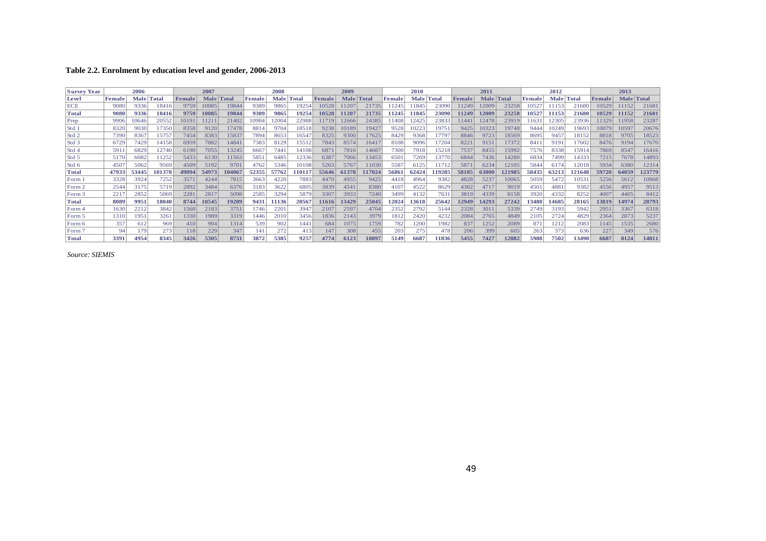**Table 2.2. Enrolment by education level and gender, 2006-2013**

| Survey Year | 2006 | | | 2007 | | | 2008 | | | 2009 | | | 2010 | | | 2011 | | | 2012 | | | 2013 | | |
|---|---|---|---|---|---|---|---|---|---|---|---|---|---|---|---|---|---|---|---|---|---|---|---|---|
| **Level** | **Female** | **Male** | **Total** | **Female** | **Male** | **Total** | **Female** | **Male** | **Total** | **Female** | **Male** | **Total** | **Female** | **Male** | **Total** | **Female** | **Male** | **Total** | **Female** | **Male** | **Total** | **Female** | **Male** | **Total** |
| ECE | 9080 | 9336 | 18416 | 9759 | 10085 | 19844 | 9389 | 9865 | 19254 | 10528 | 11207 | 21735 | 11245 | 11845 | 23090 | 11249 | 12009 | 23258 | 10527 | 11153 | 21680 | 10529 | 11152 | 21681 |
| **Total** | **9080** | **9336** | **18416** | **9759** | **10085** | **19844** | **9389** | **9865** | **19254** | **10528** | **11207** | **21735** | **11245** | **11845** | **23090** | **11249** | **12009** | **23258** | **10527** | **11153** | **21680** | **10529** | **11152** | **21681** |
| Prep | 9906 | 10646 | 20552 | 10191 | 11211 | 21402 | 10984 | 12004 | 22988 | 11719 | 12666 | 24385 | 11408 | 12425 | 23833 | 11441 | 12478 | 23919 | 11631 | 12305 | 23936 | 11329 | 11958 | 23287 |
| Std 1 | 8320 | 9030 | 17350 | 8358 | 9120 | 17478 | 8814 | 9704 | 18518 | 9238 | 10189 | 19427 | 9528 | 10223 | 19751 | 9425 | 10323 | 19748 | 9444 | 10249 | 19693 | 10079 | 10597 | 20676 |
| Std 2 | 7390 | 8367 | 15757 | 7454 | 8383 | 15837 | 7894 | 8653 | 16547 | 8325 | 9300 | 17625 | 8429 | 9368 | 17797 | 8846 | 9723 | 18569 | 8695 | 9457 | 18152 | 8818 | 9705 | 18523 |
| Std 3 | 6729 | 7429 | 14158 | 6959 | 7882 | 14841 | 7383 | 8129 | 15512 | 7843 | 8574 | 16417 | 8108 | 9096 | 17204 | 8221 | 9151 | 17372 | 8411 | 9191 | 17602 | 8476 | 9194 | 17670 |
| Std 4 | 5911 | 6829 | 12740 | 6190 | 7055 | 13245 | 6667 | 7441 | 14108 | 6871 | 7816 | 14687 | 7300 | 7918 | 15218 | 7537 | 8455 | 15992 | 7576 | 8338 | 15914 | 7869 | 8547 | 16416 |
| Std 5 | 5170 | 6082 | 11252 | 5433 | 6130 | 11563 | 5851 | 6485 | 12336 | 6387 | 7066 | 13453 | 6501 | 7269 | 13770 | 6844 | 7436 | 14280 | 6834 | 7499 | 14333 | 7215 | 7678 | 14893 |
| Std 6 | 4507 | 5062 | 9569 | 4509 | 5192 | 9701 | 4762 | 5346 | 10108 | 5263 | 5767 | 11030 | 5587 | 6125 | 11712 | 5871 | 6234 | 12105 | 5844 | 6174 | 12018 | 5934 | 6380 | 12314 |
| **Total** | **47933** | **53445** | **101378** | **49094** | **54973** | **104067** | **52355** | **57762** | **110117** | **55646** | **61378** | **117024** | **56861** | **62424** | **119285** | **58185** | **63800** | **121985** | **58435** | **63213** | **121648** | **59720** | **64059** | **123779** |
| Form 1 | 3328 | 3924 | 7252 | 3571 | 4244 | 7815 | 3663 | 4220 | 7883 | 4470 | 4955 | 9425 | 4418 | 4964 | 9382 | 4828 | 5237 | 10065 | 5059 | 5472 | 10531 | 5256 | 5612 | 10868 |
| Form 2 | 2544 | 3175 | 5719 | 2892 | 3484 | 6376 | 3183 | 3622 | 6805 | 3839 | 4541 | 8380 | 4107 | 4522 | 8629 | 4302 | 4717 | 9019 | 4501 | 4881 | 9382 | 4556 | 4957 | 9513 |
| Form 3 | 2217 | 2852 | 5069 | 2281 | 2817 | 5098 | 2585 | 3294 | 5879 | 3307 | 3933 | 7240 | 3499 | 4132 | 7631 | 3819 | 4339 | 8158 | 3920 | 4332 | 8252 | 4007 | 4405 | 8412 |
| **Total** | **8089** | **9951** | **18040** | **8744** | **10545** | **19289** | **9431** | **11136** | **20567** | **11616** | **13429** | **25045** | **12024** | **13618** | **25642** | **12949** | **14293** | **27242** | **13480** | **14685** | **28165** | **13819** | **14974** | **28793** |
| Form 4 | 1630 | 2212 | 3842 | 1568 | 2183 | 3751 | 1746 | 2201 | 3947 | 2107 | 2597 | 4704 | 2352 | 2792 | 5144 | 2328 | 3011 | 5339 | 2749 | 3193 | 5942 | 2951 | 3367 | 6318 |
| Form 5 | 1310 | 1951 | 3261 | 1330 | 1989 | 3319 | 1446 | 2010 | 3456 | 1836 | 2143 | 3979 | 1812 | 2420 | 4232 | 2084 | 2765 | 4849 | 2105 | 2724 | 4829 | 2364 | 2873 | 5237 |
| Form 6 | 357 | 612 | 969 | 410 | 904 | 1314 | 539 | 902 | 1441 | 684 | 1075 | 1759 | 782 | 1200 | 1982 | 837 | 1252 | 2089 | 871 | 1212 | 2083 | 1145 | 1535 | 2680 |
| Form 7 | 94 | 179 | 273 | 118 | 229 | 347 | 141 | 272 | 413 | 147 | 308 | 455 | 203 | 275 | 478 | 206 | 399 | 605 | 263 | 373 | 636 | 227 | 349 | 576 |
| **Total** | **3391** | **4954** | **8345** | **3426** | **5305** | **8731** | **3872** | **5385** | **9257** | **4774** | **6123** | **10897** | **5149** | **6687** | **11836** | **5455** | **7427** | **12882** | **5988** | **7502** | **13490** | **6687** | **8124** | **14811** |

*Source: SIEMIS*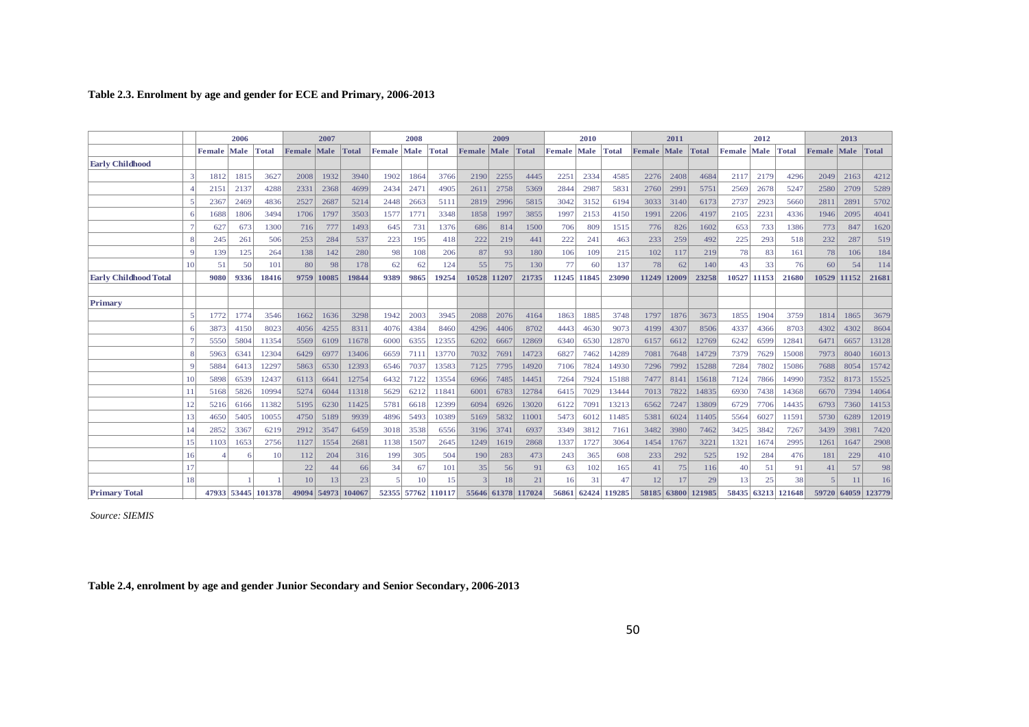**Table 2.3. Enrolment by age and gender for ECE and Primary, 2006-2013**

| | | 2006 | | | 2007 | | | 2008 | | | 2009 | | | 2010 | | | 2011 | | | 2012 | | | 2013 | | |
|---|---|---|---|---|---|---|---|---|---|---|---|---|---|---|---|---|---|---|---|---|---|---|---|---|---|
| | | Female | Male | Total | Female | Male | Total | Female | Male | Total | Female | Male | Total | Female | Male | Total | Female | Male | Total | Female | Male | Total | Female | Male | Total |
| **Early Childhood** | | | | | | | | | | | | | | | | | | | | | | | | | |
| | 3 | 1812 | 1815 | 3627 | 2008 | 1932 | 3940 | 1902 | 1864 | 3766 | 2190 | 2255 | 4445 | 2251 | 2334 | 4585 | 2276 | 2408 | 4684 | 2117 | 2179 | 4296 | 2049 | 2163 | 4212 |
| | 4 | 2151 | 2137 | 4288 | 2331 | 2368 | 4699 | 2434 | 2471 | 4905 | 2611 | 2758 | 5369 | 2844 | 2987 | 5831 | 2760 | 2991 | 5751 | 2569 | 2678 | 5247 | 2580 | 2709 | 5289 |
| | 5 | 2367 | 2469 | 4836 | 2527 | 2687 | 5214 | 2448 | 2663 | 5111 | 2819 | 2996 | 5815 | 3042 | 3152 | 6194 | 3033 | 3140 | 6173 | 2737 | 2923 | 5660 | 2811 | 2891 | 5702 |
| | 6 | 1688 | 1806 | 3494 | 1706 | 1797 | 3503 | 1577 | 1771 | 3348 | 1858 | 1997 | 3855 | 1997 | 2153 | 4150 | 1991 | 2206 | 4197 | 2105 | 2231 | 4336 | 1946 | 2095 | 4041 |
| | 7 | 627 | 673 | 1300 | 716 | 777 | 1493 | 645 | 731 | 1376 | 686 | 814 | 1500 | 706 | 809 | 1515 | 776 | 826 | 1602 | 653 | 733 | 1386 | 773 | 847 | 1620 |
| | 8 | 245 | 261 | 506 | 253 | 284 | 537 | 223 | 195 | 418 | 222 | 219 | 441 | 222 | 241 | 463 | 233 | 259 | 492 | 225 | 293 | 518 | 232 | 287 | 519 |
| | 9 | 139 | 125 | 264 | 138 | 142 | 280 | 98 | 108 | 206 | 87 | 93 | 180 | 106 | 109 | 215 | 102 | 117 | 219 | 78 | 83 | 161 | 78 | 106 | 184 |
| | 10 | 51 | 50 | 101 | 80 | 98 | 178 | 62 | 62 | 124 | 55 | 75 | 130 | 77 | 60 | 137 | 78 | 62 | 140 | 43 | 33 | 76 | 60 | 54 | 114 |
| **Early Childhood Total** | | **9080** | **9336** | **18416** | **9759** | **10085** | **19844** | **9389** | **9865** | **19254** | **10528** | **11207** | **21735** | **11245** | **11845** | **23090** | **11249** | **12009** | **23258** | **10527** | **11153** | **21680** | **10529** | **11152** | **21681** |
| | | | | | | | | | | | | | | | | | | | | | | | | | |
| **Primary** | | | | | | | | | | | | | | | | | | | | | | | | | |
| | 5 | 1772 | 1774 | 3546 | 1662 | 1636 | 3298 | 1942 | 2003 | 3945 | 2088 | 2076 | 4164 | 1863 | 1885 | 3748 | 1797 | 1876 | 3673 | 1855 | 1904 | 3759 | 1814 | 1865 | 3679 |
| | 6 | 3873 | 4150 | 8023 | 4056 | 4255 | 8311 | 4076 | 4384 | 8460 | 4296 | 4406 | 8702 | 4443 | 4630 | 9073 | 4199 | 4307 | 8506 | 4337 | 4366 | 8703 | 4302 | 4302 | 8604 |
| | 7 | 5550 | 5804 | 11354 | 5569 | 6109 | 11678 | 6000 | 6355 | 12355 | 6202 | 6667 | 12869 | 6340 | 6530 | 12870 | 6157 | 6612 | 12769 | 6242 | 6599 | 12841 | 6471 | 6657 | 13128 |
| | 8 | 5963 | 6341 | 12304 | 6429 | 6977 | 13406 | 6659 | 7111 | 13770 | 7032 | 7691 | 14723 | 6827 | 7462 | 14289 | 7081 | 7648 | 14729 | 7379 | 7629 | 15008 | 7973 | 8040 | 16013 |
| | 9 | 5884 | 6413 | 12297 | 5863 | 6530 | 12393 | 6546 | 7037 | 13583 | 7125 | 7795 | 14920 | 7106 | 7824 | 14930 | 7296 | 7992 | 15288 | 7284 | 7802 | 15086 | 7688 | 8054 | 15742 |
| | 10 | 5898 | 6539 | 12437 | 6113 | 6641 | 12754 | 6432 | 7122 | 13554 | 6966 | 7485 | 14451 | 7264 | 7924 | 15188 | 7477 | 8141 | 15618 | 7124 | 7866 | 14990 | 7352 | 8173 | 15525 |
| | 11 | 5168 | 5826 | 10994 | 5274 | 6044 | 11318 | 5629 | 6212 | 11841 | 6001 | 6783 | 12784 | 6415 | 7029 | 13444 | 7013 | 7822 | 14835 | 6930 | 7438 | 14368 | 6670 | 7394 | 14064 |
| | 12 | 5216 | 6166 | 11382 | 5195 | 6230 | 11425 | 5781 | 6618 | 12399 | 6094 | 6926 | 13020 | 6122 | 7091 | 13213 | 6562 | 7247 | 13809 | 6729 | 7706 | 14435 | 6793 | 7360 | 14153 |
| | 13 | 4650 | 5405 | 10055 | 4750 | 5189 | 9939 | 4896 | 5493 | 10389 | 5169 | 5832 | 11001 | 5473 | 6012 | 11485 | 5381 | 6024 | 11405 | 5564 | 6027 | 11591 | 5730 | 6289 | 12019 |
| | 14 | 2852 | 3367 | 6219 | 2912 | 3547 | 6459 | 3018 | 3538 | 6556 | 3196 | 3741 | 6937 | 3349 | 3812 | 7161 | 3482 | 3980 | 7462 | 3425 | 3842 | 7267 | 3439 | 3981 | 7420 |
| | 15 | 1103 | 1653 | 2756 | 1127 | 1554 | 2681 | 1138 | 1507 | 2645 | 1249 | 1619 | 2868 | 1337 | 1727 | 3064 | 1454 | 1767 | 3221 | 1321 | 1674 | 2995 | 1261 | 1647 | 2908 |
| | 16 | 4 | 6 | 10 | 112 | 204 | 316 | 199 | 305 | 504 | 190 | 283 | 473 | 243 | 365 | 608 | 233 | 292 | 525 | 192 | 284 | 476 | 181 | 229 | 410 |
| | 17 | | | | 22 | 44 | 66 | 34 | 67 | 101 | 35 | 56 | 91 | 63 | 102 | 165 | 41 | 75 | 116 | 40 | 51 | 91 | 41 | 57 | 98 |
| | 18 | | 1 | 1 | 10 | 13 | 23 | 5 | 10 | 15 | 3 | 18 | 21 | 16 | 31 | 47 | 12 | 17 | 29 | 13 | 25 | 38 | 5 | 11 | 16 |
| **Primary Total** | | **47933** | **53445** | **101378** | **49094** | **54973** | **104067** | **52355** | **57762** | **110117** | **55646** | **61378** | **117024** | **56861** | **62424** | **119285** | **58185** | **63800** | **121985** | **58435** | **63213** | **121648** | **59720** | **64059** | **123779** |

*Source: SIEMIS*

**Table 2.4, enrolment by age and gender Junior Secondary and Senior Secondary, 2006-2013**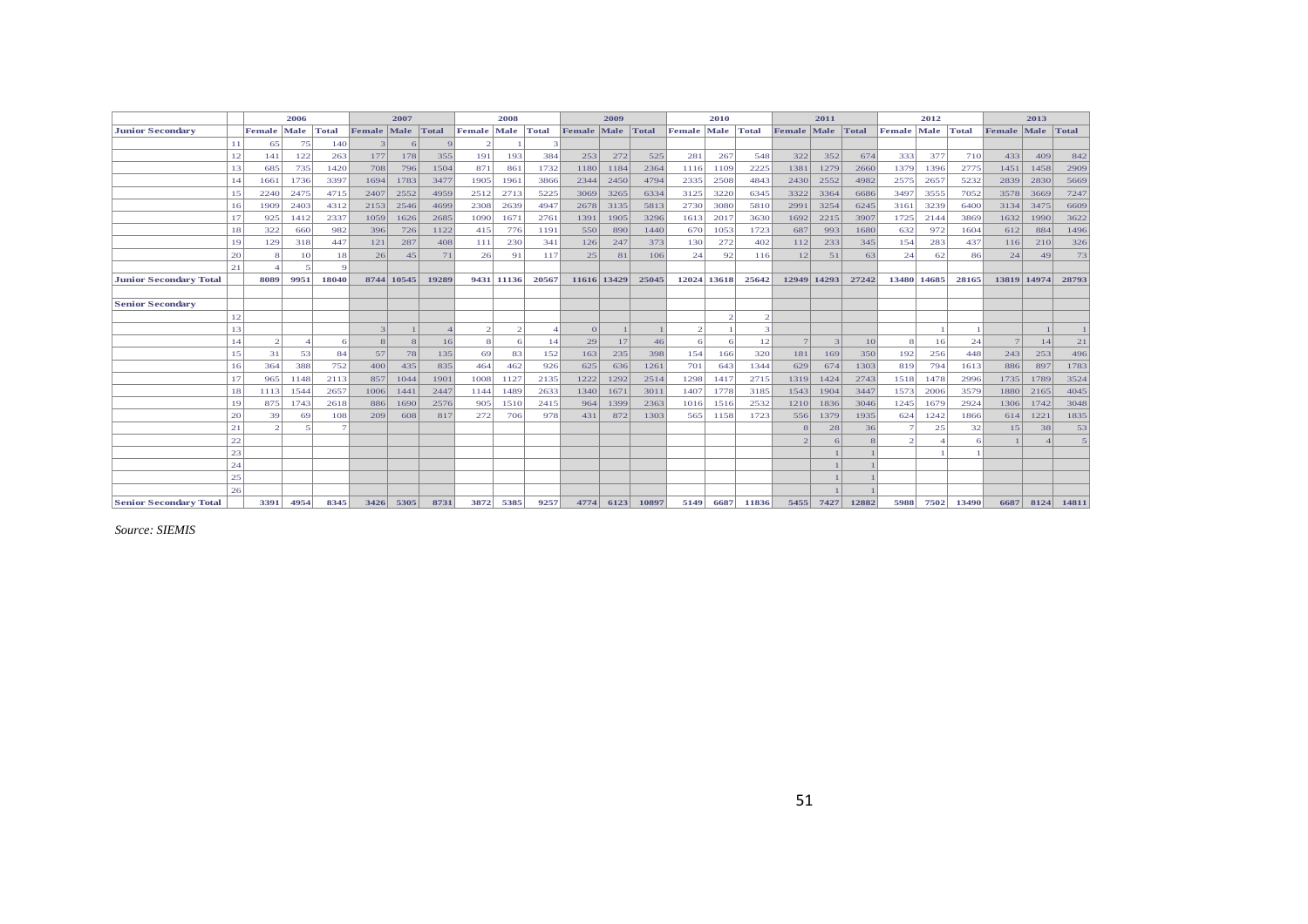| | | 2006 | | | 2007 | | | 2008 | | | 2009 | | | 2010 | | | 2011 | | | 2012 | | | 2013 | | |
|---|---|---|---|---|---|---|---|---|---|---|---|---|---|---|---|---|---|---|---|---|---|---|---|---|---|
| **Junior Secondary** | | Female | Male | Total | Female | Male | Total | Female | Male | Total | Female | Male | Total | Female | Male | Total | Female | Male | Total | Female | Male | Total | Female | Male | Total |
| | 11 | 65 | 75 | 140 | 3 | 6 | 9 | 2 | 1 | 3 | | | | | | | | | | | | | | | |
| | 12 | 141 | 122 | 263 | 177 | 178 | 355 | 191 | 193 | 384 | 253 | 272 | 525 | 281 | 267 | 548 | 322 | 352 | 674 | 333 | 377 | 710 | 433 | 409 | 842 |
| | 13 | 685 | 735 | 1420 | 708 | 796 | 1504 | 871 | 861 | 1732 | 1180 | 1184 | 2364 | 1116 | 1109 | 2225 | 1381 | 1279 | 2660 | 1379 | 1396 | 2775 | 1451 | 1458 | 2909 |
| | 14 | 1661 | 1736 | 3397 | 1694 | 1783 | 3477 | 1905 | 1961 | 3866 | 2344 | 2450 | 4794 | 2335 | 2508 | 4843 | 2430 | 2552 | 4982 | 2575 | 2657 | 5232 | 2839 | 2830 | 5669 |
| | 15 | 2240 | 2475 | 4715 | 2407 | 2552 | 4959 | 2512 | 2713 | 5225 | 3069 | 3265 | 6334 | 3125 | 3220 | 6345 | 3322 | 3364 | 6686 | 3497 | 3555 | 7052 | 3578 | 3669 | 7247 |
| | 16 | 1909 | 2403 | 4312 | 2153 | 2546 | 4699 | 2308 | 2639 | 4947 | 2678 | 3135 | 5813 | 2730 | 3080 | 5810 | 2991 | 3254 | 6245 | 3161 | 3239 | 6400 | 3134 | 3475 | 6609 |
| | 17 | 925 | 1412 | 2337 | 1059 | 1626 | 2685 | 1090 | 1671 | 2761 | 1391 | 1905 | 3296 | 1613 | 2017 | 3630 | 1692 | 2215 | 3907 | 1725 | 2144 | 3869 | 1632 | 1990 | 3622 |
| | 18 | 322 | 660 | 982 | 396 | 726 | 1122 | 415 | 776 | 1191 | 550 | 890 | 1440 | 670 | 1053 | 1723 | 687 | 993 | 1680 | 632 | 972 | 1604 | 612 | 884 | 1496 |
| | 19 | 129 | 318 | 447 | 121 | 287 | 408 | 111 | 230 | 341 | 126 | 247 | 373 | 130 | 272 | 402 | 112 | 233 | 345 | 154 | 283 | 437 | 116 | 210 | 326 |
| | 20 | 8 | 10 | 18 | 26 | 45 | 71 | 26 | 91 | 117 | 25 | 81 | 106 | 24 | 92 | 116 | 12 | 51 | 63 | 24 | 62 | 86 | 24 | 49 | 73 |
| | 21 | 4 | 5 | 9 | | | | | | | | | | | | | | | | | | | | | |
| **Junior Secondary Total** | | 8089 | 9951 | 18040 | 8744 | 10545 | 19289 | 9431 | 11136 | 20567 | 11616 | 13429 | 25045 | 12024 | 13618 | 25642 | 12949 | 14293 | 27242 | 13480 | 14685 | 28165 | 13819 | 14974 | 28793 |
| | | | | | | | | | | | | | | | | | | | | | | | | | |
| **Senior Secondary** | | | | | | | | | | | | | | | | | | | | | | | | | |
| | 12 | | | | | | | | | | | | | | 2 | 2 | | | | | | | | | |
| | 13 | | | | 3 | 1 | 4 | 2 | 2 | 4 | 0 | 1 | 1 | 2 | 1 | 3 | | | | | 1 | 1 | | 1 | 1 |
| | 14 | 2 | 4 | 6 | 8 | 8 | 16 | 8 | 6 | 14 | 29 | 17 | 46 | 6 | 6 | 12 | 7 | 3 | 10 | 8 | 16 | 24 | 7 | 14 | 21 |
| | 15 | 31 | 53 | 84 | 57 | 78 | 135 | 69 | 83 | 152 | 163 | 235 | 398 | 154 | 166 | 320 | 181 | 169 | 350 | 192 | 256 | 448 | 243 | 253 | 496 |
| | 16 | 364 | 388 | 752 | 400 | 435 | 835 | 464 | 462 | 926 | 625 | 636 | 1261 | 701 | 643 | 1344 | 629 | 674 | 1303 | 819 | 794 | 1613 | 886 | 897 | 1783 |
| | 17 | 965 | 1148 | 2113 | 857 | 1044 | 1901 | 1008 | 1127 | 2135 | 1222 | 1292 | 2514 | 1298 | 1417 | 2715 | 1319 | 1424 | 2743 | 1518 | 1478 | 2996 | 1735 | 1789 | 3524 |
| | 18 | 1113 | 1544 | 2657 | 1006 | 1441 | 2447 | 1144 | 1489 | 2633 | 1340 | 1671 | 3011 | 1407 | 1778 | 3185 | 1543 | 1904 | 3447 | 1573 | 2006 | 3579 | 1880 | 2165 | 4045 |
| | 19 | 875 | 1743 | 2618 | 886 | 1690 | 2576 | 905 | 1510 | 2415 | 964 | 1399 | 2363 | 1016 | 1516 | 2532 | 1210 | 1836 | 3046 | 1245 | 1679 | 2924 | 1306 | 1742 | 3048 |
| | 20 | 39 | 69 | 108 | 209 | 608 | 817 | 272 | 706 | 978 | 431 | 872 | 1303 | 565 | 1158 | 1723 | 556 | 1379 | 1935 | 624 | 1242 | 1866 | 614 | 1221 | 1835 |
| | 21 | 2 | 5 | 7 | | | | | | | | | | | | | 8 | 28 | 36 | 7 | 25 | 32 | 15 | 38 | 53 |
| | 22 | | | | | | | | | | | | | | | | 2 | 6 | 8 | 2 | 4 | 6 | 1 | 4 | 5 |
| | 23 | | | | | | | | | | | | | | | | | 1 | 1 | | 1 | 1 | | | |
| | 24 | | | | | | | | | | | | | | | | | 1 | 1 | | | | | | |
| | 25 | | | | | | | | | | | | | | | | | 1 | 1 | | | | | | |
| | 26 | | | | | | | | | | | | | | | | | 1 | 1 | | | | | | |
| **Senior Secondary Total** | | 3391 | 4954 | 8345 | 3426 | 5305 | 8731 | 3872 | 5385 | 9257 | 4774 | 6123 | 10897 | 5149 | 6687 | 11836 | 5455 | 7427 | 12882 | 5988 | 7502 | 13490 | 6687 | 8124 | 14811 |

*Source: SIEMIS*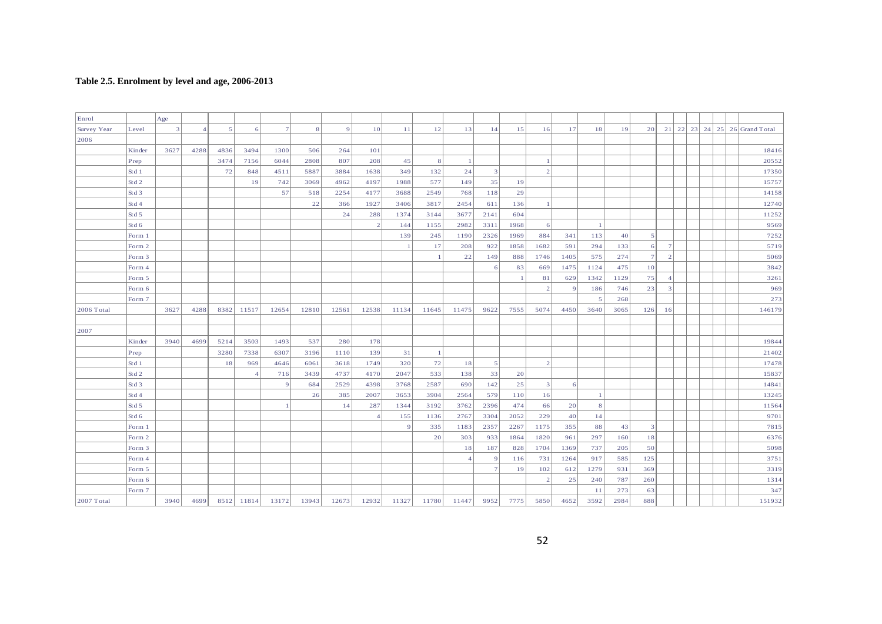**Table 2.5. Enrolment by level and age, 2006-2013**

| Enrol | | Age | | | | | | | | | | | | | | | | | | | | | | | | |
|---|---|---|---|---|---|---|---|---|---|---|---|---|---|---|---|---|---|---|---|---|---|---|---|---|---|---|
| Survey Year | Level | 3 | 4 | 5 | 6 | 7 | 8 | 9 | 10 | 11 | 12 | 13 | 14 | 15 | 16 | 17 | 18 | 19 | 20 | 21 | 22 | 23 | 24 | 25 | 26 | Grand Total |
| 2006 | | | | | | | | | | | | | | | | | | | | | | | | | | |
| | Kinder | 3627 | 4288 | 4836 | 3494 | 1300 | 506 | 264 | 101 | | | | | | | | | | | | | | | | | 18416 |
| | Prep | | | 3474 | 7156 | 6044 | 2808 | 807 | 208 | 45 | 8 | 1 | | | 1 | | | | | | | | | | | 20552 |
| | Std 1 | | | 72 | 848 | 4511 | 5887 | 3884 | 1638 | 349 | 132 | 24 | 3 | | 2 | | | | | | | | | | | 17350 |
| | Std 2 | | | | 19 | 742 | 3069 | 4962 | 4197 | 1988 | 577 | 149 | 35 | 19 | | | | | | | | | | | | 15757 |
| | Std 3 | | | | | 57 | 518 | 2254 | 4177 | 3688 | 2549 | 768 | 118 | 29 | | | | | | | | | | | | 14158 |
| | Std 4 | | | | | | 22 | 366 | 1927 | 3406 | 3817 | 2454 | 611 | 136 | 1 | | | | | | | | | | | 12740 |
| | Std 5 | | | | | | | 24 | 288 | 1374 | 3144 | 3677 | 2141 | 604 | | | | | | | | | | | | 11252 |
| | Std 6 | | | | | | | | 2 | 144 | 1155 | 2982 | 3311 | 1968 | 6 | | 1 | | | | | | | | | 9569 |
| | Form 1 | | | | | | | | | 139 | 245 | 1190 | 2326 | 1969 | 884 | 341 | 113 | 40 | 5 | | | | | | | 7252 |
| | Form 2 | | | | | | | | | 1 | 17 | 208 | 922 | 1858 | 1682 | 591 | 294 | 133 | 6 | 7 | | | | | | 5719 |
| | Form 3 | | | | | | | | | | 1 | 22 | 149 | 888 | 1746 | 1405 | 575 | 274 | 7 | 2 | | | | | | 5069 |
| | Form 4 | | | | | | | | | | | | 6 | 83 | 669 | 1475 | 1124 | 475 | 10 | | | | | | | 3842 |
| | Form 5 | | | | | | | | | | | | | 1 | 81 | 629 | 1342 | 1129 | 75 | 4 | | | | | | 3261 |
| | Form 6 | | | | | | | | | | | | | | 2 | 9 | 186 | 746 | 23 | 3 | | | | | | 969 |
| | Form 7 | | | | | | | | | | | | | | | | 5 | 268 | | | | | | | | 273 |
| 2006 Total | | 3627 | 4288 | 8382 | 11517 | 12654 | 12810 | 12561 | 12538 | 11134 | 11645 | 11475 | 9622 | 7555 | 5074 | 4450 | 3640 | 3065 | 126 | 16 | | | | | | 146179 |
| | | | | | | | | | | | | | | | | | | | | | | | | | | |
| 2007 | | | | | | | | | | | | | | | | | | | | | | | | | | |
| | Kinder | 3940 | 4699 | 5214 | 3503 | 1493 | 537 | 280 | 178 | | | | | | | | | | | | | | | | | 19844 |
| | Prep | | | 3280 | 7338 | 6307 | 3196 | 1110 | 139 | 31 | 1 | | | | | | | | | | | | | | | 21402 |
| | Std 1 | | | 18 | 969 | 4646 | 6061 | 3618 | 1749 | 320 | 72 | 18 | 5 | | 2 | | | | | | | | | | | 17478 |
| | Std 2 | | | | 4 | 716 | 3439 | 4737 | 4170 | 2047 | 533 | 138 | 33 | 20 | | | | | | | | | | | | 15837 |
| | Std 3 | | | | | 9 | 684 | 2529 | 4398 | 3768 | 2587 | 690 | 142 | 25 | 3 | 6 | | | | | | | | | | 14841 |
| | Std 4 | | | | | | 26 | 385 | 2007 | 3653 | 3904 | 2564 | 579 | 110 | 16 | | 1 | | | | | | | | | 13245 |
| | Std 5 | | | | | 1 | | 14 | 287 | 1344 | 3192 | 3762 | 2396 | 474 | 66 | 20 | 8 | | | | | | | | | 11564 |
| | Std 6 | | | | | | | | 4 | 155 | 1136 | 2767 | 3304 | 2052 | 229 | 40 | 14 | | | | | | | | | 9701 |
| | Form 1 | | | | | | | | | 9 | 335 | 1183 | 2357 | 2267 | 1175 | 355 | 88 | 43 | 3 | | | | | | | 7815 |
| | Form 2 | | | | | | | | | | 20 | 303 | 933 | 1864 | 1820 | 961 | 297 | 160 | 18 | | | | | | | 6376 |
| | Form 3 | | | | | | | | | | | 18 | 187 | 828 | 1704 | 1369 | 737 | 205 | 50 | | | | | | | 5098 |
| | Form 4 | | | | | | | | | | | 4 | 9 | 116 | 731 | 1264 | 917 | 585 | 125 | | | | | | | 3751 |
| | Form 5 | | | | | | | | | | | | 7 | 19 | 102 | 612 | 1279 | 931 | 369 | | | | | | | 3319 |
| | Form 6 | | | | | | | | | | | | | | 2 | 25 | 240 | 787 | 260 | | | | | | | 1314 |
| | Form 7 | | | | | | | | | | | | | | | | 11 | 273 | 63 | | | | | | | 347 |
| 2007 Total | | 3940 | 4699 | 8512 | 11814 | 13172 | 13943 | 12673 | 12932 | 11327 | 11780 | 11447 | 9952 | 7775 | 5850 | 4652 | 3592 | 2984 | 888 | | | | | | | 151932 |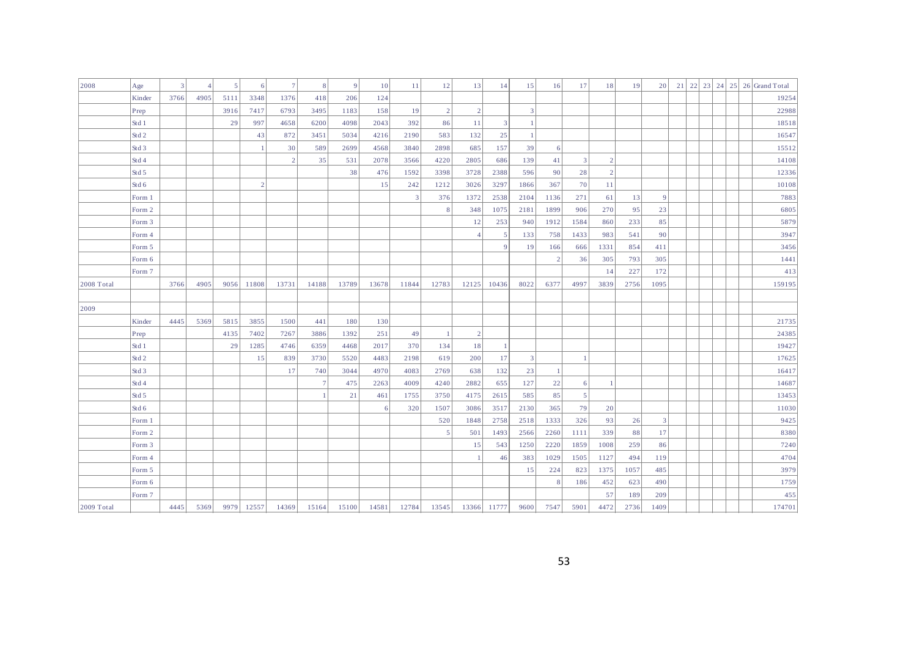| 2008 | Age | 3 | 4 | 5 | 6 | 7 | 8 | 9 | 10 | 11 | 12 | 13 | 14 | 15 | 16 | 17 | 18 | 19 | 20 | 21 | 22 | 23 | 24 | 25 | 26 | Grand Total |
|---|---|---|---|---|---|---|---|---|---|---|---|---|---|---|---|---|---|---|---|---|---|---|---|---|---|---|
| | Kinder | 3766 | 4905 | 5111 | 3348 | 1376 | 418 | 206 | 124 | | | | | | | | | | | | | | | | | 19254 |
| | Prep | | | 3916 | 7417 | 6793 | 3495 | 1183 | 158 | 19 | 2 | 2 | | 3 | | | | | | | | | | | | 22988 |
| | Std 1 | | | 29 | 997 | 4658 | 6200 | 4098 | 2043 | 392 | 86 | 11 | 3 | 1 | | | | | | | | | | | | 18518 |
| | Std 2 | | | | 43 | 872 | 3451 | 5034 | 4216 | 2190 | 583 | 132 | 25 | 1 | | | | | | | | | | | | 16547 |
| | Std 3 | | | | 1 | 30 | 589 | 2699 | 4568 | 3840 | 2898 | 685 | 157 | 39 | 6 | | | | | | | | | | | 15512 |
| | Std 4 | | | | | 2 | 35 | 531 | 2078 | 3566 | 4220 | 2805 | 686 | 139 | 41 | 3 | 2 | | | | | | | | | 14108 |
| | Std 5 | | | | | | | 38 | 476 | 1592 | 3398 | 3728 | 2388 | 596 | 90 | 28 | 2 | | | | | | | | | 12336 |
| | Std 6 | | | | 2 | | | | 15 | 242 | 1212 | 3026 | 3297 | 1866 | 367 | 70 | 11 | | | | | | | | | 10108 |
| | Form 1 | | | | | | | | | 3 | 376 | 1372 | 2538 | 2104 | 1136 | 271 | 61 | 13 | 9 | | | | | | | 7883 |
| | Form 2 | | | | | | | | | | 8 | 348 | 1075 | 2181 | 1899 | 906 | 270 | 95 | 23 | | | | | | | 6805 |
| | Form 3 | | | | | | | | | | | 12 | 253 | 940 | 1912 | 1584 | 860 | 233 | 85 | | | | | | | 5879 |
| | Form 4 | | | | | | | | | | | 4 | 5 | 133 | 758 | 1433 | 983 | 541 | 90 | | | | | | | 3947 |
| | Form 5 | | | | | | | | | | | | 9 | 19 | 166 | 666 | 1331 | 854 | 411 | | | | | | | 3456 |
| | Form 6 | | | | | | | | | | | | | | 2 | 36 | 305 | 793 | 305 | | | | | | | 1441 |
| | Form 7 | | | | | | | | | | | | | | | | 14 | 227 | 172 | | | | | | | 413 |
| 2008 Total | | 3766 | 4905 | 9056 | 11808 | 13731 | 14188 | 13789 | 13678 | 11844 | 12783 | 12125 | 10436 | 8022 | 6377 | 4997 | 3839 | 2756 | 1095 | | | | | | | 159195 |
| | | | | | | | | | | | | | | | | | | | | | | | | | | |
| 2009 | | | | | | | | | | | | | | | | | | | | | | | | | | |
| | Kinder | 4445 | 5369 | 5815 | 3855 | 1500 | 441 | 180 | 130 | | | | | | | | | | | | | | | | | 21735 |
| | Prep | | | 4135 | 7402 | 7267 | 3886 | 1392 | 251 | 49 | 1 | 2 | | | | | | | | | | | | | | 24385 |
| | Std 1 | | | 29 | 1285 | 4746 | 6359 | 4468 | 2017 | 370 | 134 | 18 | 1 | | | | | | | | | | | | | 19427 |
| | Std 2 | | | | 15 | 839 | 3730 | 5520 | 4483 | 2198 | 619 | 200 | 17 | 3 | | 1 | | | | | | | | | | 17625 |
| | Std 3 | | | | | 17 | 740 | 3044 | 4970 | 4083 | 2769 | 638 | 132 | 23 | 1 | | | | | | | | | | | 16417 |
| | Std 4 | | | | | | 7 | 475 | 2263 | 4009 | 4240 | 2882 | 655 | 127 | 22 | 6 | 1 | | | | | | | | | 14687 |
| | Std 5 | | | | | | 1 | 21 | 461 | 1755 | 3750 | 4175 | 2615 | 585 | 85 | 5 | | | | | | | | | | 13453 |
| | Std 6 | | | | | | | | 6 | 320 | 1507 | 3086 | 3517 | 2130 | 365 | 79 | 20 | | | | | | | | | 11030 |
| | Form 1 | | | | | | | | | | 520 | 1848 | 2758 | 2518 | 1333 | 326 | 93 | 26 | 3 | | | | | | | 9425 |
| | Form 2 | | | | | | | | | | 5 | 501 | 1493 | 2566 | 2260 | 1111 | 339 | 88 | 17 | | | | | | | 8380 |
| | Form 3 | | | | | | | | | | | 15 | 543 | 1250 | 2220 | 1859 | 1008 | 259 | 86 | | | | | | | 7240 |
| | Form 4 | | | | | | | | | | | 1 | 46 | 383 | 1029 | 1505 | 1127 | 494 | 119 | | | | | | | 4704 |
| | Form 5 | | | | | | | | | | | | | 15 | 224 | 823 | 1375 | 1057 | 485 | | | | | | | 3979 |
| | Form 6 | | | | | | | | | | | | | | 8 | 186 | 452 | 623 | 490 | | | | | | | 1759 |
| | Form 7 | | | | | | | | | | | | | | | | 57 | 189 | 209 | | | | | | | 455 |
| 2009 Total | | 4445 | 5369 | 9979 | 12557 | 14369 | 15164 | 15100 | 14581 | 12784 | 13545 | 13366 | 11777 | 9600 | 7547 | 5901 | 4472 | 2736 | 1409 | | | | | | | 174701 |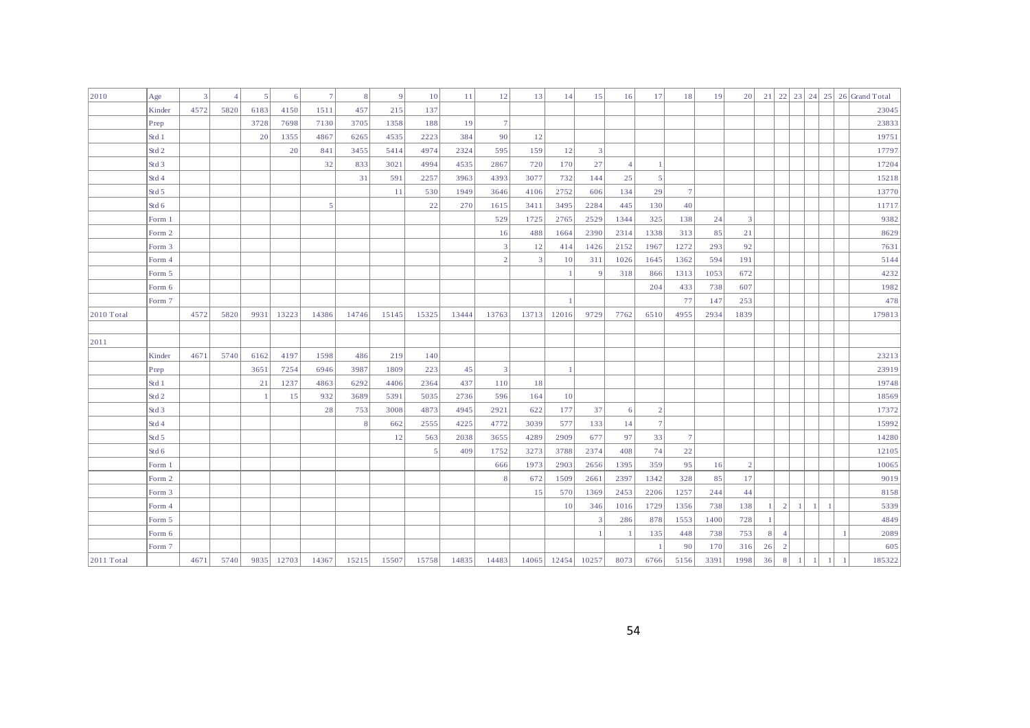| 2010 | Age | 3 | 4 | 5 | 6 | 7 | 8 | 9 | 10 | 11 | 12 | 13 | 14 | 15 | 16 | 17 | 18 | 19 | 20 | 21 | 22 | 23 | 24 | 25 | 26 | Grand Total |
|---|---|---|---|---|---|---|---|---|---|---|---|---|---|---|---|---|---|---|---|---|---|---|---|---|---|---|
| | Kinder | 4572 | 5820 | 6183 | 4150 | 1511 | 457 | 215 | 137 | | | | | | | | | | | | | | | | | 23045 |
| | Prep | | | 3728 | 7698 | 7130 | 3705 | 1358 | 188 | 19 | 7 | | | | | | | | | | | | | | | 23833 |
| | Std 1 | | | 20 | 1355 | 4867 | 6265 | 4535 | 2223 | 384 | 90 | 12 | | | | | | | | | | | | | | 19751 |
| | Std 2 | | | | 20 | 841 | 3455 | 5414 | 4974 | 2324 | 595 | 159 | 12 | 3 | | | | | | | | | | | | 17797 |
| | Std 3 | | | | | 32 | 833 | 3021 | 4994 | 4535 | 2867 | 720 | 170 | 27 | 4 | 1 | | | | | | | | | | 17204 |
| | Std 4 | | | | | | 31 | 591 | 2257 | 3963 | 4393 | 3077 | 732 | 144 | 25 | 5 | | | | | | | | | | 15218 |
| | Std 5 | | | | | | | 11 | 530 | 1949 | 3646 | 4106 | 2752 | 606 | 134 | 29 | 7 | | | | | | | | | 13770 |
| | Std 6 | | | | | 5 | | | 22 | 270 | 1615 | 3411 | 3495 | 2284 | 445 | 130 | 40 | | | | | | | | | 11717 |
| | Form 1 | | | | | | | | | | 529 | 1725 | 2765 | 2529 | 1344 | 325 | 138 | 24 | 3 | | | | | | | 9382 |
| | Form 2 | | | | | | | | | | 16 | 488 | 1664 | 2390 | 2314 | 1338 | 313 | 85 | 21 | | | | | | | 8629 |
| | Form 3 | | | | | | | | | | 3 | 12 | 414 | 1426 | 2152 | 1967 | 1272 | 293 | 92 | | | | | | | 7631 |
| | Form 4 | | | | | | | | | | 2 | 3 | 10 | 311 | 1026 | 1645 | 1362 | 594 | 191 | | | | | | | 5144 |
| | Form 5 | | | | | | | | | | | | 1 | 9 | 318 | 866 | 1313 | 1053 | 672 | | | | | | | 4232 |
| | Form 6 | | | | | | | | | | | | | | | 204 | 433 | 738 | 607 | | | | | | | 1982 |
| | Form 7 | | | | | | | | | | | | 1 | | | | 77 | 147 | 253 | | | | | | | 478 |
| 2010 Total | | 4572 | 5820 | 9931 | 13223 | 14386 | 14746 | 15145 | 15325 | 13444 | 13763 | 13713 | 12016 | 9729 | 7762 | 6510 | 4955 | 2934 | 1839 | | | | | | | 179813 |
| | | | | | | | | | | | | | | | | | | | | | | | | | | |
| 2011 | | | | | | | | | | | | | | | | | | | | | | | | | | |
| | Kinder | 4671 | 5740 | 6162 | 4197 | 1598 | 486 | 219 | 140 | | | | | | | | | | | | | | | | | 23213 |
| | Prep | | | 3651 | 7254 | 6946 | 3987 | 1809 | 223 | 45 | 3 | | 1 | | | | | | | | | | | | | 23919 |
| | Std 1 | | | 21 | 1237 | 4863 | 6292 | 4406 | 2364 | 437 | 110 | 18 | | | | | | | | | | | | | | 19748 |
| | Std 2 | | | 1 | 15 | 932 | 3689 | 5391 | 5035 | 2736 | 596 | 164 | 10 | | | | | | | | | | | | | 18569 |
| | Std 3 | | | | | 28 | 753 | 3008 | 4873 | 4945 | 2921 | 622 | 177 | 37 | 6 | 2 | | | | | | | | | | 17372 |
| | Std 4 | | | | | | 8 | 662 | 2555 | 4225 | 4772 | 3039 | 577 | 133 | 14 | 7 | | | | | | | | | | 15992 |
| | Std 5 | | | | | | | 12 | 563 | 2038 | 3655 | 4289 | 2909 | 677 | 97 | 33 | 7 | | | | | | | | | 14280 |
| | Std 6 | | | | | | | | 5 | 409 | 1752 | 3273 | 3788 | 2374 | 408 | 74 | 22 | | | | | | | | | 12105 |
| | Form 1 | | | | | | | | | | 666 | 1973 | 2903 | 2656 | 1395 | 359 | 95 | 16 | 2 | | | | | | | 10065 |
| | Form 2 | | | | | | | | | | 8 | 672 | 1509 | 2661 | 2397 | 1342 | 328 | 85 | 17 | | | | | | | 9019 |
| | Form 3 | | | | | | | | | | | 15 | 570 | 1369 | 2453 | 2206 | 1257 | 244 | 44 | | | | | | | 8158 |
| | Form 4 | | | | | | | | | | | | 10 | 346 | 1016 | 1729 | 1356 | 738 | 138 | 1 | 2 | 1 | 1 | 1 | | 5339 |
| | Form 5 | | | | | | | | | | | | | 3 | 286 | 878 | 1553 | 1400 | 728 | 1 | | | | | | 4849 |
| | Form 6 | | | | | | | | | | | | | 1 | 1 | 135 | 448 | 738 | 753 | 8 | 4 | | | | 1 | 2089 |
| | Form 7 | | | | | | | | | | | | | | | 1 | 90 | 170 | 316 | 26 | 2 | | | | | 605 |
| 2011 Total | | 4671 | 5740 | 9835 | 12703 | 14367 | 15215 | 15507 | 15758 | 14835 | 14483 | 14065 | 12454 | 10257 | 8073 | 6766 | 5156 | 3391 | 1998 | 36 | 8 | 1 | 1 | 1 | 1 | 185322 |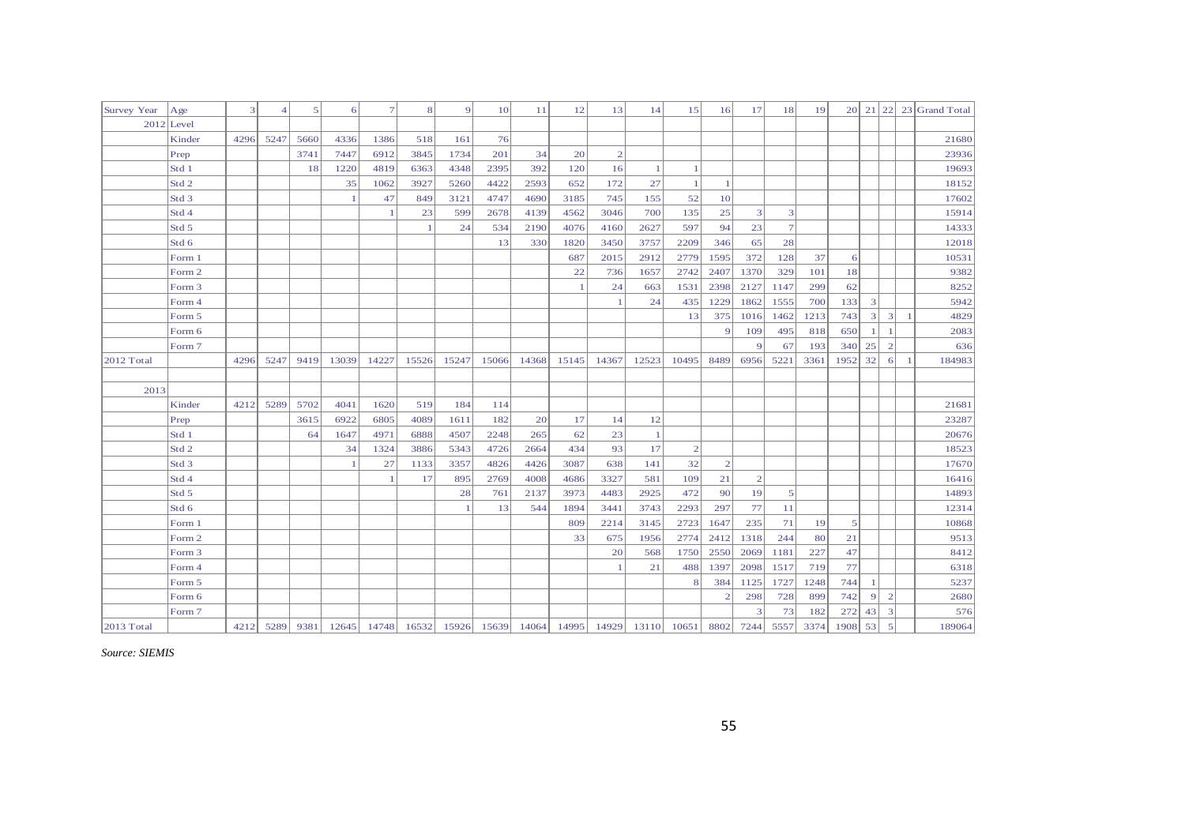| Survey Year | Age | 3 | 4 | 5 | 6 | 7 | 8 | 9 | 10 | 11 | 12 | 13 | 14 | 15 | 16 | 17 | 18 | 19 | 20 | 21 | 22 | 23 | Grand Total |
|---|---|---|---|---|---|---|---|---|---|---|---|---|---|---|---|---|---|---|---|---|---|---|---|
| 2012 | Level | | | | | | | | | | | | | | | | | | | | | | |
| | Kinder | 4296 | 5247 | 5660 | 4336 | 1386 | 518 | 161 | 76 | | | | | | | | | | | | | | 21680 |
| | Prep | | | 3741 | 7447 | 6912 | 3845 | 1734 | 201 | 34 | 20 | 2 | | | | | | | | | | | 23936 |
| | Std 1 | | | 18 | 1220 | 4819 | 6363 | 4348 | 2395 | 392 | 120 | 16 | 1 | 1 | | | | | | | | | 19693 |
| | Std 2 | | | | 35 | 1062 | 3927 | 5260 | 4422 | 2593 | 652 | 172 | 27 | 1 | 1 | | | | | | | | 18152 |
| | Std 3 | | | | 1 | 47 | 849 | 3121 | 4747 | 4690 | 3185 | 745 | 155 | 52 | 10 | | | | | | | | 17602 |
| | Std 4 | | | | | 1 | 23 | 599 | 2678 | 4139 | 4562 | 3046 | 700 | 135 | 25 | 3 | 3 | | | | | | 15914 |
| | Std 5 | | | | | | 1 | 24 | 534 | 2190 | 4076 | 4160 | 2627 | 597 | 94 | 23 | 7 | | | | | | 14333 |
| | Std 6 | | | | | | | | 13 | 330 | 1820 | 3450 | 3757 | 2209 | 346 | 65 | 28 | | | | | | 12018 |
| | Form 1 | | | | | | | | | | 687 | 2015 | 2912 | 2779 | 1595 | 372 | 128 | 37 | 6 | | | | 10531 |
| | Form 2 | | | | | | | | | | 22 | 736 | 1657 | 2742 | 2407 | 1370 | 329 | 101 | 18 | | | | 9382 |
| | Form 3 | | | | | | | | | | 1 | 24 | 663 | 1531 | 2398 | 2127 | 1147 | 299 | 62 | | | | 8252 |
| | Form 4 | | | | | | | | | | | 1 | 24 | 435 | 1229 | 1862 | 1555 | 700 | 133 | 3 | | | 5942 |
| | Form 5 | | | | | | | | | | | | | 13 | 375 | 1016 | 1462 | 1213 | 743 | 3 | 3 | 1 | 4829 |
| | Form 6 | | | | | | | | | | | | | | 9 | 109 | 495 | 818 | 650 | 1 | 1 | | 2083 |
| | Form 7 | | | | | | | | | | | | | | | 9 | 67 | 193 | 340 | 25 | 2 | | 636 |
| 2012 Total | | 4296 | 5247 | 9419 | 13039 | 14227 | 15526 | 15247 | 15066 | 14368 | 15145 | 14367 | 12523 | 10495 | 8489 | 6956 | 5221 | 3361 | 1952 | 32 | 6 | 1 | 184983 |
| | | | | | | | | | | | | | | | | | | | | | | | |
| 2013 | | | | | | | | | | | | | | | | | | | | | | | |
| | Kinder | 4212 | 5289 | 5702 | 4041 | 1620 | 519 | 184 | 114 | | | | | | | | | | | | | | 21681 |
| | Prep | | | 3615 | 6922 | 6805 | 4089 | 1611 | 182 | 20 | 17 | 14 | 12 | | | | | | | | | | 23287 |
| | Std 1 | | | 64 | 1647 | 4971 | 6888 | 4507 | 2248 | 265 | 62 | 23 | 1 | | | | | | | | | | 20676 |
| | Std 2 | | | | 34 | 1324 | 3886 | 5343 | 4726 | 2664 | 434 | 93 | 17 | 2 | | | | | | | | | 18523 |
| | Std 3 | | | | 1 | 27 | 1133 | 3357 | 4826 | 4426 | 3087 | 638 | 141 | 32 | 2 | | | | | | | | 17670 |
| | Std 4 | | | | | 1 | 17 | 895 | 2769 | 4008 | 4686 | 3327 | 581 | 109 | 21 | 2 | | | | | | | 16416 |
| | Std 5 | | | | | | | 28 | 761 | 2137 | 3973 | 4483 | 2925 | 472 | 90 | 19 | 5 | | | | | | 14893 |
| | Std 6 | | | | | | | 1 | 13 | 544 | 1894 | 3441 | 3743 | 2293 | 297 | 77 | 11 | | | | | | 12314 |
| | Form 1 | | | | | | | | | | 809 | 2214 | 3145 | 2723 | 1647 | 235 | 71 | 19 | 5 | | | | 10868 |
| | Form 2 | | | | | | | | | | 33 | 675 | 1956 | 2774 | 2412 | 1318 | 244 | 80 | 21 | | | | 9513 |
| | Form 3 | | | | | | | | | | | 20 | 568 | 1750 | 2550 | 2069 | 1181 | 227 | 47 | | | | 8412 |
| | Form 4 | | | | | | | | | | | 1 | 21 | 488 | 1397 | 2098 | 1517 | 719 | 77 | | | | 6318 |
| | Form 5 | | | | | | | | | | | | | 8 | 384 | 1125 | 1727 | 1248 | 744 | 1 | | | 5237 |
| | Form 6 | | | | | | | | | | | | | | 2 | 298 | 728 | 899 | 742 | 9 | 2 | | 2680 |
| | Form 7 | | | | | | | | | | | | | | | 3 | 73 | 182 | 272 | 43 | 3 | | 576 |
| 2013 Total | | 4212 | 5289 | 9381 | 12645 | 14748 | 16532 | 15926 | 15639 | 14064 | 14995 | 14929 | 13110 | 10651 | 8802 | 7244 | 5557 | 3374 | 1908 | 53 | 5 | | 189064 |

*Source: SIEMIS*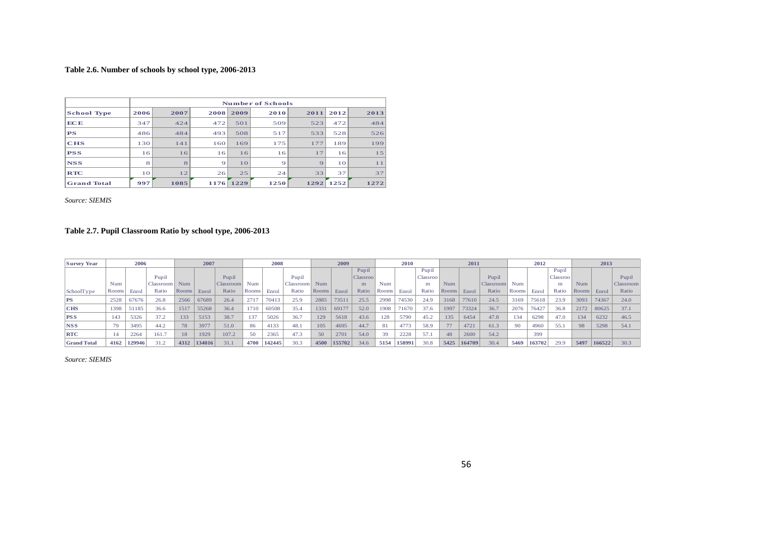**Table 2.6. Number of schools by school type, 2006-2013**

| | Number of Schools | | | | | | | |
|---|---|---|---|---|---|---|---|---|
| **School Type** | **2006** | **2007** | **2008** | **2009** | **2010** | **2011** | **2012** | **2013** |
| **ECE** | 347 | 424 | 472 | 501 | 509 | 523 | 472 | 484 |
| **PS** | 486 | 484 | 493 | 508 | 517 | 533 | 528 | 526 |
| **CHS** | 130 | 141 | 160 | 169 | 175 | 177 | 189 | 199 |
| **PSS** | 16 | 16 | 16 | 16 | 16 | 17 | 16 | 15 |
| **NSS** | 8 | 8 | 9 | 10 | 9 | 9 | 10 | 11 |
| **RTC** | 10 | 12 | 26 | 25 | 24 | 33 | 37 | 37 |
| **Grand Total** | 997 | 1085 | 1176 | 1229 | 1250 | 1292 | 1252 | 1272 |

*Source: SIEMIS*

**Table 2.7. Pupil Classroom Ratio by school type, 2006-2013**

| **Survey Year** | **2006** | | | **2007** | | | **2008** | | | **2009** | | | **2010** | | | **2011** | | | **2012** | | | **2013** | | |
|---|---|---|---|---|---|---|---|---|---|---|---|---|---|---|---|---|---|---|---|---|---|---|---|---|
| SchoolType | Num Rooms | Enrol | Pupil Classroom Ratio | Num Rooms | Enrol | Pupil Classroom Ratio | Num Rooms | Enrol | Pupil Classroom Ratio | Num Rooms | Enrol | Pupil Classroom Ratio | Num Rooms | Enrol | Pupil Classroom Ratio | Num Rooms | Enrol | Pupil Classroom Ratio | Num Rooms | Enrol | Pupil Classroom Ratio | Num Rooms | Enrol | Pupil Classroom Ratio |
| **PS** | 2528 | 67676 | 26.8 | 2566 | 67689 | 26.4 | 2717 | 70413 | 25.9 | 2885 | 73511 | 25.5 | 2998 | 74530 | 24.9 | 3168 | 77610 | 24.5 | 3169 | 75618 | 23.9 | 3093 | 74367 | 24.0 |
| **CHS** | 1398 | 51185 | 36.6 | 1517 | 55268 | 36.4 | 1710 | 60508 | 35.4 | 1331 | 69177 | 52.0 | 1908 | 71670 | 37.6 | 1997 | 73324 | 36.7 | 2076 | 76427 | 36.8 | 2172 | 80625 | 37.1 |
| **PSS** | 143 | 5326 | 37.2 | 133 | 5153 | 38.7 | 137 | 5026 | 36.7 | 129 | 5618 | 43.6 | 128 | 5790 | 45.2 | 135 | 6454 | 47.8 | 134 | 6298 | 47.0 | 134 | 6232 | 46.5 |
| **NSS** | 79 | 3495 | 44.2 | 78 | 3977 | 51.0 | 86 | 4133 | 48.1 | 105 | 4695 | 44.7 | 81 | 4773 | 58.9 | 77 | 4721 | 61.3 | 90 | 4960 | 55.1 | 98 | 5298 | 54.1 |
| **RTC** | 14 | 2264 | 161.7 | 18 | 1929 | 107.2 | 50 | 2365 | 47.3 | 50 | 2701 | 54.0 | 39 | 2228 | 57.1 | 48 | 2600 | 54.2 | | 399 | | | | |
| **Grand Total** | **4162** | **129946** | 31.2 | **4312** | **134016** | 31.1 | **4700** | **142445** | 30.3 | **4500** | **155702** | 34.6 | **5154** | **158991** | 30.8 | **5425** | **164709** | 30.4 | **5469** | **163702** | 29.9 | **5497** | **166522** | 30.3 |

*Source: SIEMIS*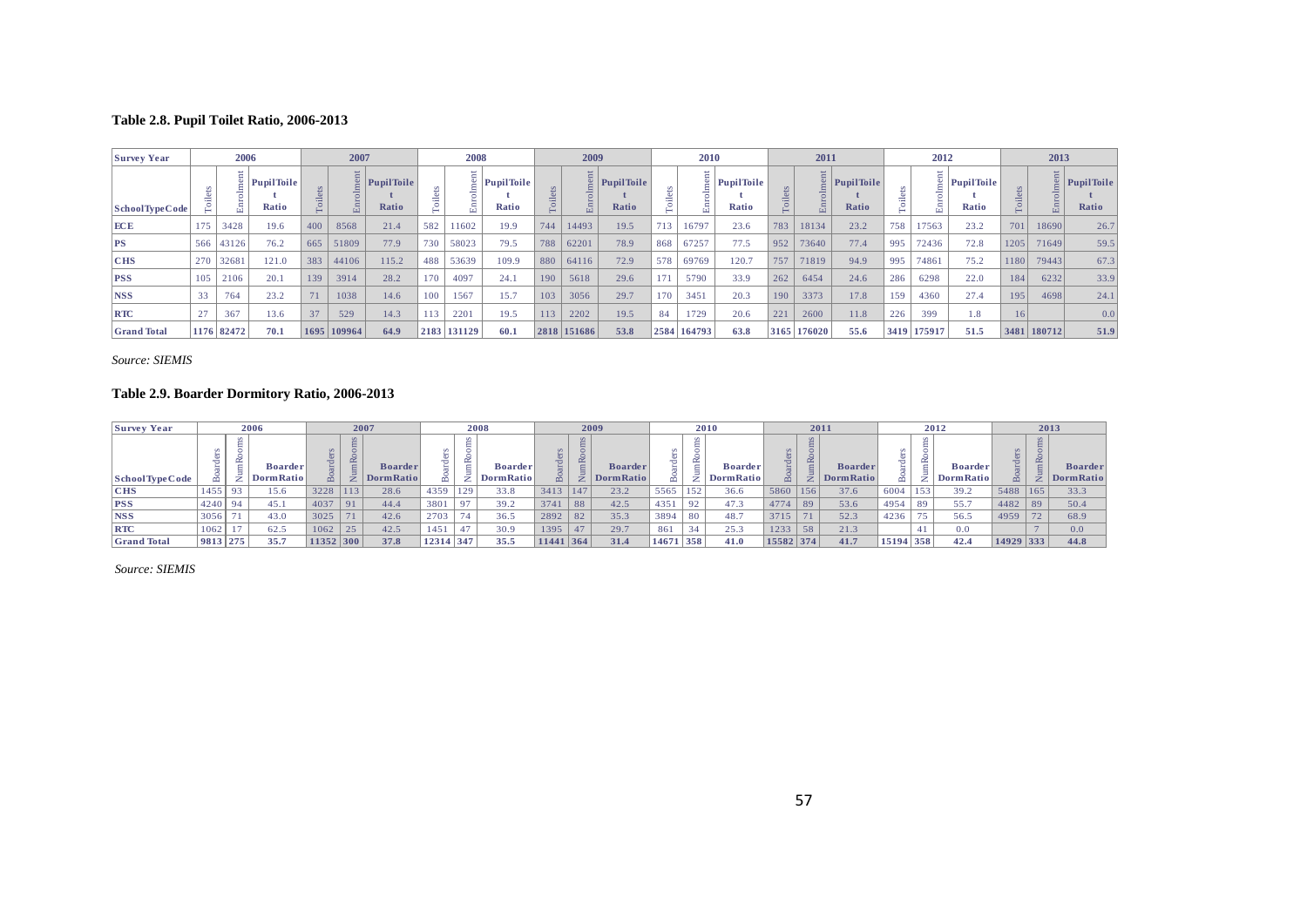## Table 2.8. Pupil Toilet Ratio, 2006-2013

| Survey Year | 2006 | | | 2007 | | | 2008 | | | 2009 | | | 2010 | | | 2011 | | | 2012 | | | 2013 | | |
|---|---|---|---|---|---|---|---|---|---|---|---|---|---|---|---|---|---|---|---|---|---|---|---|---|
| SchoolTypeCode | Toilets | Enrolment | PupilToilet Ratio | Toilets | Enrolment | PupilToilet Ratio | Toilets | Enrolment | PupilToilet Ratio | Toilets | Enrolment | PupilToilet Ratio | Toilets | Enrolment | PupilToilet Ratio | Toilets | Enrolment | PupilToilet Ratio | Toilets | Enrolment | PupilToilet Ratio | Toilets | Enrolment | PupilToilet Ratio |
| ECE | 175 | 3428 | 19.6 | 400 | 8568 | 21.4 | 582 | 11602 | 19.9 | 744 | 14493 | 19.5 | 713 | 16797 | 23.6 | 783 | 18134 | 23.2 | 758 | 17563 | 23.2 | 701 | 18690 | 26.7 |
| PS | 566 | 43126 | 76.2 | 665 | 51809 | 77.9 | 730 | 58023 | 79.5 | 788 | 62201 | 78.9 | 868 | 67257 | 77.5 | 952 | 73640 | 77.4 | 995 | 72436 | 72.8 | 1205 | 71649 | 59.5 |
| CHS | 270 | 32681 | 121.0 | 383 | 44106 | 115.2 | 488 | 53639 | 109.9 | 880 | 64116 | 72.9 | 578 | 69769 | 120.7 | 757 | 71819 | 94.9 | 995 | 74861 | 75.2 | 1180 | 79443 | 67.3 |
| PSS | 105 | 2106 | 20.1 | 139 | 3914 | 28.2 | 170 | 4097 | 24.1 | 190 | 5618 | 29.6 | 171 | 5790 | 33.9 | 262 | 6454 | 24.6 | 286 | 6298 | 22.0 | 184 | 6232 | 33.9 |
| NSS | 33 | 764 | 23.2 | 71 | 1038 | 14.6 | 100 | 1567 | 15.7 | 103 | 3056 | 29.7 | 170 | 3451 | 20.3 | 190 | 3373 | 17.8 | 159 | 4360 | 27.4 | 195 | 4698 | 24.1 |
| RTC | 27 | 367 | 13.6 | 37 | 529 | 14.3 | 113 | 2201 | 19.5 | 113 | 2202 | 19.5 | 84 | 1729 | 20.6 | 221 | 2600 | 11.8 | 226 | 399 | 1.8 | 16 | | 0.0 |
| Grand Total | 1176 | 82472 | 70.1 | 1695 | 109964 | 64.9 | 2183 | 131129 | 60.1 | 2818 | 151686 | 53.8 | 2584 | 164793 | 63.8 | 3165 | 176020 | 55.6 | 3419 | 175917 | 51.5 | 3481 | 180712 | 51.9 |

*Source: SIEMIS*

## Table 2.9. Boarder Dormitory Ratio, 2006-2013

| Survey Year | 2006 | | | 2007 | | | 2008 | | | 2009 | | | 2010 | | | 2011 | | | 2012 | | | 2013 | | |
|---|---|---|---|---|---|---|---|---|---|---|---|---|---|---|---|---|---|---|---|---|---|---|---|---|
| SchoolTypeCode | Boarders | NumRooms | Boarder DormRatio | Boarders | NumRooms | Boarder DormRatio | Boarders | NumRooms | Boarder DormRatio | Boarders | NumRooms | Boarder DormRatio | Boarders | NumRooms | Boarder DormRatio | Boarders | NumRooms | Boarder DormRatio | Boarders | NumRooms | Boarder DormRatio | Boarders | NumRooms | Boarder DormRatio |
| CHS | 1455 | 93 | 15.6 | 3228 | 113 | 28.6 | 4359 | 129 | 33.8 | 3413 | 147 | 23.2 | 5565 | 152 | 36.6 | 5860 | 156 | 37.6 | 6004 | 153 | 39.2 | 5488 | 165 | 33.3 |
| PSS | 4240 | 94 | 45.1 | 4037 | 91 | 44.4 | 3801 | 97 | 39.2 | 3741 | 88 | 42.5 | 4351 | 92 | 47.3 | 4774 | 89 | 53.6 | 4954 | 89 | 55.7 | 4482 | 89 | 50.4 |
| NSS | 3056 | 71 | 43.0 | 3025 | 71 | 42.6 | 2703 | 74 | 36.5 | 2892 | 82 | 35.3 | 3894 | 80 | 48.7 | 3715 | 71 | 52.3 | 4236 | 75 | 56.5 | 4959 | 72 | 68.9 |
| RTC | 1062 | 17 | 62.5 | 1062 | 25 | 42.5 | 1451 | 47 | 30.9 | 1395 | 47 | 29.7 | 861 | 34 | 25.3 | 1233 | 58 | 21.3 | | 41 | 0.0 | | 7 | 0.0 |
| Grand Total | 9813 | 275 | 35.7 | 11352 | 300 | 37.8 | 12314 | 347 | 35.5 | 11441 | 364 | 31.4 | 14671 | 358 | 41.0 | 15582 | 374 | 41.7 | 15194 | 358 | 42.4 | 14929 | 333 | 44.8 |

*Source: SIEMIS*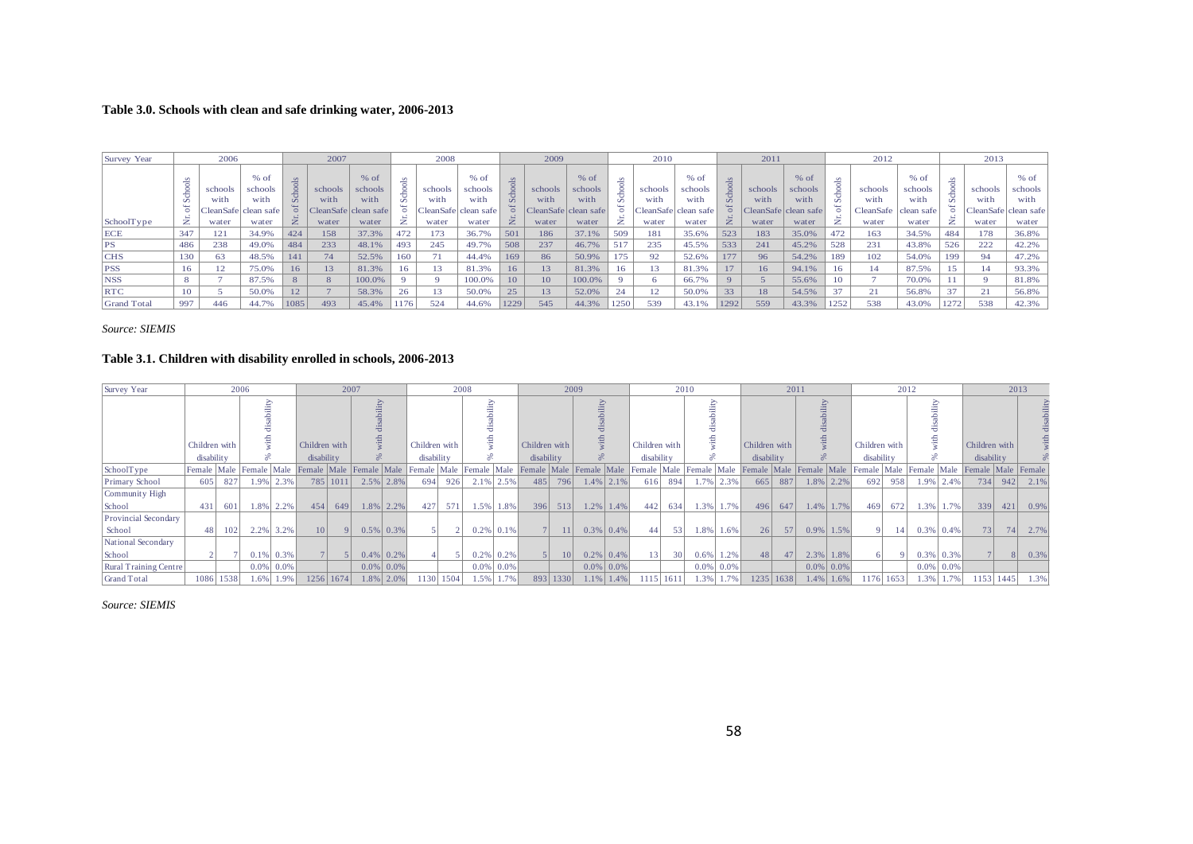**Table 3.0. Schools with clean and safe drinking water, 2006-2013**

| Survey Year | 2006 | | | 2007 | | | 2008 | | | 2009 | | | 2010 | | | 2011 | | | 2012 | | | 2013 | | |
|---|---|---|---|---|---|---|---|---|---|---|---|---|---|---|---|---|---|---|---|---|---|---|---|---|
| SchoolType | Nr. of Schools | schools with CleanSafe water | % of schools with clean safe water | Nr. of Schools | schools with CleanSafe water | % of schools with clean safe water | Nr. of Schools | schools with CleanSafe water | % of schools with clean safe water | Nr. of Schools | schools with CleanSafe water | % of schools with clean safe water | Nr. of Schools | schools with CleanSafe water | % of schools with clean safe water | Nr. of Schools | schools with CleanSafe water | % of schools with clean safe water | Nr. of Schools | schools with CleanSafe water | % of schools with clean safe water | Nr. of Schools | schools with CleanSafe water | % of schools with clean safe water |
| ECE | 347 | 121 | 34.9% | 424 | 158 | 37.3% | 472 | 173 | 36.7% | 501 | 186 | 37.1% | 509 | 181 | 35.6% | 523 | 183 | 35.0% | 472 | 163 | 34.5% | 484 | 178 | 36.8% |
| PS | 486 | 238 | 49.0% | 484 | 233 | 48.1% | 493 | 245 | 49.7% | 508 | 237 | 46.7% | 517 | 235 | 45.5% | 533 | 241 | 45.2% | 528 | 231 | 43.8% | 526 | 222 | 42.2% |
| CHS | 130 | 63 | 48.5% | 141 | 74 | 52.5% | 160 | 71 | 44.4% | 169 | 86 | 50.9% | 175 | 92 | 52.6% | 177 | 96 | 54.2% | 189 | 102 | 54.0% | 199 | 94 | 47.2% |
| PSS | 16 | 12 | 75.0% | 16 | 13 | 81.3% | 16 | 13 | 81.3% | 16 | 13 | 81.3% | 16 | 13 | 81.3% | 17 | 16 | 94.1% | 16 | 14 | 87.5% | 15 | 14 | 93.3% |
| NSS | 8 | 7 | 87.5% | 8 | 8 | 100.0% | 9 | 9 | 100.0% | 10 | 10 | 100.0% | 9 | 6 | 66.7% | 9 | 5 | 55.6% | 10 | 7 | 70.0% | 11 | 9 | 81.8% |
| RTC | 10 | 5 | 50.0% | 12 | 7 | 58.3% | 26 | 13 | 50.0% | 25 | 13 | 52.0% | 24 | 12 | 50.0% | 33 | 18 | 54.5% | 37 | 21 | 56.8% | 37 | 21 | 56.8% |
| Grand Total | 997 | 446 | 44.7% | 1085 | 493 | 45.4% | 1176 | 524 | 44.6% | 1229 | 545 | 44.3% | 1250 | 539 | 43.1% | 1292 | 559 | 43.3% | 1252 | 538 | 43.0% | 1272 | 538 | 42.3% |

*Source: SIEMIS*

**Table 3.1. Children with disability enrolled in schools, 2006-2013**

| Survey Year | 2006 | | | | 2007 | | | | 2008 | | | | 2009 | | | | 2010 | | | | 2011 | | | | 2012 | | | | 2013 | | |
|---|---|---|---|---|---|---|---|---|---|---|---|---|---|---|---|---|---|---|---|---|---|---|---|---|---|---|---|---|---|---|---|
| | Children with disability | | % with disability | | Children with disability | | % with disability | | Children with disability | | % with disability | | Children with disability | | % with disability | | Children with disability | | % with disability | | Children with disability | | % with disability | | Children with disability | | % with disability | | Children with disability | | % with disability |
| SchoolType | Female | Male | Female | Male | Female | Male | Female | Male | Female | Male | Female | Male | Female | Male | Female | Male | Female | Male | Female | Male | Female | Male | Female | Male | Female | Male | Female | Male | Female | Male | Female |
| Primary School | 605 | 827 | 1.9% | 2.3% | 785 | 1011 | 2.5% | 2.8% | 694 | 926 | 2.1% | 2.5% | 485 | 796 | 1.4% | 2.1% | 616 | 894 | 1.7% | 2.3% | 665 | 887 | 1.8% | 2.2% | 692 | 958 | 1.9% | 2.4% | 734 | 942 | 2.1% |
| Community High School | 431 | 601 | 1.8% | 2.2% | 454 | 649 | 1.8% | 2.2% | 427 | 571 | 1.5% | 1.8% | 396 | 513 | 1.2% | 1.4% | 442 | 634 | 1.3% | 1.7% | 496 | 647 | 1.4% | 1.7% | 469 | 672 | 1.3% | 1.7% | 339 | 421 | 0.9% |
| Provincial Secondary School | 48 | 102 | 2.2% | 3.2% | 10 | 9 | 0.5% | 0.3% | 5 | 2 | 0.2% | 0.1% | 7 | 11 | 0.3% | 0.4% | 44 | 53 | 1.8% | 1.6% | 26 | 57 | 0.9% | 1.5% | 9 | 14 | 0.3% | 0.4% | 73 | 74 | 2.7% |
| National Secondary School | 2 | 7 | 0.1% | 0.3% | 7 | 5 | 0.4% | 0.2% | 4 | 5 | 0.2% | 0.2% | 5 | 10 | 0.2% | 0.4% | 13 | 30 | 0.6% | 1.2% | 48 | 47 | 2.3% | 1.8% | 6 | 9 | 0.3% | 0.3% | 7 | 8 | 0.3% |
| Rural Training Centre | | | 0.0% | 0.0% | | | 0.0% | 0.0% | | | 0.0% | 0.0% | | | 0.0% | 0.0% | | | 0.0% | 0.0% | | | 0.0% | 0.0% | | | 0.0% | 0.0% | | | |
| Grand Total | 1086 | 1538 | 1.6% | 1.9% | 1256 | 1674 | 1.8% | 2.0% | 1130 | 1504 | 1.5% | 1.7% | 893 | 1330 | 1.1% | 1.4% | 1115 | 1611 | 1.3% | 1.7% | 1235 | 1638 | 1.4% | 1.6% | 1176 | 1653 | 1.3% | 1.7% | 1153 | 1445 | 1.3% |

*Source: SIEMIS*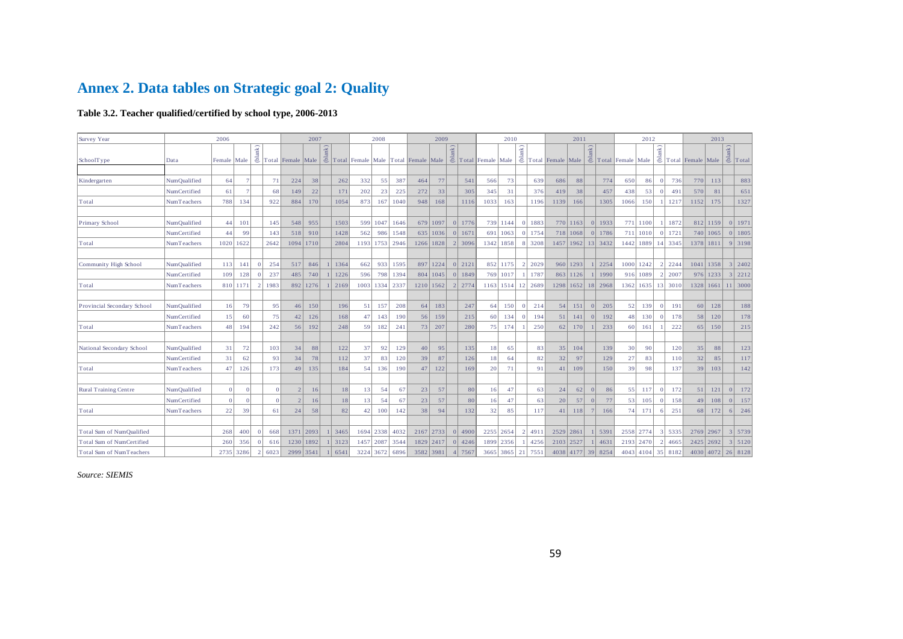# Annex 2. Data tables on Strategic goal 2: Quality

**Table 3.2. Teacher qualified/certified by school type, 2006-2013**

| Survey Year | | 2006 | | | | 2007 | | | | 2008 | | | 2009 | | | | 2010 | | | | 2011 | | | | 2012 | | | | 2013 | | | |
|---|---|---|---|---|---|---|---|---|---|---|---|---|---|---|---|---|---|---|---|---|---|---|---|---|---|---|---|---|---|---|---|---|
| SchoolType | Data | Female | Male | (blank) | Total | Female | Male | (blank) | Total | Female | Male | Total | Female | Male | (blank) | Total | Female | Male | (blank) | Total | Female | Male | (blank) | Total | Female | Male | (blank) | Total | Female | Male | (blank) | Total |
| Kindergarten | NumQualified | 64 | 7 | | 71 | 224 | 38 | | 262 | 332 | 55 | 387 | 464 | 77 | | 541 | 566 | 73 | | 639 | 686 | 88 | | 774 | 650 | 86 | 0 | 736 | 770 | 113 | | 883 |
| | NumCertified | 61 | 7 | | 68 | 149 | 22 | | 171 | 202 | 23 | 225 | 272 | 33 | | 305 | 345 | 31 | | 376 | 419 | 38 | | 457 | 438 | 53 | 0 | 491 | 570 | 81 | | 651 |
| Total | NumTeachers | 788 | 134 | | 922 | 884 | 170 | | 1054 | 873 | 167 | 1040 | 948 | 168 | | 1116 | 1033 | 163 | | 1196 | 1139 | 166 | | 1305 | 1066 | 150 | 1 | 1217 | 1152 | 175 | | 1327 |
| Primary School | NumQualified | 44 | 101 | | 145 | 548 | 955 | | 1503 | 599 | 1047 | 1646 | 679 | 1097 | 0 | 1776 | 739 | 1144 | 0 | 1883 | 770 | 1163 | 0 | 1933 | 771 | 1100 | 1 | 1872 | 812 | 1159 | 0 | 1971 |
| | NumCertified | 44 | 99 | | 143 | 518 | 910 | | 1428 | 562 | 986 | 1548 | 635 | 1036 | 0 | 1671 | 691 | 1063 | 0 | 1754 | 718 | 1068 | 0 | 1786 | 711 | 1010 | 0 | 1721 | 740 | 1065 | 0 | 1805 |
| Total | NumTeachers | 1020 | 1622 | | 2642 | 1094 | 1710 | | 2804 | 1193 | 1753 | 2946 | 1266 | 1828 | 2 | 3096 | 1342 | 1858 | 8 | 3208 | 1457 | 1962 | 13 | 3432 | 1442 | 1889 | 14 | 3345 | 1378 | 1811 | 9 | 3198 |
| Community High School | NumQualified | 113 | 141 | 0 | 254 | 517 | 846 | 1 | 1364 | 662 | 933 | 1595 | 897 | 1224 | 0 | 2121 | 852 | 1175 | 2 | 2029 | 960 | 1293 | 1 | 2254 | 1000 | 1242 | 2 | 2244 | 1041 | 1358 | 3 | 2402 |
| | NumCertified | 109 | 128 | 0 | 237 | 485 | 740 | 1 | 1226 | 596 | 798 | 1394 | 804 | 1045 | 0 | 1849 | 769 | 1017 | 1 | 1787 | 863 | 1126 | 1 | 1990 | 916 | 1089 | 2 | 2007 | 976 | 1233 | 3 | 2212 |
| Total | NumTeachers | 810 | 1171 | 2 | 1983 | 892 | 1276 | 1 | 2169 | 1003 | 1334 | 2337 | 1210 | 1562 | 2 | 2774 | 1163 | 1514 | 12 | 2689 | 1298 | 1652 | 18 | 2968 | 1362 | 1635 | 13 | 3010 | 1328 | 1661 | 11 | 3000 |
| Provincial Secondary School | NumQualified | 16 | 79 | | 95 | 46 | 150 | | 196 | 51 | 157 | 208 | 64 | 183 | | 247 | 64 | 150 | 0 | 214 | 54 | 151 | 0 | 205 | 52 | 139 | 0 | 191 | 60 | 128 | | 188 |
| | NumCertified | 15 | 60 | | 75 | 42 | 126 | | 168 | 47 | 143 | 190 | 56 | 159 | | 215 | 60 | 134 | 0 | 194 | 51 | 141 | 0 | 192 | 48 | 130 | 0 | 178 | 58 | 120 | | 178 |
| Total | NumTeachers | 48 | 194 | | 242 | 56 | 192 | | 248 | 59 | 182 | 241 | 73 | 207 | | 280 | 75 | 174 | 1 | 250 | 62 | 170 | 1 | 233 | 60 | 161 | 1 | 222 | 65 | 150 | | 215 |
| National Secondary School | NumQualified | 31 | 72 | | 103 | 34 | 88 | | 122 | 37 | 92 | 129 | 40 | 95 | | 135 | 18 | 65 | | 83 | 35 | 104 | | 139 | 30 | 90 | | 120 | 35 | 88 | | 123 |
| | NumCertified | 31 | 62 | | 93 | 34 | 78 | | 112 | 37 | 83 | 120 | 39 | 87 | | 126 | 18 | 64 | | 82 | 32 | 97 | | 129 | 27 | 83 | | 110 | 32 | 85 | | 117 |
| Total | NumTeachers | 47 | 126 | | 173 | 49 | 135 | | 184 | 54 | 136 | 190 | 47 | 122 | | 169 | 20 | 71 | | 91 | 41 | 109 | | 150 | 39 | 98 | | 137 | 39 | 103 | | 142 |
| Rural Training Centre | NumQualified | 0 | 0 | | 0 | 2 | 16 | | 18 | 13 | 54 | 67 | 23 | 57 | | 80 | 16 | 47 | | 63 | 24 | 62 | 0 | 86 | 55 | 117 | 0 | 172 | 51 | 121 | 0 | 172 |
| | NumCertified | 0 | 0 | | 0 | 2 | 16 | | 18 | 13 | 54 | 67 | 23 | 57 | | 80 | 16 | 47 | | 63 | 20 | 57 | 0 | 77 | 53 | 105 | 0 | 158 | 49 | 108 | 0 | 157 |
| Total | NumTeachers | 22 | 39 | | 61 | 24 | 58 | | 82 | 42 | 100 | 142 | 38 | 94 | | 132 | 32 | 85 | | 117 | 41 | 118 | 7 | 166 | 74 | 171 | 6 | 251 | 68 | 172 | 6 | 246 |
| Total Sum of NumQualified | | 268 | 400 | 0 | 668 | 1371 | 2093 | 1 | 3465 | 1694 | 2338 | 4032 | 2167 | 2733 | 0 | 4900 | 2255 | 2654 | 2 | 4911 | 2529 | 2861 | 1 | 5391 | 2558 | 2774 | 3 | 5335 | 2769 | 2967 | 3 | 5739 |
| Total Sum of NumCertified | | 260 | 356 | 0 | 616 | 1230 | 1892 | 1 | 3123 | 1457 | 2087 | 3544 | 1829 | 2417 | 0 | 4246 | 1899 | 2356 | 1 | 4256 | 2103 | 2527 | 1 | 4631 | 2193 | 2470 | 2 | 4665 | 2425 | 2692 | 3 | 5120 |
| Total Sum of NumTeachers | | 2735 | 3286 | 2 | 6023 | 2999 | 3541 | 1 | 6541 | 3224 | 3672 | 6896 | 3582 | 3981 | 4 | 7567 | 3665 | 3865 | 21 | 7551 | 4038 | 4177 | 39 | 8254 | 4043 | 4104 | 35 | 8182 | 4030 | 4072 | 26 | 8128 |

*Source: SIEMIS*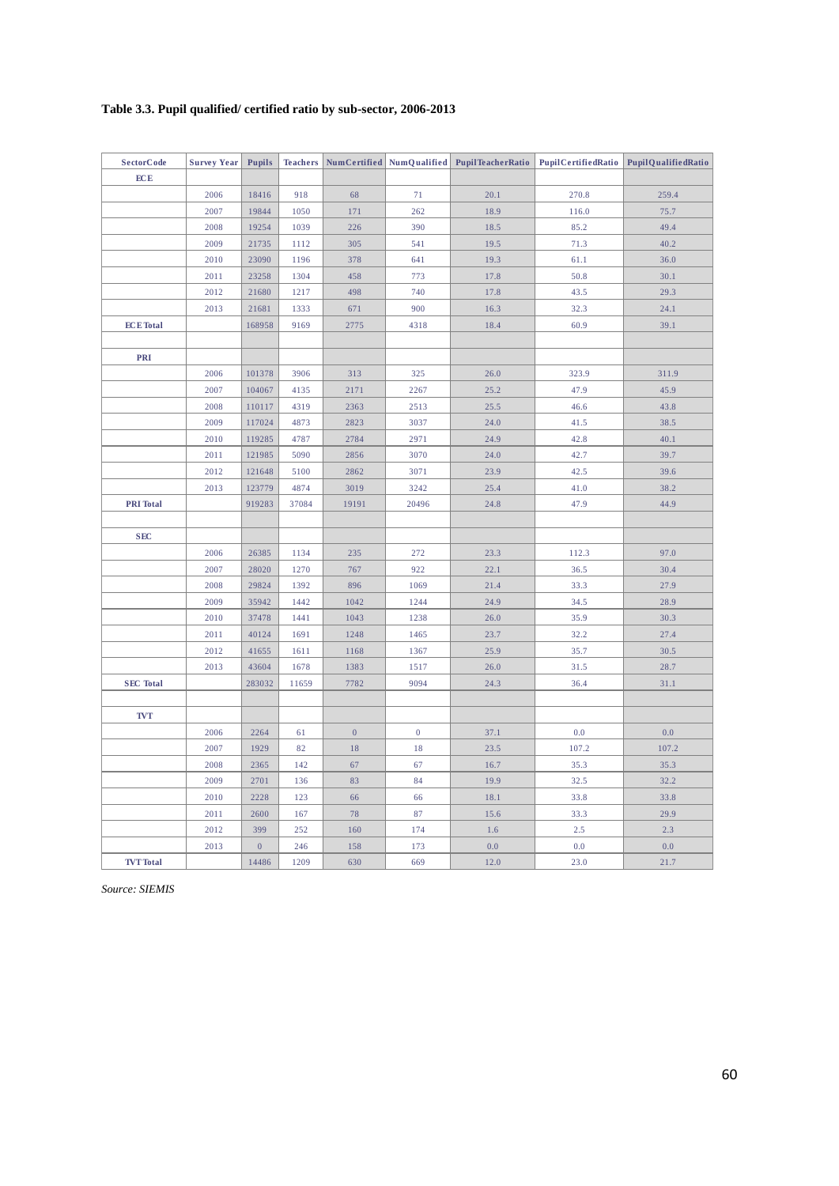**Table 3.3. Pupil qualified/ certified ratio by sub-sector, 2006-2013**

| SectorCode | Survey Year | Pupils | Teachers | NumCertified | NumQualified | PupilTeacherRatio | PupilCertifiedRatio | PupilQualifiedRatio |
|---|---|---|---|---|---|---|---|---|
| ECE | | | | | | | | |
| | 2006 | 18416 | 918 | 68 | 71 | 20.1 | 270.8 | 259.4 |
| | 2007 | 19844 | 1050 | 171 | 262 | 18.9 | 116.0 | 75.7 |
| | 2008 | 19254 | 1039 | 226 | 390 | 18.5 | 85.2 | 49.4 |
| | 2009 | 21735 | 1112 | 305 | 541 | 19.5 | 71.3 | 40.2 |
| | 2010 | 23090 | 1196 | 378 | 641 | 19.3 | 61.1 | 36.0 |
| | 2011 | 23258 | 1304 | 458 | 773 | 17.8 | 50.8 | 30.1 |
| | 2012 | 21680 | 1217 | 498 | 740 | 17.8 | 43.5 | 29.3 |
| | 2013 | 21681 | 1333 | 671 | 900 | 16.3 | 32.3 | 24.1 |
| ECE Total | | 168958 | 9169 | 2775 | 4318 | 18.4 | 60.9 | 39.1 |
| | | | | | | | | |
| PRI | | | | | | | | |
| | 2006 | 101378 | 3906 | 313 | 325 | 26.0 | 323.9 | 311.9 |
| | 2007 | 104067 | 4135 | 2171 | 2267 | 25.2 | 47.9 | 45.9 |
| | 2008 | 110117 | 4319 | 2363 | 2513 | 25.5 | 46.6 | 43.8 |
| | 2009 | 117024 | 4873 | 2823 | 3037 | 24.0 | 41.5 | 38.5 |
| | 2010 | 119285 | 4787 | 2784 | 2971 | 24.9 | 42.8 | 40.1 |
| | 2011 | 121985 | 5090 | 2856 | 3070 | 24.0 | 42.7 | 39.7 |
| | 2012 | 121648 | 5100 | 2862 | 3071 | 23.9 | 42.5 | 39.6 |
| | 2013 | 123779 | 4874 | 3019 | 3242 | 25.4 | 41.0 | 38.2 |
| PRI Total | | 919283 | 37084 | 19191 | 20496 | 24.8 | 47.9 | 44.9 |
| | | | | | | | | |
| SEC | | | | | | | | |
| | 2006 | 26385 | 1134 | 235 | 272 | 23.3 | 112.3 | 97.0 |
| | 2007 | 28020 | 1270 | 767 | 922 | 22.1 | 36.5 | 30.4 |
| | 2008 | 29824 | 1392 | 896 | 1069 | 21.4 | 33.3 | 27.9 |
| | 2009 | 35942 | 1442 | 1042 | 1244 | 24.9 | 34.5 | 28.9 |
| | 2010 | 37478 | 1441 | 1043 | 1238 | 26.0 | 35.9 | 30.3 |
| | 2011 | 40124 | 1691 | 1248 | 1465 | 23.7 | 32.2 | 27.4 |
| | 2012 | 41655 | 1611 | 1168 | 1367 | 25.9 | 35.7 | 30.5 |
| | 2013 | 43604 | 1678 | 1383 | 1517 | 26.0 | 31.5 | 28.7 |
| SEC Total | | 283032 | 11659 | 7782 | 9094 | 24.3 | 36.4 | 31.1 |
| | | | | | | | | |
| TVT | | | | | | | | |
| | 2006 | 2264 | 61 | 0 | 0 | 37.1 | 0.0 | 0.0 |
| | 2007 | 1929 | 82 | 18 | 18 | 23.5 | 107.2 | 107.2 |
| | 2008 | 2365 | 142 | 67 | 67 | 16.7 | 35.3 | 35.3 |
| | 2009 | 2701 | 136 | 83 | 84 | 19.9 | 32.5 | 32.2 |
| | 2010 | 2228 | 123 | 66 | 66 | 18.1 | 33.8 | 33.8 |
| | 2011 | 2600 | 167 | 78 | 87 | 15.6 | 33.3 | 29.9 |
| | 2012 | 399 | 252 | 160 | 174 | 1.6 | 2.5 | 2.3 |
| | 2013 | 0 | 246 | 158 | 173 | 0.0 | 0.0 | 0.0 |
| TVT Total | | 14486 | 1209 | 630 | 669 | 12.0 | 23.0 | 21.7 |

*Source: SIEMIS*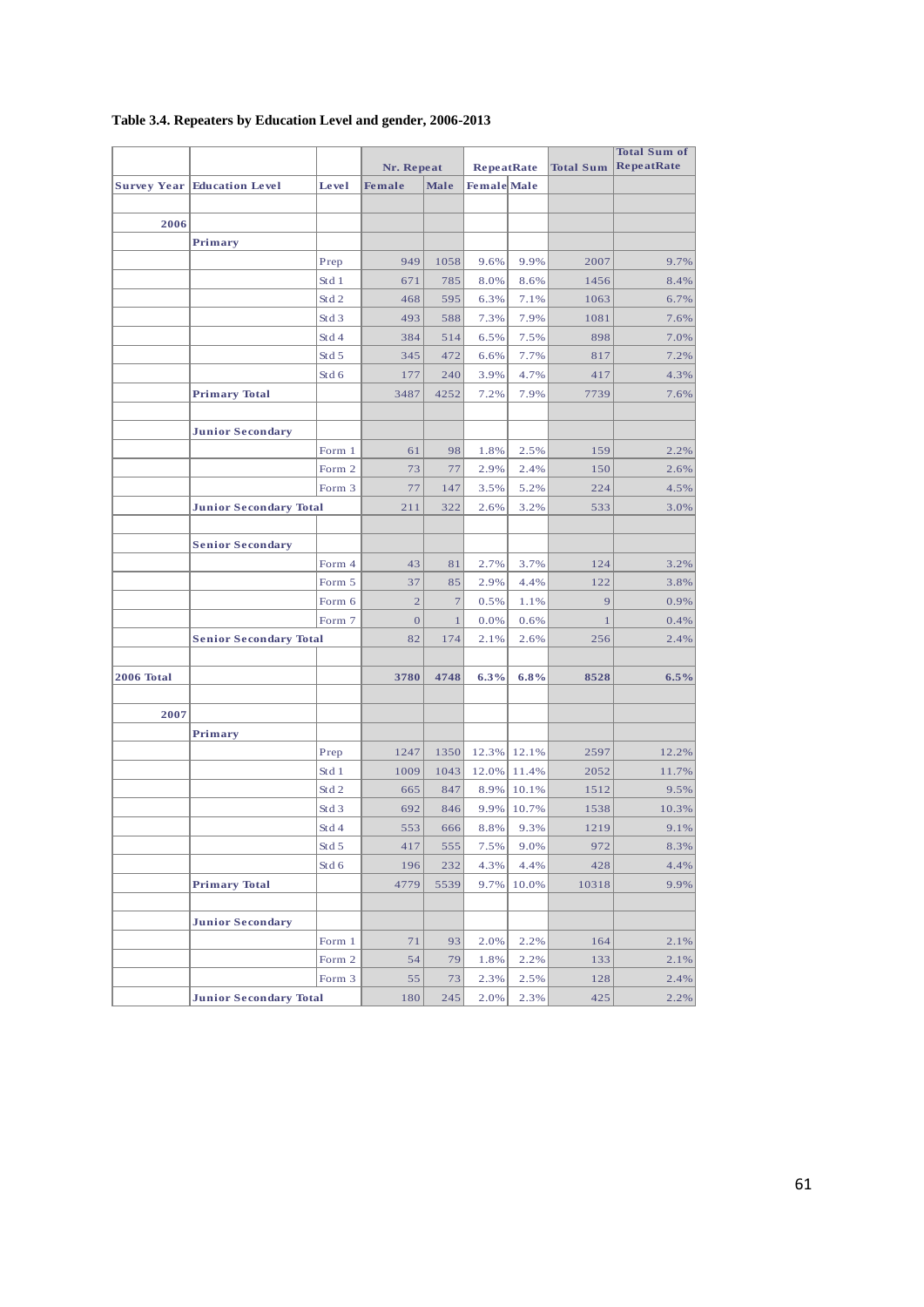**Table 3.4. Repeaters by Education Level and gender, 2006-2013**

| | | | Nr. Repeat | | RepeatRate | | Total Sum | Total Sum of RepeatRate |
|---|---|---|---|---|---|---|---|---|
| Survey Year | Education Level | Level | Female | Male | Female | Male | | |
| | | | | | | | | |
| 2006 | | | | | | | | |
| | Primary | | | | | | | |
| | | Prep | 949 | 1058 | 9.6% | 9.9% | 2007 | 9.7% |
| | | Std 1 | 671 | 785 | 8.0% | 8.6% | 1456 | 8.4% |
| | | Std 2 | 468 | 595 | 6.3% | 7.1% | 1063 | 6.7% |
| | | Std 3 | 493 | 588 | 7.3% | 7.9% | 1081 | 7.6% |
| | | Std 4 | 384 | 514 | 6.5% | 7.5% | 898 | 7.0% |
| | | Std 5 | 345 | 472 | 6.6% | 7.7% | 817 | 7.2% |
| | | Std 6 | 177 | 240 | 3.9% | 4.7% | 417 | 4.3% |
| | Primary Total | | 3487 | 4252 | 7.2% | 7.9% | 7739 | 7.6% |
| | | | | | | | | |
| | Junior Secondary | | | | | | | |
| | | Form 1 | 61 | 98 | 1.8% | 2.5% | 159 | 2.2% |
| | | Form 2 | 73 | 77 | 2.9% | 2.4% | 150 | 2.6% |
| | | Form 3 | 77 | 147 | 3.5% | 5.2% | 224 | 4.5% |
| | Junior Secondary Total | | 211 | 322 | 2.6% | 3.2% | 533 | 3.0% |
| | | | | | | | | |
| | Senior Secondary | | | | | | | |
| | | Form 4 | 43 | 81 | 2.7% | 3.7% | 124 | 3.2% |
| | | Form 5 | 37 | 85 | 2.9% | 4.4% | 122 | 3.8% |
| | | Form 6 | 2 | 7 | 0.5% | 1.1% | 9 | 0.9% |
| | | Form 7 | 0 | 1 | 0.0% | 0.6% | 1 | 0.4% |
| | Senior Secondary Total | | 82 | 174 | 2.1% | 2.6% | 256 | 2.4% |
| | | | | | | | | |
| 2006 Total | | | 3780 | 4748 | 6.3% | 6.8% | 8528 | 6.5% |
| | | | | | | | | |
| 2007 | | | | | | | | |
| | Primary | | | | | | | |
| | | Prep | 1247 | 1350 | 12.3% | 12.1% | 2597 | 12.2% |
| | | Std 1 | 1009 | 1043 | 12.0% | 11.4% | 2052 | 11.7% |
| | | Std 2 | 665 | 847 | 8.9% | 10.1% | 1512 | 9.5% |
| | | Std 3 | 692 | 846 | 9.9% | 10.7% | 1538 | 10.3% |
| | | Std 4 | 553 | 666 | 8.8% | 9.3% | 1219 | 9.1% |
| | | Std 5 | 417 | 555 | 7.5% | 9.0% | 972 | 8.3% |
| | | Std 6 | 196 | 232 | 4.3% | 4.4% | 428 | 4.4% |
| | Primary Total | | 4779 | 5539 | 9.7% | 10.0% | 10318 | 9.9% |
| | | | | | | | | |
| | Junior Secondary | | | | | | | |
| | | Form 1 | 71 | 93 | 2.0% | 2.2% | 164 | 2.1% |
| | | Form 2 | 54 | 79 | 1.8% | 2.2% | 133 | 2.1% |
| | | Form 3 | 55 | 73 | 2.3% | 2.5% | 128 | 2.4% |
| | Junior Secondary Total | | 180 | 245 | 2.0% | 2.3% | 425 | 2.2% |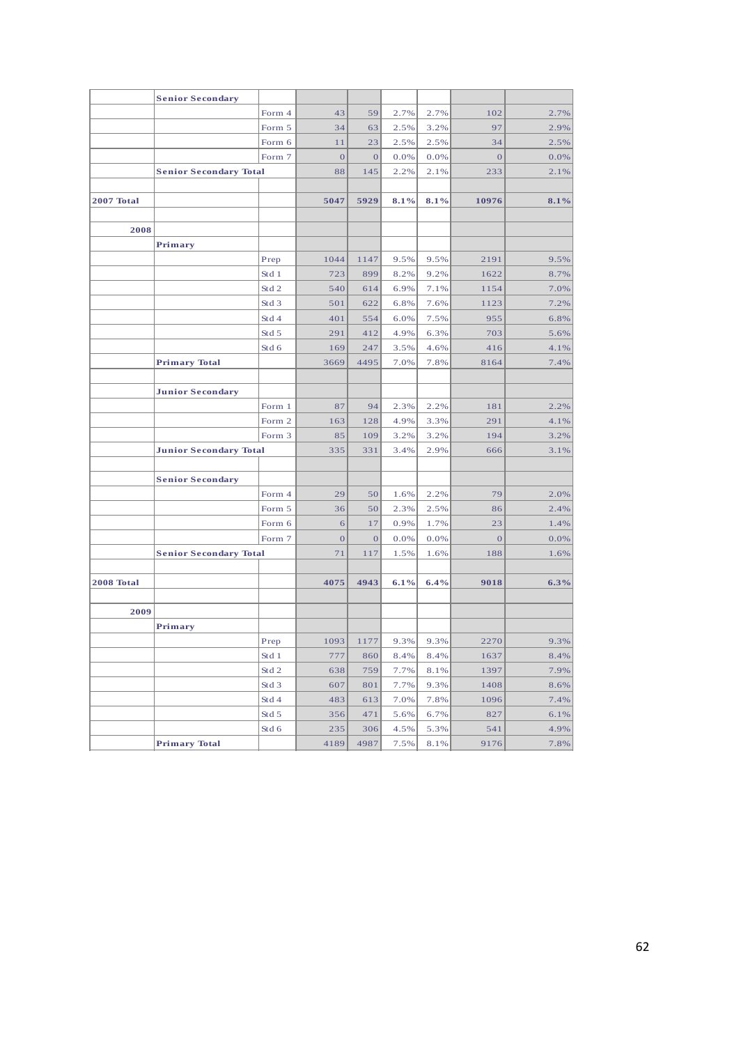| | | | | | | | | |
|---|---|---|---|---|---|---|---|---|
| | **Senior Secondary** | | | | | | | |
| | | Form 4 | 43 | 59 | 2.7% | 2.7% | 102 | 2.7% |
| | | Form 5 | 34 | 63 | 2.5% | 3.2% | 97 | 2.9% |
| | | Form 6 | 11 | 23 | 2.5% | 2.5% | 34 | 2.5% |
| | | Form 7 | 0 | 0 | 0.0% | 0.0% | 0 | 0.0% |
| | **Senior Secondary Total** | | 88 | 145 | 2.2% | 2.1% | 233 | 2.1% |
| | | | | | | | | |
| **2007 Total** | | | **5047** | **5929** | **8.1%** | **8.1%** | **10976** | **8.1%** |
| | | | | | | | | |
| **2008** | | | | | | | | |
| | **Primary** | | | | | | | |
| | | Prep | 1044 | 1147 | 9.5% | 9.5% | 2191 | 9.5% |
| | | Std 1 | 723 | 899 | 8.2% | 9.2% | 1622 | 8.7% |
| | | Std 2 | 540 | 614 | 6.9% | 7.1% | 1154 | 7.0% |
| | | Std 3 | 501 | 622 | 6.8% | 7.6% | 1123 | 7.2% |
| | | Std 4 | 401 | 554 | 6.0% | 7.5% | 955 | 6.8% |
| | | Std 5 | 291 | 412 | 4.9% | 6.3% | 703 | 5.6% |
| | | Std 6 | 169 | 247 | 3.5% | 4.6% | 416 | 4.1% |
| | **Primary Total** | | 3669 | 4495 | 7.0% | 7.8% | 8164 | 7.4% |
| | | | | | | | | |
| | **Junior Secondary** | | | | | | | |
| | | Form 1 | 87 | 94 | 2.3% | 2.2% | 181 | 2.2% |
| | | Form 2 | 163 | 128 | 4.9% | 3.3% | 291 | 4.1% |
| | | Form 3 | 85 | 109 | 3.2% | 3.2% | 194 | 3.2% |
| | **Junior Secondary Total** | | 335 | 331 | 3.4% | 2.9% | 666 | 3.1% |
| | | | | | | | | |
| | **Senior Secondary** | | | | | | | |
| | | Form 4 | 29 | 50 | 1.6% | 2.2% | 79 | 2.0% |
| | | Form 5 | 36 | 50 | 2.3% | 2.5% | 86 | 2.4% |
| | | Form 6 | 6 | 17 | 0.9% | 1.7% | 23 | 1.4% |
| | | Form 7 | 0 | 0 | 0.0% | 0.0% | 0 | 0.0% |
| | **Senior Secondary Total** | | 71 | 117 | 1.5% | 1.6% | 188 | 1.6% |
| | | | | | | | | |
| **2008 Total** | | | **4075** | **4943** | **6.1%** | **6.4%** | **9018** | **6.3%** |
| | | | | | | | | |
| **2009** | | | | | | | | |
| | **Primary** | | | | | | | |
| | | Prep | 1093 | 1177 | 9.3% | 9.3% | 2270 | 9.3% |
| | | Std 1 | 777 | 860 | 8.4% | 8.4% | 1637 | 8.4% |
| | | Std 2 | 638 | 759 | 7.7% | 8.1% | 1397 | 7.9% |
| | | Std 3 | 607 | 801 | 7.7% | 9.3% | 1408 | 8.6% |
| | | Std 4 | 483 | 613 | 7.0% | 7.8% | 1096 | 7.4% |
| | | Std 5 | 356 | 471 | 5.6% | 6.7% | 827 | 6.1% |
| | | Std 6 | 235 | 306 | 4.5% | 5.3% | 541 | 4.9% |
| | **Primary Total** | | 4189 | 4987 | 7.5% | 8.1% | 9176 | 7.8% |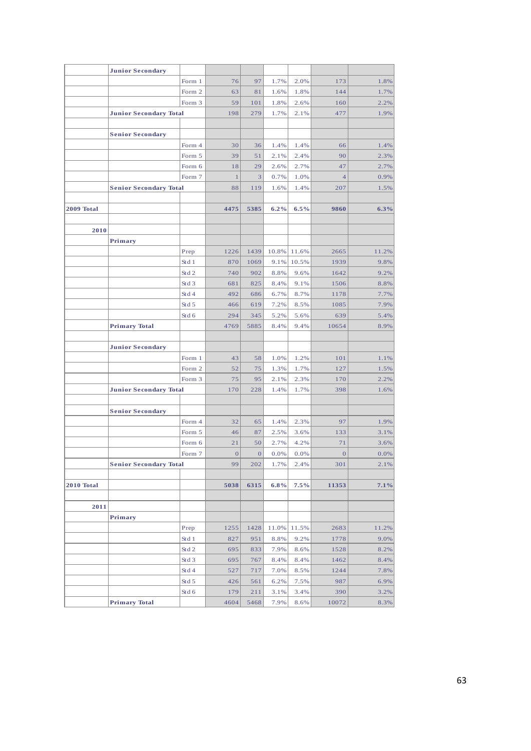| | | | | | | | | |
|---|---|---|---|---|---|---|---|---|
| | **Junior Secondary** | | | | | | | |
| | | Form 1 | 76 | 97 | 1.7% | 2.0% | 173 | 1.8% |
| | | Form 2 | 63 | 81 | 1.6% | 1.8% | 144 | 1.7% |
| | | Form 3 | 59 | 101 | 1.8% | 2.6% | 160 | 2.2% |
| | **Junior Secondary Total** | | 198 | 279 | 1.7% | 2.1% | 477 | 1.9% |
| | | | | | | | | |
| | **Senior Secondary** | | | | | | | |
| | | Form 4 | 30 | 36 | 1.4% | 1.4% | 66 | 1.4% |
| | | Form 5 | 39 | 51 | 2.1% | 2.4% | 90 | 2.3% |
| | | Form 6 | 18 | 29 | 2.6% | 2.7% | 47 | 2.7% |
| | | Form 7 | 1 | 3 | 0.7% | 1.0% | 4 | 0.9% |
| | **Senior Secondary Total** | | 88 | 119 | 1.6% | 1.4% | 207 | 1.5% |
| | | | | | | | | |
| **2009 Total** | | | **4475** | **5385** | **6.2%** | **6.5%** | **9860** | **6.3%** |
| | | | | | | | | |
| **2010** | | | | | | | | |
| | **Primary** | | | | | | | |
| | | Prep | 1226 | 1439 | 10.8% | 11.6% | 2665 | 11.2% |
| | | Std 1 | 870 | 1069 | 9.1% | 10.5% | 1939 | 9.8% |
| | | Std 2 | 740 | 902 | 8.8% | 9.6% | 1642 | 9.2% |
| | | Std 3 | 681 | 825 | 8.4% | 9.1% | 1506 | 8.8% |
| | | Std 4 | 492 | 686 | 6.7% | 8.7% | 1178 | 7.7% |
| | | Std 5 | 466 | 619 | 7.2% | 8.5% | 1085 | 7.9% |
| | | Std 6 | 294 | 345 | 5.2% | 5.6% | 639 | 5.4% |
| | **Primary Total** | | 4769 | 5885 | 8.4% | 9.4% | 10654 | 8.9% |
| | | | | | | | | |
| | **Junior Secondary** | | | | | | | |
| | | Form 1 | 43 | 58 | 1.0% | 1.2% | 101 | 1.1% |
| | | Form 2 | 52 | 75 | 1.3% | 1.7% | 127 | 1.5% |
| | | Form 3 | 75 | 95 | 2.1% | 2.3% | 170 | 2.2% |
| | **Junior Secondary Total** | | 170 | 228 | 1.4% | 1.7% | 398 | 1.6% |
| | | | | | | | | |
| | **Senior Secondary** | | | | | | | |
| | | Form 4 | 32 | 65 | 1.4% | 2.3% | 97 | 1.9% |
| | | Form 5 | 46 | 87 | 2.5% | 3.6% | 133 | 3.1% |
| | | Form 6 | 21 | 50 | 2.7% | 4.2% | 71 | 3.6% |
| | | Form 7 | 0 | 0 | 0.0% | 0.0% | 0 | 0.0% |
| | **Senior Secondary Total** | | 99 | 202 | 1.7% | 2.4% | 301 | 2.1% |
| | | | | | | | | |
| **2010 Total** | | | **5038** | **6315** | **6.8%** | **7.5%** | **11353** | **7.1%** |
| | | | | | | | | |
| **2011** | | | | | | | | |
| | **Primary** | | | | | | | |
| | | Prep | 1255 | 1428 | 11.0% | 11.5% | 2683 | 11.2% |
| | | Std 1 | 827 | 951 | 8.8% | 9.2% | 1778 | 9.0% |
| | | Std 2 | 695 | 833 | 7.9% | 8.6% | 1528 | 8.2% |
| | | Std 3 | 695 | 767 | 8.4% | 8.4% | 1462 | 8.4% |
| | | Std 4 | 527 | 717 | 7.0% | 8.5% | 1244 | 7.8% |
| | | Std 5 | 426 | 561 | 6.2% | 7.5% | 987 | 6.9% |
| | | Std 6 | 179 | 211 | 3.1% | 3.4% | 390 | 3.2% |
| | **Primary Total** | | 4604 | 5468 | 7.9% | 8.6% | 10072 | 8.3% |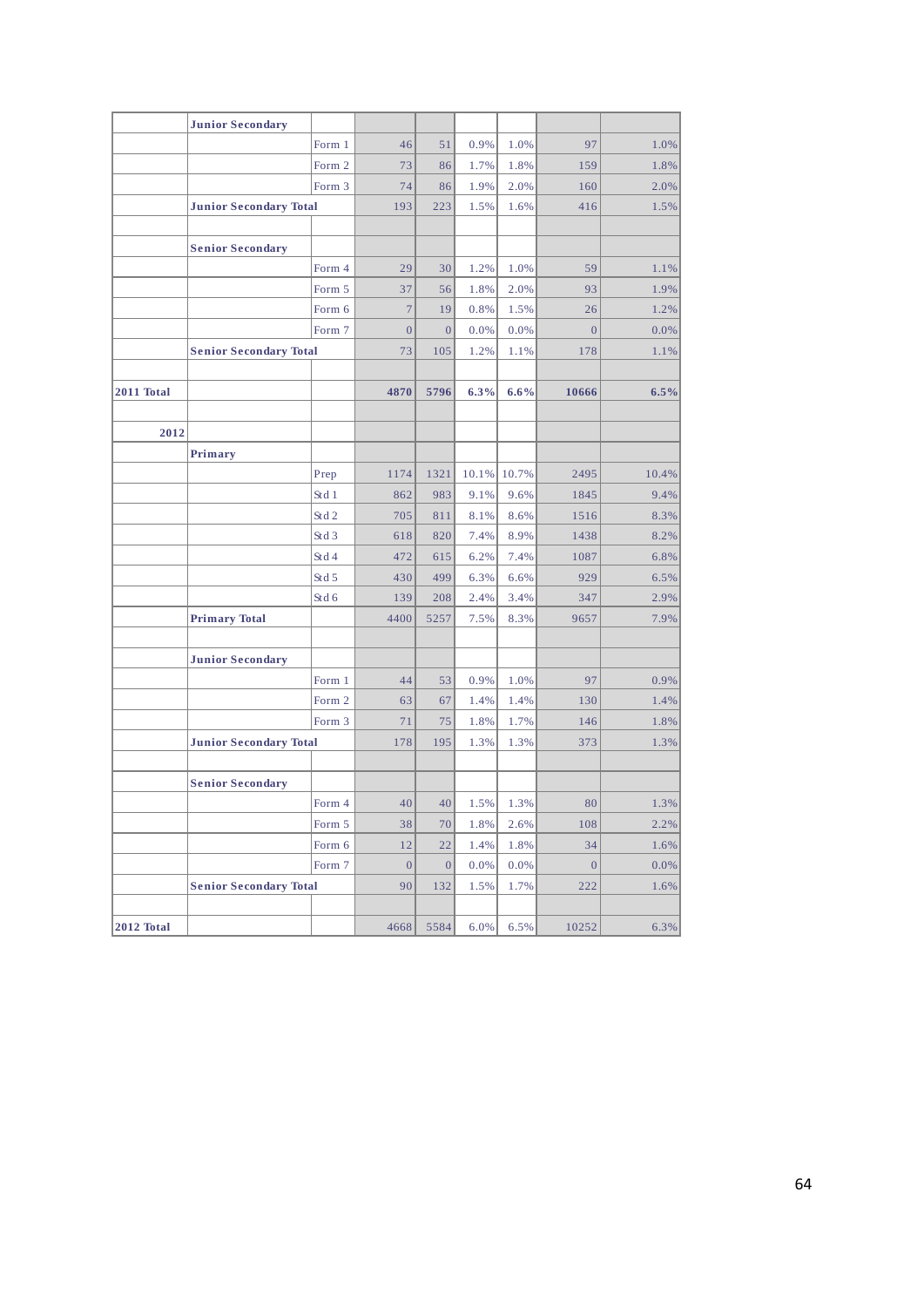| | | | | | | | | |
|---|---|---|---|---|---|---|---|---|
| | **Junior Secondary** | | | | | | | |
| | | Form 1 | 46 | 51 | 0.9% | 1.0% | 97 | 1.0% |
| | | Form 2 | 73 | 86 | 1.7% | 1.8% | 159 | 1.8% |
| | | Form 3 | 74 | 86 | 1.9% | 2.0% | 160 | 2.0% |
| | **Junior Secondary Total** | | 193 | 223 | 1.5% | 1.6% | 416 | 1.5% |
| | | | | | | | | |
| | **Senior Secondary** | | | | | | | |
| | | Form 4 | 29 | 30 | 1.2% | 1.0% | 59 | 1.1% |
| | | Form 5 | 37 | 56 | 1.8% | 2.0% | 93 | 1.9% |
| | | Form 6 | 7 | 19 | 0.8% | 1.5% | 26 | 1.2% |
| | | Form 7 | 0 | 0 | 0.0% | 0.0% | 0 | 0.0% |
| | **Senior Secondary Total** | | 73 | 105 | 1.2% | 1.1% | 178 | 1.1% |
| | | | | | | | | |
| **2011 Total** | | | **4870** | **5796** | **6.3%** | **6.6%** | **10666** | **6.5%** |
| | | | | | | | | |
| **2012** | | | | | | | | |
| | **Primary** | | | | | | | |
| | | Prep | 1174 | 1321 | 10.1% | 10.7% | 2495 | 10.4% |
| | | Std 1 | 862 | 983 | 9.1% | 9.6% | 1845 | 9.4% |
| | | Std 2 | 705 | 811 | 8.1% | 8.6% | 1516 | 8.3% |
| | | Std 3 | 618 | 820 | 7.4% | 8.9% | 1438 | 8.2% |
| | | Std 4 | 472 | 615 | 6.2% | 7.4% | 1087 | 6.8% |
| | | Std 5 | 430 | 499 | 6.3% | 6.6% | 929 | 6.5% |
| | | Std 6 | 139 | 208 | 2.4% | 3.4% | 347 | 2.9% |
| | **Primary Total** | | 4400 | 5257 | 7.5% | 8.3% | 9657 | 7.9% |
| | | | | | | | | |
| | **Junior Secondary** | | | | | | | |
| | | Form 1 | 44 | 53 | 0.9% | 1.0% | 97 | 0.9% |
| | | Form 2 | 63 | 67 | 1.4% | 1.4% | 130 | 1.4% |
| | | Form 3 | 71 | 75 | 1.8% | 1.7% | 146 | 1.8% |
| | **Junior Secondary Total** | | 178 | 195 | 1.3% | 1.3% | 373 | 1.3% |
| | | | | | | | | |
| | **Senior Secondary** | | | | | | | |
| | | Form 4 | 40 | 40 | 1.5% | 1.3% | 80 | 1.3% |
| | | Form 5 | 38 | 70 | 1.8% | 2.6% | 108 | 2.2% |
| | | Form 6 | 12 | 22 | 1.4% | 1.8% | 34 | 1.6% |
| | | Form 7 | 0 | 0 | 0.0% | 0.0% | 0 | 0.0% |
| | **Senior Secondary Total** | | 90 | 132 | 1.5% | 1.7% | 222 | 1.6% |
| | | | | | | | | |
| **2012 Total** | | | 4668 | 5584 | 6.0% | 6.5% | 10252 | 6.3% |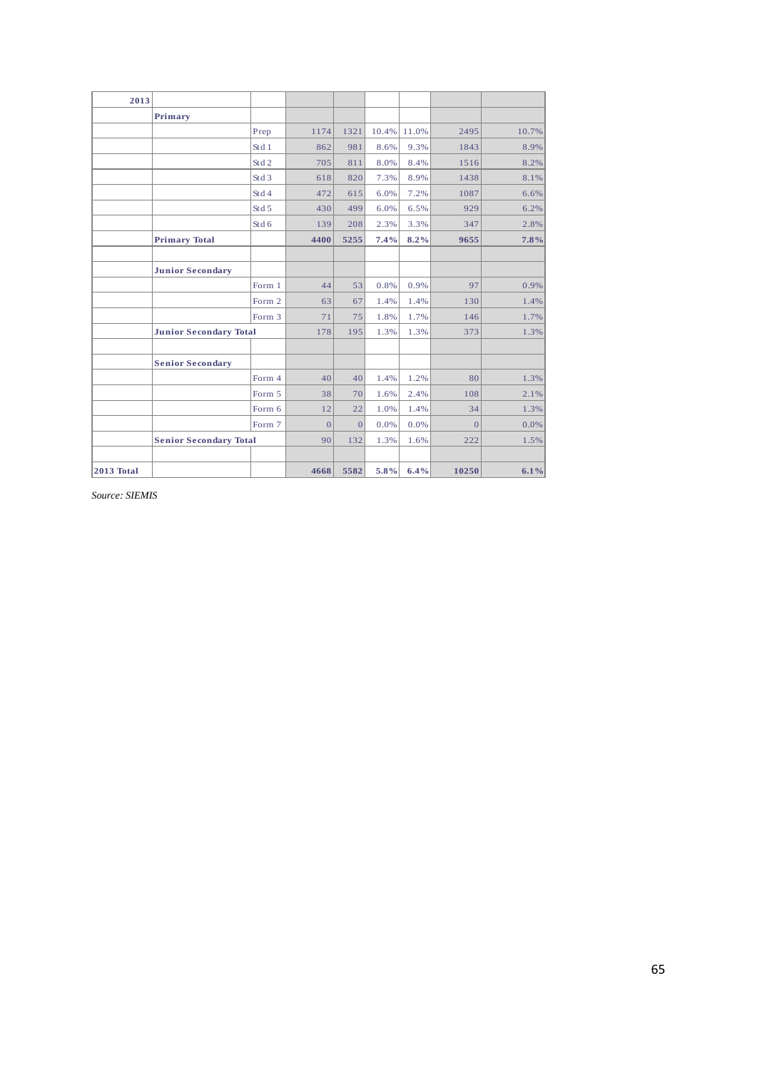| 2013 | | | | | | | | |
|---|---|---|---|---|---|---|---|---|
| | **Primary** | | | | | | | |
| | | Prep | 1174 | 1321 | 10.4% | 11.0% | 2495 | 10.7% |
| | | Std 1 | 862 | 981 | 8.6% | 9.3% | 1843 | 8.9% |
| | | Std 2 | 705 | 811 | 8.0% | 8.4% | 1516 | 8.2% |
| | | Std 3 | 618 | 820 | 7.3% | 8.9% | 1438 | 8.1% |
| | | Std 4 | 472 | 615 | 6.0% | 7.2% | 1087 | 6.6% |
| | | Std 5 | 430 | 499 | 6.0% | 6.5% | 929 | 6.2% |
| | | Std 6 | 139 | 208 | 2.3% | 3.3% | 347 | 2.8% |
| | **Primary Total** | | **4400** | **5255** | **7.4%** | **8.2%** | **9655** | **7.8%** |
| | | | | | | | | |
| | **Junior Secondary** | | | | | | | |
| | | Form 1 | 44 | 53 | 0.8% | 0.9% | 97 | 0.9% |
| | | Form 2 | 63 | 67 | 1.4% | 1.4% | 130 | 1.4% |
| | | Form 3 | 71 | 75 | 1.8% | 1.7% | 146 | 1.7% |
| | **Junior Secondary Total** | | 178 | 195 | 1.3% | 1.3% | 373 | 1.3% |
| | | | | | | | | |
| | **Senior Secondary** | | | | | | | |
| | | Form 4 | 40 | 40 | 1.4% | 1.2% | 80 | 1.3% |
| | | Form 5 | 38 | 70 | 1.6% | 2.4% | 108 | 2.1% |
| | | Form 6 | 12 | 22 | 1.0% | 1.4% | 34 | 1.3% |
| | | Form 7 | 0 | 0 | 0.0% | 0.0% | 0 | 0.0% |
| | **Senior Secondary Total** | | 90 | 132 | 1.3% | 1.6% | 222 | 1.5% |
| | | | | | | | | |
| **2013 Total** | | | **4668** | **5582** | **5.8%** | **6.4%** | **10250** | **6.1%** |

*Source: SIEMIS*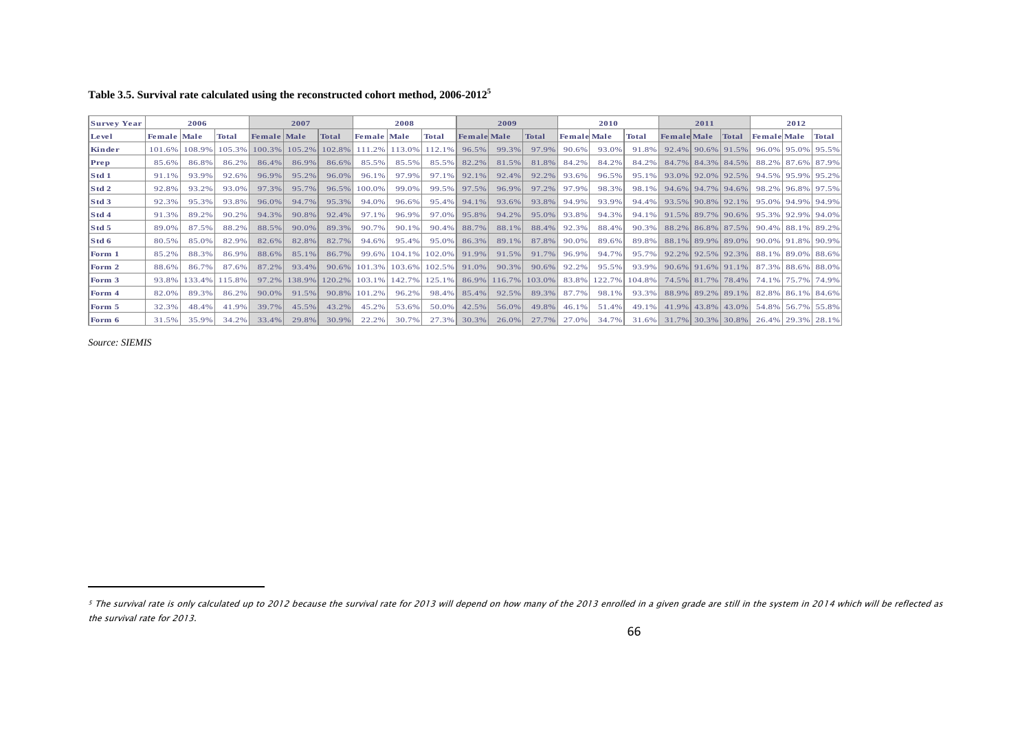**Table 3.5. Survival rate calculated using the reconstructed cohort method, 2006-2012[5]**

| Survey Year | 2006 | | | 2007 | | | 2008 | | | 2009 | | | 2010 | | | 2011 | | | 2012 | | |
|---|---|---|---|---|---|---|---|---|---|---|---|---|---|---|---|---|---|---|---|---|---|
| Level | Female | Male | Total | Female | Male | Total | Female | Male | Total | Female | Male | Total | Female | Male | Total | Female | Male | Total | Female | Male | Total |
| Kinder | 101.6% | 108.9% | 105.3% | 100.3% | 105.2% | 102.8% | 111.2% | 113.0% | 112.1% | 96.5% | 99.3% | 97.9% | 90.6% | 93.0% | 91.8% | 92.4% | 90.6% | 91.5% | 96.0% | 95.0% | 95.5% |
| Prep | 85.6% | 86.8% | 86.2% | 86.4% | 86.9% | 86.6% | 85.5% | 85.5% | 85.5% | 82.2% | 81.5% | 81.8% | 84.2% | 84.2% | 84.2% | 84.7% | 84.3% | 84.5% | 88.2% | 87.6% | 87.9% |
| Std 1 | 91.1% | 93.9% | 92.6% | 96.9% | 95.2% | 96.0% | 96.1% | 97.9% | 97.1% | 92.1% | 92.4% | 92.2% | 93.6% | 96.5% | 95.1% | 93.0% | 92.0% | 92.5% | 94.5% | 95.9% | 95.2% |
| Std 2 | 92.8% | 93.2% | 93.0% | 97.3% | 95.7% | 96.5% | 100.0% | 99.0% | 99.5% | 97.5% | 96.9% | 97.2% | 97.9% | 98.3% | 98.1% | 94.6% | 94.7% | 94.6% | 98.2% | 96.8% | 97.5% |
| Std 3 | 92.3% | 95.3% | 93.8% | 96.0% | 94.7% | 95.3% | 94.0% | 96.6% | 95.4% | 94.1% | 93.6% | 93.8% | 94.9% | 93.9% | 94.4% | 93.5% | 90.8% | 92.1% | 95.0% | 94.9% | 94.9% |
| Std 4 | 91.3% | 89.2% | 90.2% | 94.3% | 90.8% | 92.4% | 97.1% | 96.9% | 97.0% | 95.8% | 94.2% | 95.0% | 93.8% | 94.3% | 94.1% | 91.5% | 89.7% | 90.6% | 95.3% | 92.9% | 94.0% |
| Std 5 | 89.0% | 87.5% | 88.2% | 88.5% | 90.0% | 89.3% | 90.7% | 90.1% | 90.4% | 88.7% | 88.1% | 88.4% | 92.3% | 88.4% | 90.3% | 88.2% | 86.8% | 87.5% | 90.4% | 88.1% | 89.2% |
| Std 6 | 80.5% | 85.0% | 82.9% | 82.6% | 82.8% | 82.7% | 94.6% | 95.4% | 95.0% | 86.3% | 89.1% | 87.8% | 90.0% | 89.6% | 89.8% | 88.1% | 89.9% | 89.0% | 90.0% | 91.8% | 90.9% |
| Form 1 | 85.2% | 88.3% | 86.9% | 88.6% | 85.1% | 86.7% | 99.6% | 104.1% | 102.0% | 91.9% | 91.5% | 91.7% | 96.9% | 94.7% | 95.7% | 92.2% | 92.5% | 92.3% | 88.1% | 89.0% | 88.6% |
| Form 2 | 88.6% | 86.7% | 87.6% | 87.2% | 93.4% | 90.6% | 101.3% | 103.6% | 102.5% | 91.0% | 90.3% | 90.6% | 92.2% | 95.5% | 93.9% | 90.6% | 91.6% | 91.1% | 87.3% | 88.6% | 88.0% |
| Form 3 | 93.8% | 133.4% | 115.8% | 97.2% | 138.9% | 120.2% | 103.1% | 142.7% | 125.1% | 86.9% | 116.7% | 103.0% | 83.8% | 122.7% | 104.8% | 74.5% | 81.7% | 78.4% | 74.1% | 75.7% | 74.9% |
| Form 4 | 82.0% | 89.3% | 86.2% | 90.0% | 91.5% | 90.8% | 101.2% | 96.2% | 98.4% | 85.4% | 92.5% | 89.3% | 87.7% | 98.1% | 93.3% | 88.9% | 89.2% | 89.1% | 82.8% | 86.1% | 84.6% |
| Form 5 | 32.3% | 48.4% | 41.9% | 39.7% | 45.5% | 43.2% | 45.2% | 53.6% | 50.0% | 42.5% | 56.0% | 49.8% | 46.1% | 51.4% | 49.1% | 41.9% | 43.8% | 43.0% | 54.8% | 56.7% | 55.8% |
| Form 6 | 31.5% | 35.9% | 34.2% | 33.4% | 29.8% | 30.9% | 22.2% | 30.7% | 27.3% | 30.3% | 26.0% | 27.7% | 27.0% | 34.7% | 31.6% | 31.7% | 30.3% | 30.8% | 26.4% | 29.3% | 28.1% |

*Source: SIEMIS*

---

*[5] The survival rate is only calculated up to 2012 because the survival rate for 2013 will depend on how many of the 2013 enrolled in a given grade are still in the system in 2014 which will be reflected as the survival rate for 2013.*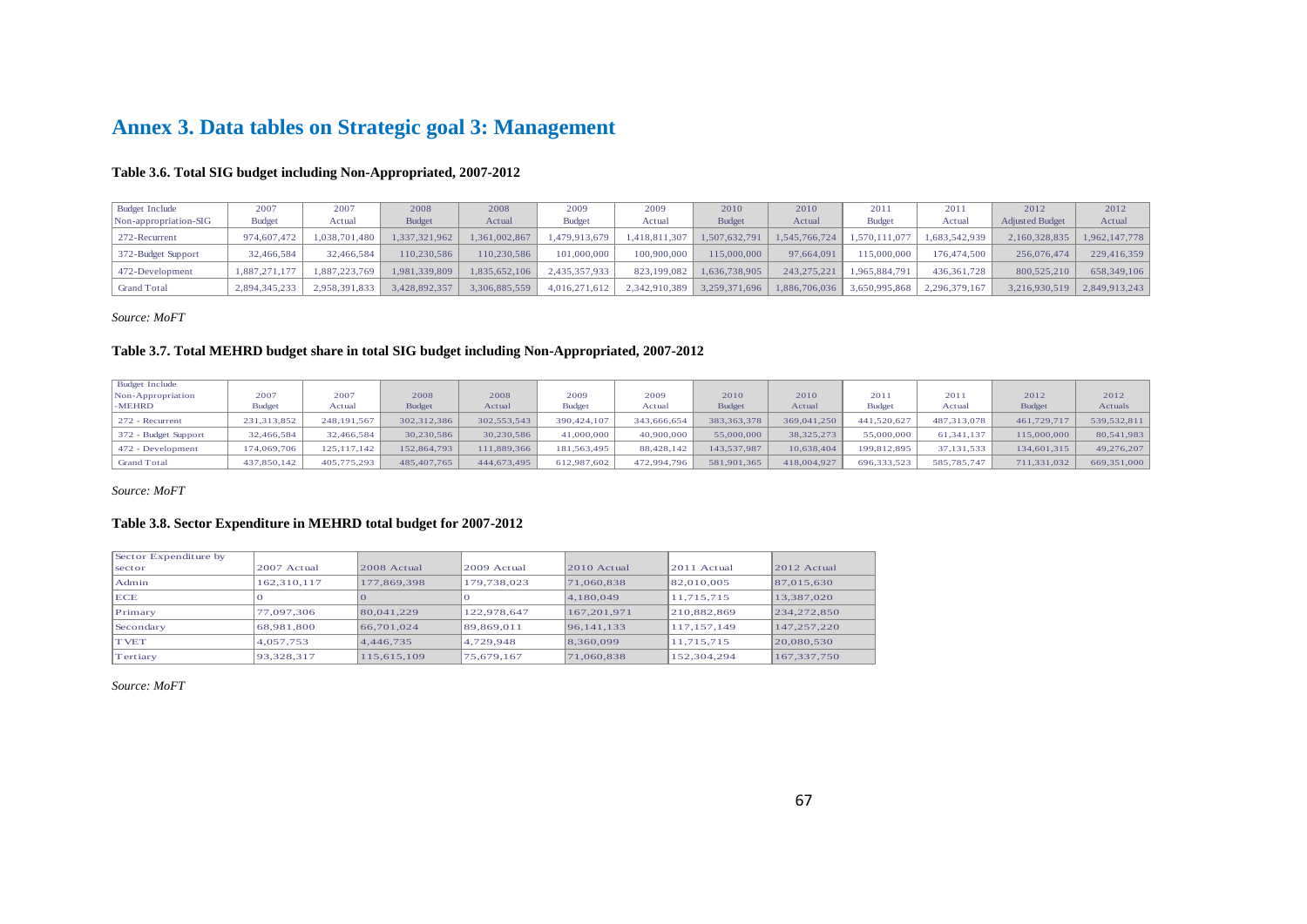## Annex 3. Data tables on Strategic goal 3: Management

### Table 3.6. Total SIG budget including Non-Appropriated, 2007-2012

| Budget Include Non-appropriation-SIG | 2007 Budget | 2007 Actual | 2008 Budget | 2008 Actual | 2009 Budget | 2009 Actual | 2010 Budget | 2010 Actual | 2011 Budget | 2011 Actual | 2012 Adjusted Budget | 2012 Actual |
|---|---|---|---|---|---|---|---|---|---|---|---|---|
| 272-Recurrent | 974,607,472 | 1,038,701,480 | 1,337,321,962 | 1,361,002,867 | 1,479,913,679 | 1,418,811,307 | 1,507,632,791 | 1,545,766,724 | 1,570,111,077 | 1,683,542,939 | 2,160,328,835 | 1,962,147,778 |
| 372-Budget Support | 32,466,584 | 32,466,584 | 110,230,586 | 110,230,586 | 101,000,000 | 100,900,000 | 115,000,000 | 97,664,091 | 115,000,000 | 176,474,500 | 256,076,474 | 229,416,359 |
| 472-Development | 1,887,271,177 | 1,887,223,769 | 1,981,339,809 | 1,835,652,106 | 2,435,357,933 | 823,199,082 | 1,636,738,905 | 243,275,221 | 1,965,884,791 | 436,361,728 | 800,525,210 | 658,349,106 |
| Grand Total | 2,894,345,233 | 2,958,391,833 | 3,428,892,357 | 3,306,885,559 | 4,016,271,612 | 2,342,910,389 | 3,259,371,696 | 1,886,706,036 | 3,650,995,868 | 2,296,379,167 | 3,216,930,519 | 2,849,913,243 |

*Source: MoFT*

### Table 3.7. Total MEHRD budget share in total SIG budget including Non-Appropriated, 2007-2012

| Budget Include Non-Appropriation -MEHRD | 2007 Budget | 2007 Actual | 2008 Budget | 2008 Actual | 2009 Budget | 2009 Actual | 2010 Budget | 2010 Actual | 2011 Budget | 2011 Actual | 2012 Budget | 2012 Actuals |
|---|---|---|---|---|---|---|---|---|---|---|---|---|
| 272 - Recurrent | 231,313,852 | 248,191,567 | 302,312,386 | 302,553,543 | 390,424,107 | 343,666,654 | 383,363,378 | 369,041,250 | 441,520,627 | 487,313,078 | 461,729,717 | 539,532,811 |
| 372 - Budget Support | 32,466,584 | 32,466,584 | 30,230,586 | 30,230,586 | 41,000,000 | 40,900,000 | 55,000,000 | 38,325,273 | 55,000,000 | 61,341,137 | 115,000,000 | 80,541,983 |
| 472 - Development | 174,069,706 | 125,117,142 | 152,864,793 | 111,889,366 | 181,563,495 | 88,428,142 | 143,537,987 | 10,638,404 | 199,812,895 | 37,131,533 | 134,601,315 | 49,276,207 |
| Grand Total | 437,850,142 | 405,775,293 | 485,407,765 | 444,673,495 | 612,987,602 | 472,994,796 | 581,901,365 | 418,004,927 | 696,333,523 | 585,785,747 | 711,331,032 | 669,351,000 |

*Source: MoFT*

### Table 3.8. Sector Expenditure in MEHRD total budget for 2007-2012

| Sector Expenditure by sector | 2007 Actual | 2008 Actual | 2009 Actual | 2010 Actual | 2011 Actual | 2012 Actual |
|---|---|---|---|---|---|---|
| Admin | 162,310,117 | 177,869,398 | 179,738,023 | 71,060,838 | 82,010,005 | 87,015,630 |
| ECE | 0 | 0 | 0 | 4,180,049 | 11,715,715 | 13,387,020 |
| Primary | 77,097,306 | 80,041,229 | 122,978,647 | 167,201,971 | 210,882,869 | 234,272,850 |
| Secondary | 68,981,800 | 66,701,024 | 89,869,011 | 96,141,133 | 117,157,149 | 147,257,220 |
| TVET | 4,057,753 | 4,446,735 | 4,729,948 | 8,360,099 | 11,715,715 | 20,080,530 |
| Tertiary | 93,328,317 | 115,615,109 | 75,679,167 | 71,060,838 | 152,304,294 | 167,337,750 |

*Source: MoFT*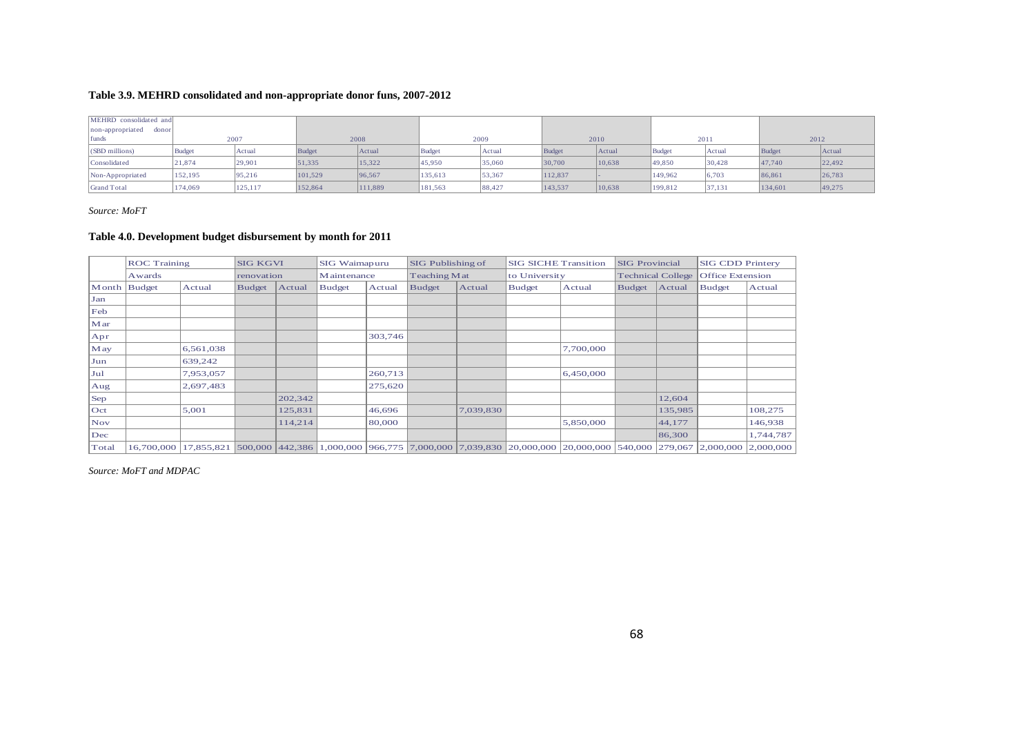**Table 3.9. MEHRD consolidated and non-appropriate donor funs, 2007-2012**

| MEHRD consolidated and non-appropriated donor funds | 2007 | | 2008 | | 2009 | | 2010 | | 2011 | | 2012 | |
|---|---|---|---|---|---|---|---|---|---|---|---|---|
| (SBD millions) | Budget | Actual | Budget | Actual | Budget | Actual | Budget | Actual | Budget | Actual | Budget | Actual |
| Consolidated | 21,874 | 29,901 | 51,335 | 15,322 | 45,950 | 35,060 | 30,700 | 10,638 | 49,850 | 30,428 | 47,740 | 22,492 |
| Non-Appropriated | 152,195 | 95,216 | 101,529 | 96,567 | 135,613 | 53,367 | 112,837 | - | 149,962 | 6,703 | 86,861 | 26,783 |
| Grand Total | 174,069 | 125,117 | 152,864 | 111,889 | 181,563 | 88,427 | 143,537 | 10,638 | 199,812 | 37,131 | 134,601 | 49,275 |

*Source: MoFT*

**Table 4.0. Development budget disbursement by month for 2011**

| | ROC Training Awards | | SIG KGVI renovation | | SIG Waimapuru Maintenance | | SIG Publishing of Teaching Mat | | SIG SICHE Transition to University | | SIG Provincial Technical College | | SIG CDD Printery Office Extension | |
|---|---|---|---|---|---|---|---|---|---|---|---|---|---|---|
| Month | Budget | Actual | Budget | Actual | Budget | Actual | Budget | Actual | Budget | Actual | Budget | Actual | Budget | Actual |
| Jan | | | | | | | | | | | | | | |
| Feb | | | | | | | | | | | | | | |
| Mar | | | | | | | | | | | | | | |
| Apr | | | | | | 303,746 | | | | | | | | |
| May | | 6,561,038 | | | | | | | | 7,700,000 | | | | |
| Jun | | 639,242 | | | | | | | | | | | | |
| Jul | | 7,953,057 | | | | 260,713 | | | | 6,450,000 | | | | |
| Aug | | 2,697,483 | | | | 275,620 | | | | | | | | |
| Sep | | | | 202,342 | | | | | | | | 12,604 | | |
| Oct | | 5,001 | | 125,831 | | 46,696 | | 7,039,830 | | | | 135,985 | | 108,275 |
| Nov | | | | 114,214 | | 80,000 | | | | 5,850,000 | | 44,177 | | 146,938 |
| Dec | | | | | | | | | | | | 86,300 | | 1,744,787 |
| Total | 16,700,000 | 17,855,821 | 500,000 | 442,386 | 1,000,000 | 966,775 | 7,000,000 | 7,039,830 | 20,000,000 | 20,000,000 | 540,000 | 279,067 | 2,000,000 | 2,000,000 |

*Source: MoFT and MDPAC*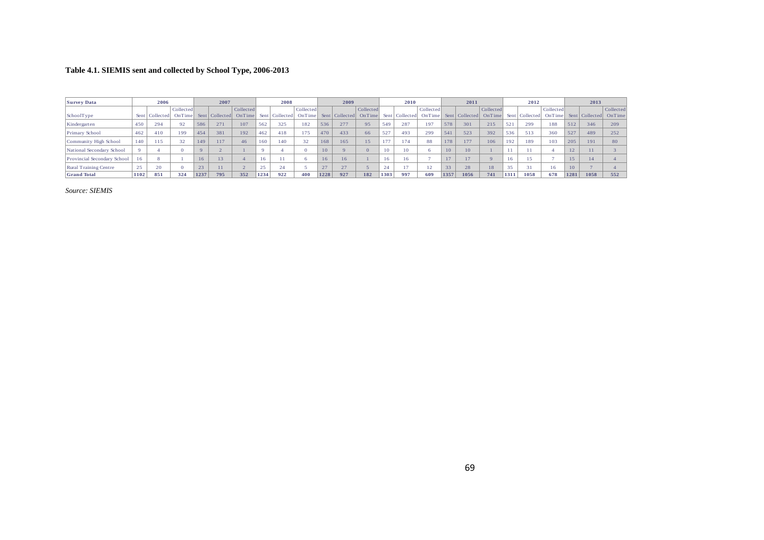**Table 4.1. SIEMIS sent and collected by School Type, 2006-2013**

| Survey Data | 2006 | | | 2007 | | | 2008 | | | 2009 | | | 2010 | | | 2011 | | | 2012 | | | 2013 | | |
|---|---|---|---|---|---|---|---|---|---|---|---|---|---|---|---|---|---|---|---|---|---|---|---|---|
| SchoolType | Sent | Collected | Collected OnTime | Sent | Collected | Collected OnTime | Sent | Collected | Collected OnTime | Sent | Collected | Collected OnTime | Sent | Collected | Collected OnTime | Sent | Collected | Collected OnTime | Sent | Collected | Collected OnTime | Sent | Collected | Collected OnTime |
| Kindergarten | 450 | 294 | 92 | 586 | 271 | 107 | 562 | 325 | 182 | 536 | 277 | 95 | 549 | 287 | 197 | 578 | 301 | 215 | 521 | 299 | 188 | 512 | 346 | 209 |
| Primary School | 462 | 410 | 199 | 454 | 381 | 192 | 462 | 418 | 175 | 470 | 433 | 66 | 527 | 493 | 299 | 541 | 523 | 392 | 536 | 513 | 360 | 527 | 489 | 252 |
| Community High School | 140 | 115 | 32 | 149 | 117 | 46 | 160 | 140 | 32 | 168 | 165 | 15 | 177 | 174 | 88 | 178 | 177 | 106 | 192 | 189 | 103 | 205 | 191 | 80 |
| National Secondary School | 9 | 4 | 0 | 9 | 2 | 1 | 9 | 4 | 0 | 10 | 9 | 0 | 10 | 10 | 6 | 10 | 10 | 1 | 11 | 11 | 4 | 12 | 11 | 3 |
| Provincial Secondary School | 16 | 8 | 1 | 16 | 13 | 4 | 16 | 11 | 6 | 16 | 16 | 1 | 16 | 16 | 7 | 17 | 17 | 9 | 16 | 15 | 7 | 15 | 14 | 4 |
| Rural Training Centre | 25 | 20 | 0 | 23 | 11 | 2 | 25 | 24 | 5 | 27 | 27 | 5 | 24 | 17 | 12 | 33 | 28 | 18 | 35 | 31 | 16 | 10 | 7 | 4 |
| **Grand Total** | **1102** | **851** | **324** | **1237** | **795** | **352** | **1234** | **922** | **400** | **1228** | **927** | **182** | **1303** | **997** | **609** | **1357** | **1056** | **741** | **1311** | **1058** | **678** | **1281** | **1058** | **552** |

*Source: SIEMIS*